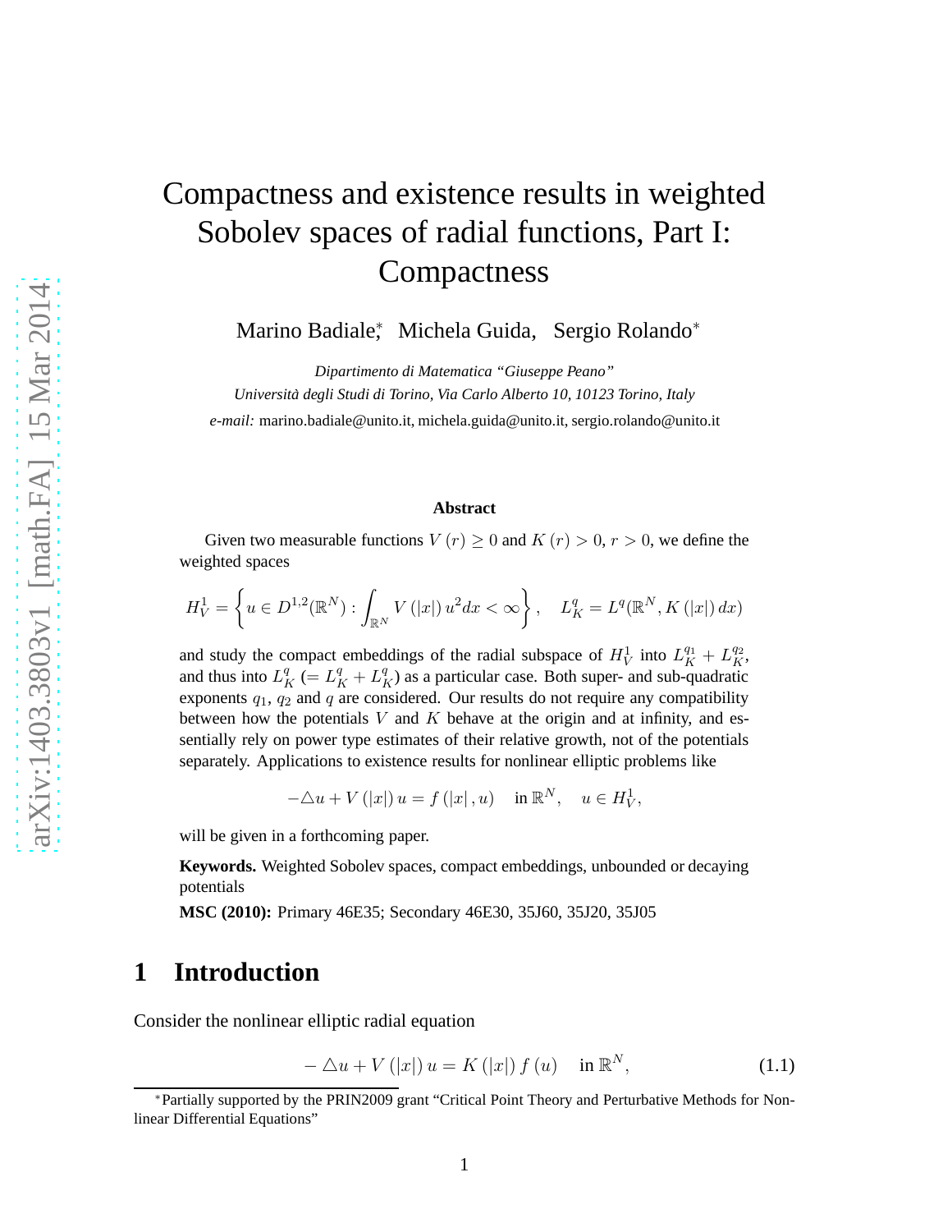# Compactness and existence results in weighted Sobolev spaces of radial functions, Part I: Compactness

Marino Badiale[*], Michela Guida, Sergio Rolando[*]

*Dipartimento di Matematica "Giuseppe Peano"*
*Università degli Studi di Torino, Via Carlo Alberto 10, 10123 Torino, Italy*
*e-mail:* marino.badiale@unito.it, michela.guida@unito.it, sergio.rolando@unito.it

**Abstract**

Given two measurable functions $V(r) \geq 0$ and $K(r) > 0$, $r > 0$, we define the weighted spaces

$$H_V^1 = \left\{ u \in D^{1,2}(\mathbb{R}^N) : \int_{\mathbb{R}^N} V(|x|)\, u^2 dx < \infty \right\}, \quad L_K^q = L^q(\mathbb{R}^N, K(|x|)\, dx)$$

and study the compact embeddings of the radial subspace of $H_V^1$ into $L_K^{q_1} + L_K^{q_2}$, and thus into $L_K^q$ $(= L_K^q + L_K^q)$ as a particular case. Both super- and sub-quadratic exponents $q_1$, $q_2$ and $q$ are considered. Our results do not require any compatibility between how the potentials $V$ and $K$ behave at the origin and at infinity, and essentially rely on power type estimates of their relative growth, not of the potentials separately. Applications to existence results for nonlinear elliptic problems like

$$-\triangle u + V(|x|)\, u = f(|x|, u) \quad \text{in } \mathbb{R}^N, \quad u \in H_V^1,$$

will be given in a forthcoming paper.

**Keywords.** Weighted Sobolev spaces, compact embeddings, unbounded or decaying potentials

**MSC (2010):** Primary 46E35; Secondary 46E30, 35J60, 35J20, 35J05

## 1 Introduction

Consider the nonlinear elliptic radial equation

$$-\triangle u + V(|x|)\, u = K(|x|)\, f(u) \quad \text{in } \mathbb{R}^N, \tag{1.1}$$

[*] Partially supported by the PRIN2009 grant "Critical Point Theory and Perturbative Methods for Nonlinear Differential Equations"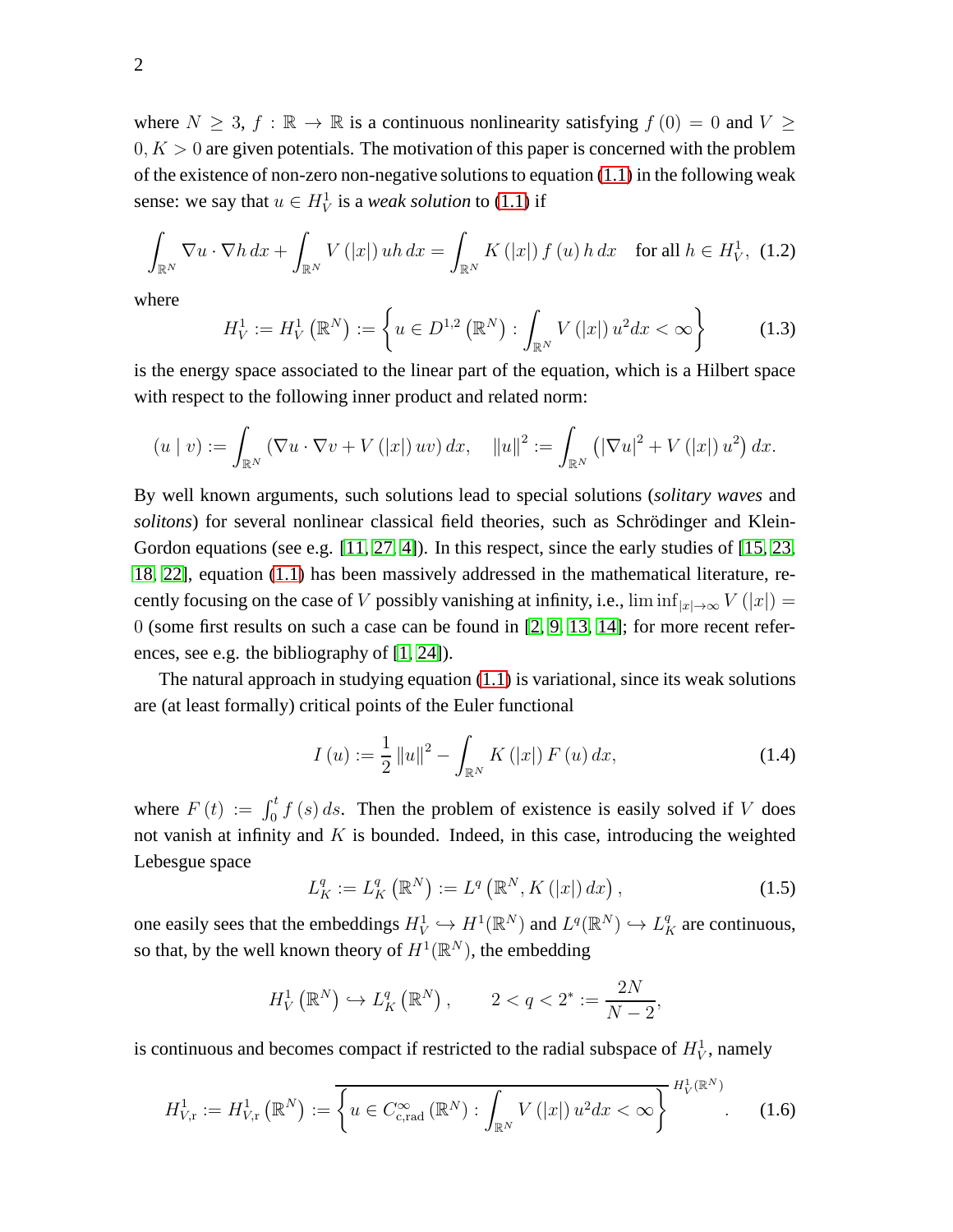where $N \geq 3$, $f : \mathbb{R} \to \mathbb{R}$ is a continuous nonlinearity satisfying $f(0) = 0$ and $V \geq 0, K > 0$ are given potentials. The motivation of this paper is concerned with the problem of the existence of non-zero non-negative solutions to equation (1.1) in the following weak sense: we say that $u \in H_V^1$ is a *weak solution* to (1.1) if

$$\int_{\mathbb{R}^N} \nabla u \cdot \nabla h \, dx + \int_{\mathbb{R}^N} V(|x|) \, uh \, dx = \int_{\mathbb{R}^N} K(|x|) \, f(u) \, h \, dx \quad \text{for all } h \in H_V^1, \tag{1.2}$$

where

$$H_V^1 := H_V^1\left(\mathbb{R}^N\right) := \left\{ u \in D^{1,2}\left(\mathbb{R}^N\right) : \int_{\mathbb{R}^N} V(|x|) \, u^2 dx < \infty \right\} \tag{1.3}$$

is the energy space associated to the linear part of the equation, which is a Hilbert space with respect to the following inner product and related norm:

$$(u \mid v) := \int_{\mathbb{R}^N} \left(\nabla u \cdot \nabla v + V(|x|) \, uv\right) dx, \quad \|u\|^2 := \int_{\mathbb{R}^N} \left(|\nabla u|^2 + V(|x|) \, u^2\right) dx.$$

By well known arguments, such solutions lead to special solutions (*solitary waves* and *solitons*) for several nonlinear classical field theories, such as Schrödinger and Klein-Gordon equations (see e.g. [11, 27, 4]). In this respect, since the early studies of [15, 23, 18, 22], equation (1.1) has been massively addressed in the mathematical literature, recently focusing on the case of $V$ possibly vanishing at infinity, i.e., $\liminf_{|x| \to \infty} V(|x|) = 0$ (some first results on such a case can be found in [2, 9, 13, 14]; for more recent references, see e.g. the bibliography of [1, 24]).

The natural approach in studying equation (1.1) is variational, since its weak solutions are (at least formally) critical points of the Euler functional

$$I(u) := \frac{1}{2} \|u\|^2 - \int_{\mathbb{R}^N} K(|x|) \, F(u) \, dx, \tag{1.4}$$

where $F(t) := \int_0^t f(s) \, ds$. Then the problem of existence is easily solved if $V$ does not vanish at infinity and $K$ is bounded. Indeed, in this case, introducing the weighted Lebesgue space

$$L_K^q := L_K^q\left(\mathbb{R}^N\right) := L^q\left(\mathbb{R}^N, K(|x|) \, dx\right), \tag{1.5}$$

one easily sees that the embeddings $H_V^1 \hookrightarrow H^1(\mathbb{R}^N)$ and $L^q(\mathbb{R}^N) \hookrightarrow L_K^q$ are continuous, so that, by the well known theory of $H^1(\mathbb{R}^N)$, the embedding

$$H_V^1\left(\mathbb{R}^N\right) \hookrightarrow L_K^q\left(\mathbb{R}^N\right), \qquad 2 < q < 2^* := \frac{2N}{N-2},$$

is continuous and becomes compact if restricted to the radial subspace of $H_V^1$, namely

$$H_{V,\mathrm{r}}^1 := H_{V,\mathrm{r}}^1\left(\mathbb{R}^N\right) := \overline{\left\{ u \in C_{\mathrm{c,rad}}^\infty\left(\mathbb{R}^N\right) : \int_{\mathbb{R}^N} V(|x|) \, u^2 dx < \infty \right\}}^{H_V^1(\mathbb{R}^N)}. \tag{1.6}$$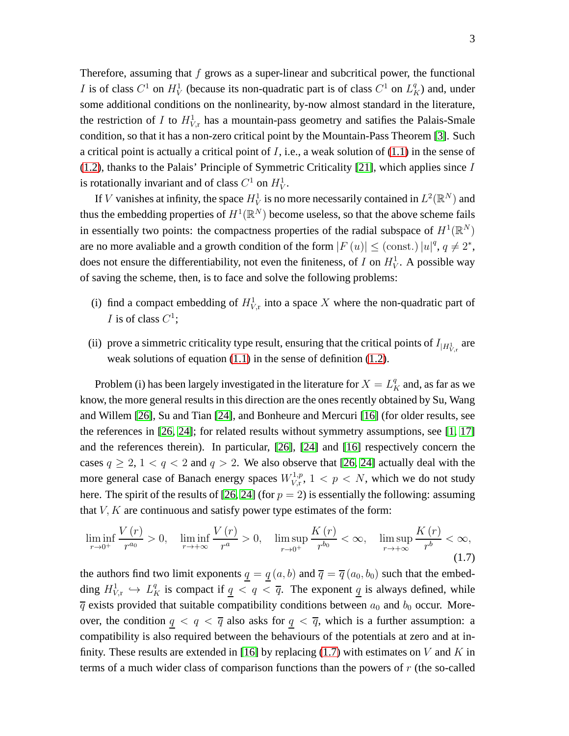Therefore, assuming that $f$ grows as a super-linear and subcritical power, the functional $I$ is of class $C^1$ on $H^1_V$ (because its non-quadratic part is of class $C^1$ on $L^q_K$) and, under some additional conditions on the nonlinearity, by-now almost standard in the literature, the restriction of $I$ to $H^1_{V,\mathrm{r}}$ has a mountain-pass geometry and satifies the Palais-Smale condition, so that it has a non-zero critical point by the Mountain-Pass Theorem [3]. Such a critical point is actually a critical point of $I$, i.e., a weak solution of (1.1) in the sense of (1.2), thanks to the Palais' Principle of Symmetric Criticality [21], which applies since $I$ is rotationally invariant and of class $C^1$ on $H^1_V$.

If $V$ vanishes at infinity, the space $H^1_V$ is no more necessarily contained in $L^2(\mathbb{R}^N)$ and thus the embedding properties of $H^1(\mathbb{R}^N)$ become useless, so that the above scheme fails in essentially two points: the compactness properties of the radial subspace of $H^1(\mathbb{R}^N)$ are no more avaliable and a growth condition of the form $|F(u)| \leq (\mathrm{const.})\,|u|^q$, $q \neq 2^*$, does not ensure the differentiability, not even the finiteness, of $I$ on $H^1_V$. A possible way of saving the scheme, then, is to face and solve the following problems:

(i) find a compact embedding of $H^1_{V,\mathrm{r}}$ into a space $X$ where the non-quadratic part of $I$ is of class $C^1$;

(ii) prove a simmetric criticality type result, ensuring that the critical points of $I_{|H^1_{V,\mathrm{r}}}$ are weak solutions of equation (1.1) in the sense of definition (1.2).

Problem (i) has been largely investigated in the literature for $X = L^q_K$ and, as far as we know, the more general results in this direction are the ones recently obtained by Su, Wang and Willem [26], Su and Tian [24], and Bonheure and Mercuri [16] (for older results, see the references in [26, 24]; for related results without symmetry assumptions, see [1, 17] and the references therein). In particular, [26], [24] and [16] respectively concern the cases $q \geq 2$, $1 < q < 2$ and $q > 2$. We also observe that [26, 24] actually deal with the more general case of Banach energy spaces $W^{1,p}_{V,\mathrm{r}}$, $1 < p < N$, which we do not study here. The spirit of the results of [26, 24] (for $p = 2$) is essentially the following: assuming that $V, K$ are continuous and satisfy power type estimates of the form:

$$\liminf_{r\to 0^+} \frac{V(r)}{r^{a_0}} > 0, \quad \liminf_{r\to +\infty} \frac{V(r)}{r^{a}} > 0, \quad \limsup_{r\to 0^+} \frac{K(r)}{r^{b_0}} < \infty, \quad \limsup_{r\to +\infty} \frac{K(r)}{r^{b}} < \infty, \tag{1.7}$$

the authors find two limit exponents $\underline{q} = \underline{q}(a,b)$ and $\overline{q} = \overline{q}(a_0,b_0)$ such that the embedding $H^1_{V,\mathrm{r}} \hookrightarrow L^q_K$ is compact if $\underline{q} < q < \overline{q}$. The exponent $\underline{q}$ is always defined, while $\overline{q}$ exists provided that suitable compatibility conditions between $a_0$ and $b_0$ occur. Moreover, the condition $\underline{q} < q < \overline{q}$ also asks for $\underline{q} < \overline{q}$, which is a further assumption: a compatibility is also required between the behaviours of the potentials at zero and at infinity. These results are extended in [16] by replacing (1.7) with estimates on $V$ and $K$ in terms of a much wider class of comparison functions than the powers of $r$ (the so-called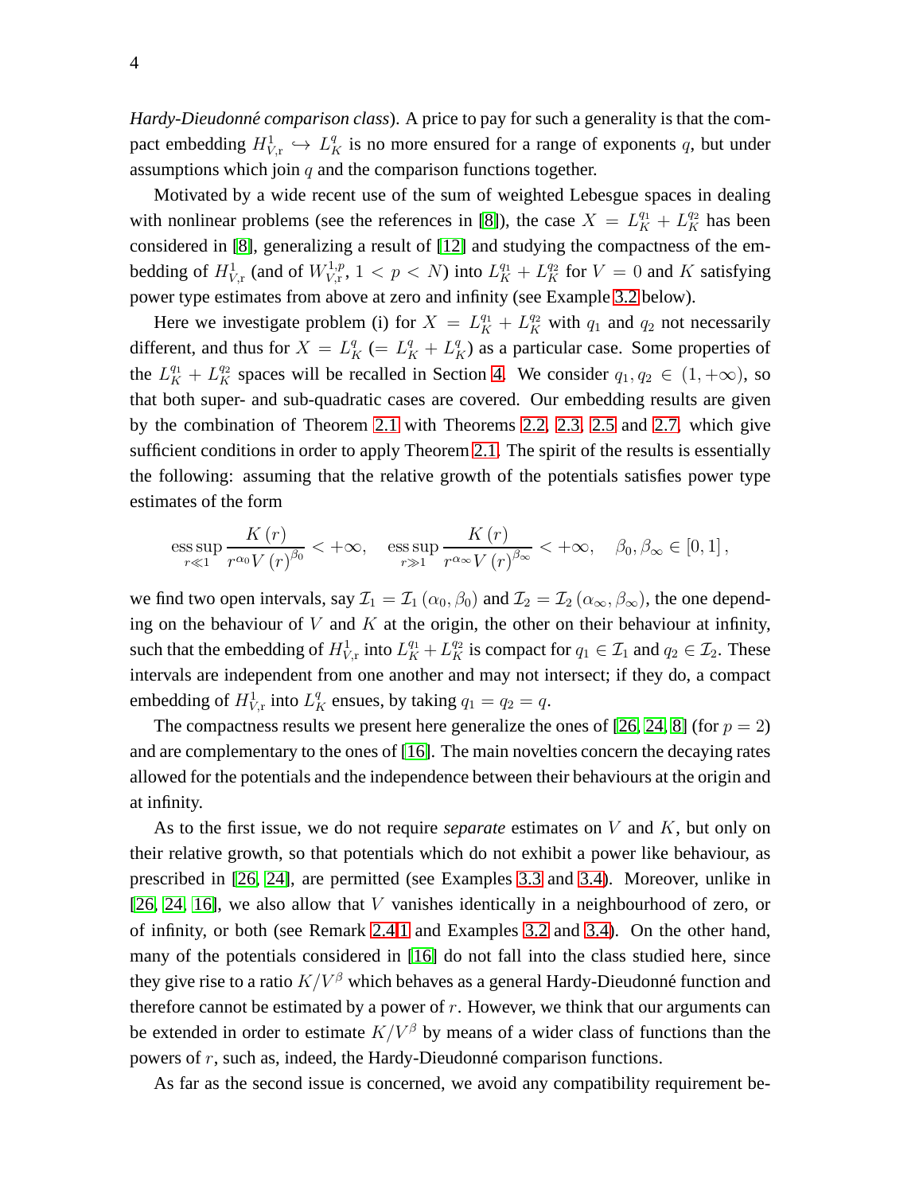*Hardy-Dieudonné comparison class*). A price to pay for such a generality is that the compact embedding $H^1_{V,\mathrm{r}} \hookrightarrow L^q_K$ is no more ensured for a range of exponents $q$, but under assumptions which join $q$ and the comparison functions together.

Motivated by a wide recent use of the sum of weighted Lebesgue spaces in dealing with nonlinear problems (see the references in [8]), the case $X = L^{q_1}_K + L^{q_2}_K$ has been considered in [8], generalizing a result of [12] and studying the compactness of the embedding of $H^1_{V,\mathrm{r}}$ (and of $W^{1,p}_{V,\mathrm{r}}$, $1 < p < N$) into $L^{q_1}_K + L^{q_2}_K$ for $V = 0$ and $K$ satisfying power type estimates from above at zero and infinity (see Example 3.2 below).

Here we investigate problem (i) for $X = L^{q_1}_K + L^{q_2}_K$ with $q_1$ and $q_2$ not necessarily different, and thus for $X = L^q_K$ ($= L^q_K + L^q_K$) as a particular case. Some properties of the $L^{q_1}_K + L^{q_2}_K$ spaces will be recalled in Section 4. We consider $q_1, q_2 \in (1, +\infty)$, so that both super- and sub-quadratic cases are covered. Our embedding results are given by the combination of Theorem 2.1 with Theorems 2.2, 2.3, 2.5 and 2.7, which give sufficient conditions in order to apply Theorem 2.1. The spirit of the results is essentially the following: assuming that the relative growth of the potentials satisfies power type estimates of the form

$$\operatorname*{ess\,sup}_{r \ll 1} \frac{K(r)}{r^{\alpha_0} V(r)^{\beta_0}} < +\infty, \quad \operatorname*{ess\,sup}_{r \gg 1} \frac{K(r)}{r^{\alpha_\infty} V(r)^{\beta_\infty}} < +\infty, \quad \beta_0, \beta_\infty \in [0,1],$$

we find two open intervals, say $\mathcal{I}_1 = \mathcal{I}_1(\alpha_0, \beta_0)$ and $\mathcal{I}_2 = \mathcal{I}_2(\alpha_\infty, \beta_\infty)$, the one depending on the behaviour of $V$ and $K$ at the origin, the other on their behaviour at infinity, such that the embedding of $H^1_{V,\mathrm{r}}$ into $L^{q_1}_K + L^{q_2}_K$ is compact for $q_1 \in \mathcal{I}_1$ and $q_2 \in \mathcal{I}_2$. These intervals are independent from one another and may not intersect; if they do, a compact embedding of $H^1_{V,\mathrm{r}}$ into $L^q_K$ ensues, by taking $q_1 = q_2 = q$.

The compactness results we present here generalize the ones of [26, 24, 8] (for $p = 2$) and are complementary to the ones of [16]. The main novelties concern the decaying rates allowed for the potentials and the independence between their behaviours at the origin and at infinity.

As to the first issue, we do not require *separate* estimates on $V$ and $K$, but only on their relative growth, so that potentials which do not exhibit a power like behaviour, as prescribed in [26, 24], are permitted (see Examples 3.3 and 3.4). Moreover, unlike in [26, 24, 16], we also allow that $V$ vanishes identically in a neighbourhood of zero, or of infinity, or both (see Remark 2.4.1 and Examples 3.2 and 3.4). On the other hand, many of the potentials considered in [16] do not fall into the class studied here, since they give rise to a ratio $K/V^\beta$ which behaves as a general Hardy-Dieudonné function and therefore cannot be estimated by a power of $r$. However, we think that our arguments can be extended in order to estimate $K/V^\beta$ by means of a wider class of functions than the powers of $r$, such as, indeed, the Hardy-Dieudonné comparison functions.

As far as the second issue is concerned, we avoid any compatibility requirement be-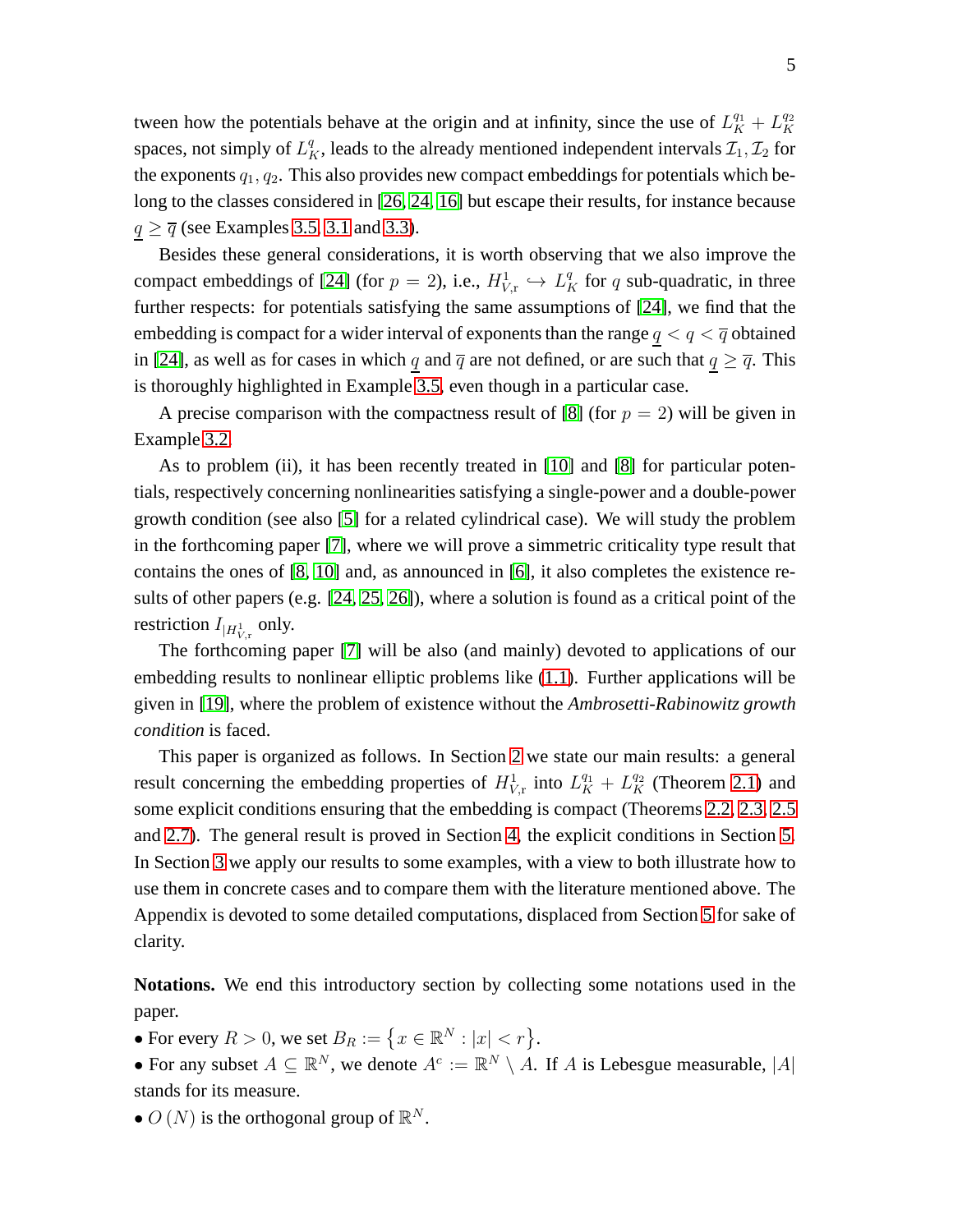tween how the potentials behave at the origin and at infinity, since the use of $L_K^{q_1} + L_K^{q_2}$ spaces, not simply of $L_K^q$, leads to the already mentioned independent intervals $\mathcal{I}_1, \mathcal{I}_2$ for the exponents $q_1, q_2$. This also provides new compact embeddings for potentials which belong to the classes considered in [26, 24, 16] but escape their results, for instance because $\underline{q} \geq \overline{q}$ (see Examples 3.5, 3.1 and 3.3).

Besides these general considerations, it is worth observing that we also improve the compact embeddings of [24] (for $p = 2$), i.e., $H_{V,\mathrm{r}}^1 \hookrightarrow L_K^q$ for $q$ sub-quadratic, in three further respects: for potentials satisfying the same assumptions of [24], we find that the embedding is compact for a wider interval of exponents than the range $\underline{q} < q < \overline{q}$ obtained in [24], as well as for cases in which $\underline{q}$ and $\overline{q}$ are not defined, or are such that $\underline{q} \geq \overline{q}$. This is thoroughly highlighted in Example 3.5, even though in a particular case.

A precise comparison with the compactness result of [8] (for $p = 2$) will be given in Example 3.2.

As to problem (ii), it has been recently treated in [10] and [8] for particular potentials, respectively concerning nonlinearities satisfying a single-power and a double-power growth condition (see also [5] for a related cylindrical case). We will study the problem in the forthcoming paper [7], where we will prove a simmetric criticality type result that contains the ones of [8, 10] and, as announced in [6], it also completes the existence results of other papers (e.g. [24, 25, 26]), where a solution is found as a critical point of the restriction $I_{|H_{V,\mathrm{r}}^1}$ only.

The forthcoming paper [7] will be also (and mainly) devoted to applications of our embedding results to nonlinear elliptic problems like (1.1). Further applications will be given in [19], where the problem of existence without the *Ambrosetti-Rabinowitz growth condition* is faced.

This paper is organized as follows. In Section 2 we state our main results: a general result concerning the embedding properties of $H_{V,\mathrm{r}}^1$ into $L_K^{q_1} + L_K^{q_2}$ (Theorem 2.1) and some explicit conditions ensuring that the embedding is compact (Theorems 2.2, 2.3, 2.5 and 2.7). The general result is proved in Section 4, the explicit conditions in Section 5. In Section 3 we apply our results to some examples, with a view to both illustrate how to use them in concrete cases and to compare them with the literature mentioned above. The Appendix is devoted to some detailed computations, displaced from Section 5 for sake of clarity.

**Notations.** We end this introductory section by collecting some notations used in the paper.

• For every $R > 0$, we set $B_R := \{x \in \mathbb{R}^N : |x| < r\}$.
• For any subset $A \subseteq \mathbb{R}^N$, we denote $A^c := \mathbb{R}^N \setminus A$. If $A$ is Lebesgue measurable, $|A|$ stands for its measure.
• $O(N)$ is the orthogonal group of $\mathbb{R}^N$.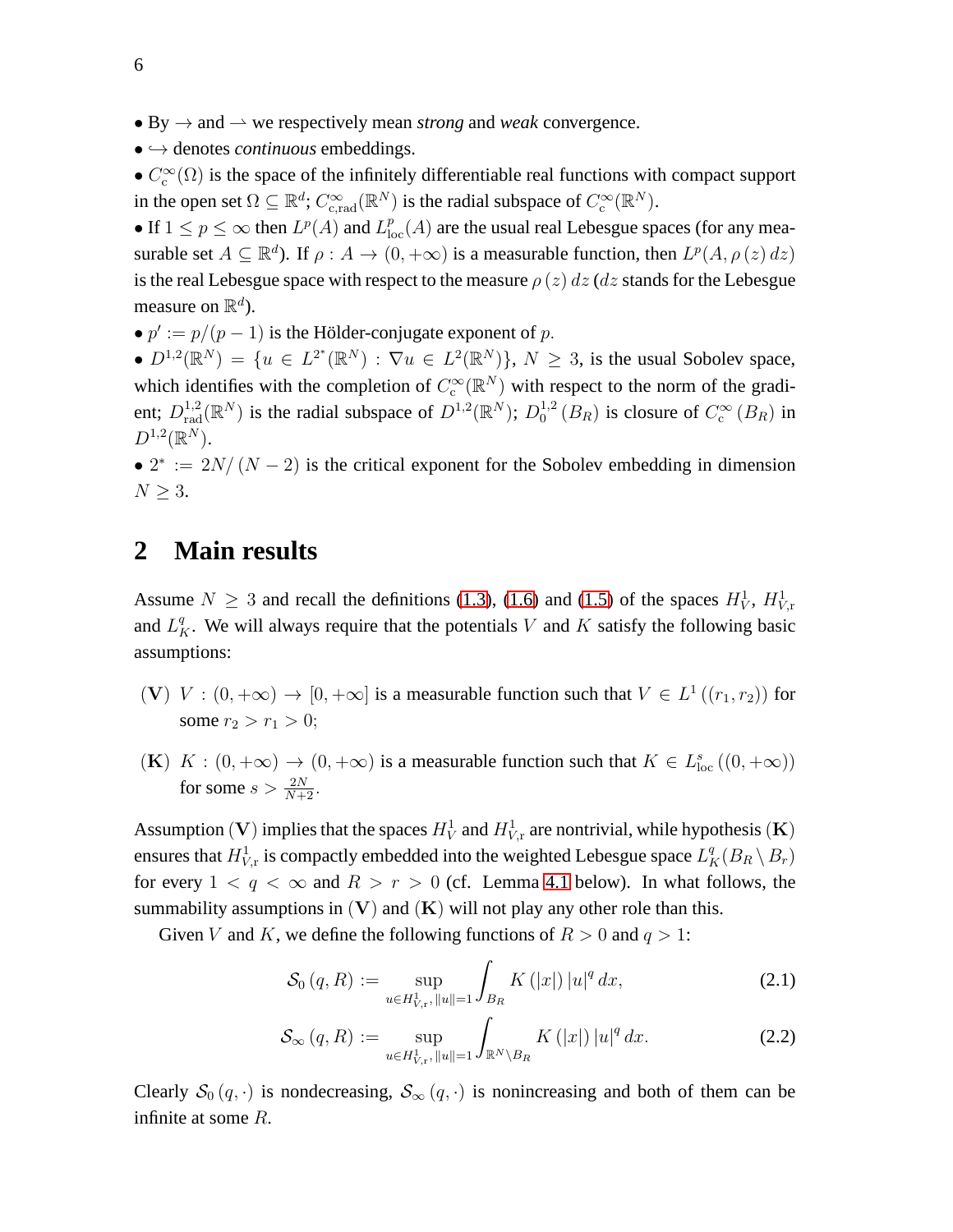- By $\rightarrow$ and $\rightharpoonup$ we respectively mean *strong* and *weak* convergence.
- $\hookrightarrow$ denotes *continuous* embeddings.
- $C_{\mathrm{c}}^{\infty}(\Omega)$ is the space of the infinitely differentiable real functions with compact support in the open set $\Omega \subseteq \mathbb{R}^d$; $C_{\mathrm{c,rad}}^{\infty}(\mathbb{R}^N)$ is the radial subspace of $C_{\mathrm{c}}^{\infty}(\mathbb{R}^N)$.
- If $1 \leq p \leq \infty$ then $L^p(A)$ and $L_{\mathrm{loc}}^p(A)$ are the usual real Lebesgue spaces (for any measurable set $A \subseteq \mathbb{R}^d$). If $\rho : A \rightarrow (0,+\infty)$ is a measurable function, then $L^p(A, \rho(z)\,dz)$ is the real Lebesgue space with respect to the measure $\rho(z)\,dz$ ($dz$ stands for the Lebesgue measure on $\mathbb{R}^d$).
- $p' := p/(p-1)$ is the Hölder-conjugate exponent of $p$.
- $D^{1,2}(\mathbb{R}^N) = \{u \in L^{2^*}(\mathbb{R}^N) : \nabla u \in L^2(\mathbb{R}^N)\}$, $N \geq 3$, is the usual Sobolev space, which identifies with the completion of $C_{\mathrm{c}}^{\infty}(\mathbb{R}^N)$ with respect to the norm of the gradient; $D_{\mathrm{rad}}^{1,2}(\mathbb{R}^N)$ is the radial subspace of $D^{1,2}(\mathbb{R}^N)$; $D_0^{1,2}(B_R)$ is closure of $C_{\mathrm{c}}^{\infty}(B_R)$ in $D^{1,2}(\mathbb{R}^N)$.
- $2^* := 2N/(N-2)$ is the critical exponent for the Sobolev embedding in dimension $N \geq 3$.

## 2 Main results

Assume $N \geq 3$ and recall the definitions (1.3), (1.6) and (1.5) of the spaces $H_V^1$, $H_{V,\mathrm{r}}^1$ and $L_K^q$. We will always require that the potentials $V$ and $K$ satisfy the following basic assumptions:

**(V)** $V : (0,+\infty) \rightarrow [0,+\infty]$ is a measurable function such that $V \in L^1((r_1, r_2))$ for some $r_2 > r_1 > 0$;

**(K)** $K : (0,+\infty) \rightarrow (0,+\infty)$ is a measurable function such that $K \in L_{\mathrm{loc}}^s((0,+\infty))$ for some $s > \frac{2N}{N+2}$.

Assumption $(\mathbf{V})$ implies that the spaces $H_V^1$ and $H_{V,\mathrm{r}}^1$ are nontrivial, while hypothesis $(\mathbf{K})$ ensures that $H_{V,\mathrm{r}}^1$ is compactly embedded into the weighted Lebesgue space $L_K^q(B_R \setminus B_r)$ for every $1 < q < \infty$ and $R > r > 0$ (cf. Lemma 4.1 below). In what follows, the summability assumptions in $(\mathbf{V})$ and $(\mathbf{K})$ will not play any other role than this.

Given $V$ and $K$, we define the following functions of $R > 0$ and $q > 1$:

$$\mathcal{S}_0(q,R) := \sup_{u \in H_{V,\mathrm{r}}^1,\, \|u\|=1} \int_{B_R} K(|x|)\,|u|^q\,dx, \tag{2.1}$$

$$\mathcal{S}_\infty(q,R) := \sup_{u \in H_{V,\mathrm{r}}^1,\, \|u\|=1} \int_{\mathbb{R}^N \setminus B_R} K(|x|)\,|u|^q\,dx. \tag{2.2}$$

Clearly $\mathcal{S}_0(q,\cdot)$ is nondecreasing, $\mathcal{S}_\infty(q,\cdot)$ is nonincreasing and both of them can be infinite at some $R$.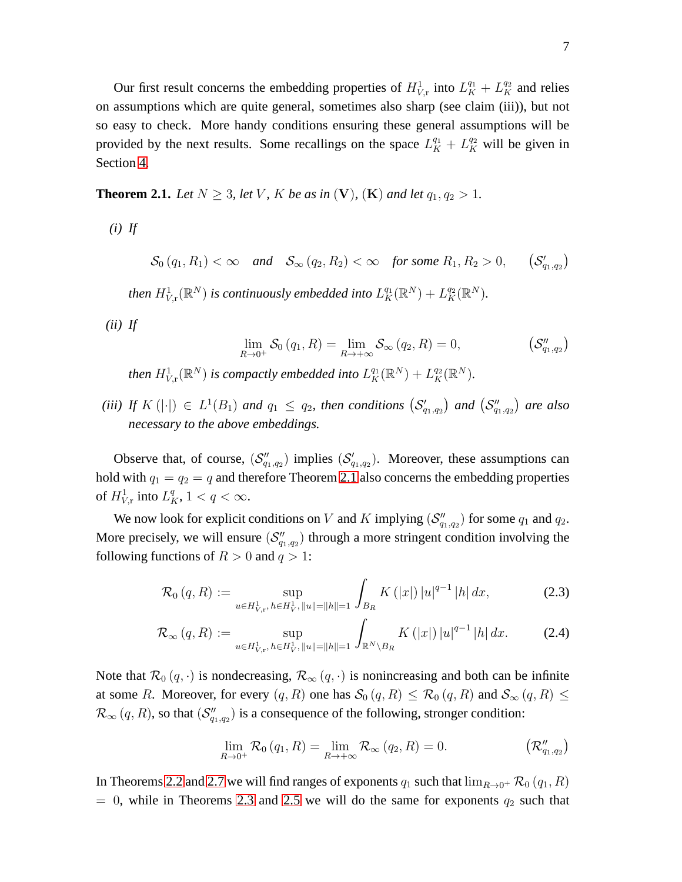Our first result concerns the embedding properties of $H^1_{V,\mathrm{r}}$ into $L^{q_1}_K + L^{q_2}_K$ and relies on assumptions which are quite general, sometimes also sharp (see claim (iii)), but not so easy to check. More handy conditions ensuring these general assumptions will be provided by the next results. Some recallings on the space $L^{q_1}_K + L^{q_2}_K$ will be given in Section 4.

**Theorem 2.1.** *Let $N \geq 3$, let $V$, $K$ be as in* $(\mathbf{V})$, $(\mathbf{K})$ *and let $q_1, q_2 > 1$.*

*(i) If*

$$\mathcal{S}_0(q_1, R_1) < \infty \quad \text{and} \quad \mathcal{S}_\infty(q_2, R_2) < \infty \quad \text{for some } R_1, R_2 > 0, \qquad \left(\mathcal{S}'_{q_1,q_2}\right)$$

*then $H^1_{V,\mathrm{r}}(\mathbb{R}^N)$ is continuously embedded into $L^{q_1}_K(\mathbb{R}^N) + L^{q_2}_K(\mathbb{R}^N)$.*

*(ii) If*

$$\lim_{R\to 0^+} \mathcal{S}_0(q_1, R) = \lim_{R\to +\infty} \mathcal{S}_\infty(q_2, R) = 0, \qquad \left(\mathcal{S}''_{q_1,q_2}\right)$$

*then $H^1_{V,\mathrm{r}}(\mathbb{R}^N)$ is compactly embedded into $L^{q_1}_K(\mathbb{R}^N) + L^{q_2}_K(\mathbb{R}^N)$.*

*(iii) If $K(|\cdot|) \in L^1(B_1)$ and $q_1 \leq q_2$, then conditions $\left(\mathcal{S}'_{q_1,q_2}\right)$ and $\left(\mathcal{S}''_{q_1,q_2}\right)$ are also necessary to the above embeddings.*

Observe that, of course, $(\mathcal{S}''_{q_1,q_2})$ implies $(\mathcal{S}'_{q_1,q_2})$. Moreover, these assumptions can hold with $q_1 = q_2 = q$ and therefore Theorem 2.1 also concerns the embedding properties of $H^1_{V,\mathrm{r}}$ into $L^q_K$, $1 < q < \infty$.

We now look for explicit conditions on $V$ and $K$ implying $(\mathcal{S}''_{q_1,q_2})$ for some $q_1$ and $q_2$. More precisely, we will ensure $(\mathcal{S}''_{q_1,q_2})$ through a more stringent condition involving the following functions of $R > 0$ and $q > 1$:

$$\mathcal{R}_0(q, R) := \sup_{u \in H^1_{V,\mathrm{r}},\, h \in H^1_V,\, \|u\| = \|h\| = 1} \int_{B_R} K(|x|)\, |u|^{q-1}\, |h|\, dx, \tag{2.3}$$

$$\mathcal{R}_\infty(q, R) := \sup_{u \in H^1_{V,\mathrm{r}},\, h \in H^1_V,\, \|u\| = \|h\| = 1} \int_{\mathbb{R}^N \setminus B_R} K(|x|)\, |u|^{q-1}\, |h|\, dx. \tag{2.4}$$

Note that $\mathcal{R}_0(q, \cdot)$ is nondecreasing, $\mathcal{R}_\infty(q, \cdot)$ is nonincreasing and both can be infinite at some $R$. Moreover, for every $(q, R)$ one has $\mathcal{S}_0(q, R) \leq \mathcal{R}_0(q, R)$ and $\mathcal{S}_\infty(q, R) \leq \mathcal{R}_\infty(q, R)$, so that $(\mathcal{S}''_{q_1,q_2})$ is a consequence of the following, stronger condition:

$$\lim_{R\to 0^+} \mathcal{R}_0(q_1, R) = \lim_{R\to +\infty} \mathcal{R}_\infty(q_2, R) = 0. \qquad \left(\mathcal{R}''_{q_1,q_2}\right)$$

In Theorems 2.2 and 2.7 we will find ranges of exponents $q_1$ such that $\lim_{R\to 0^+} \mathcal{R}_0(q_1, R) = 0$, while in Theorems 2.3 and 2.5 we will do the same for exponents $q_2$ such that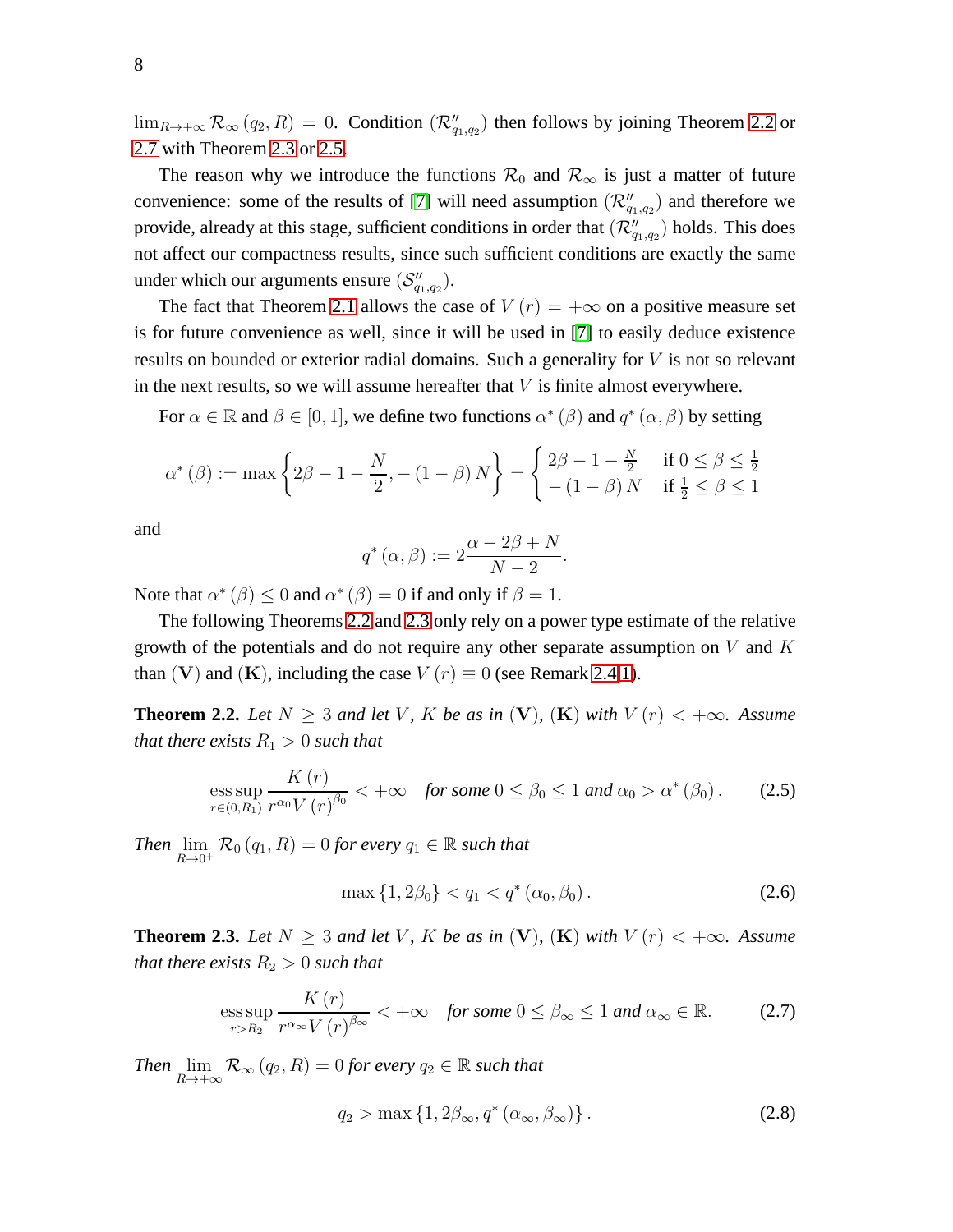$\lim_{R\to+\infty}\mathcal{R}_\infty(q_2,R)=0$. Condition $(\mathcal{R}''_{q_1,q_2})$ then follows by joining Theorem 2.2 or 2.7 with Theorem 2.3 or 2.5.

The reason why we introduce the functions $\mathcal{R}_0$ and $\mathcal{R}_\infty$ is just a matter of future convenience: some of the results of [7] will need assumption $(\mathcal{R}''_{q_1,q_2})$ and therefore we provide, already at this stage, sufficient conditions in order that $(\mathcal{R}''_{q_1,q_2})$ holds. This does not affect our compactness results, since such sufficient conditions are exactly the same under which our arguments ensure $(\mathcal{S}''_{q_1,q_2})$.

The fact that Theorem 2.1 allows the case of $V(r)=+\infty$ on a positive measure set is for future convenience as well, since it will be used in [7] to easily deduce existence results on bounded or exterior radial domains. Such a generality for $V$ is not so relevant in the next results, so we will assume hereafter that $V$ is finite almost everywhere.

For $\alpha\in\mathbb{R}$ and $\beta\in[0,1]$, we define two functions $\alpha^*(\beta)$ and $q^*(\alpha,\beta)$ by setting

$$\alpha^*(\beta):=\max\left\{2\beta-1-\frac{N}{2},-(1-\beta)N\right\}=\begin{cases}2\beta-1-\frac{N}{2} & \text{if } 0\leq\beta\leq\frac{1}{2}\\ -(1-\beta)N & \text{if } \frac{1}{2}\leq\beta\leq 1\end{cases}$$

and

$$q^*(\alpha,\beta):=2\frac{\alpha-2\beta+N}{N-2}.$$

Note that $\alpha^*(\beta)\leq 0$ and $\alpha^*(\beta)=0$ if and only if $\beta=1$.

The following Theorems 2.2 and 2.3 only rely on a power type estimate of the relative growth of the potentials and do not require any other separate assumption on $V$ and $K$ than $(\mathbf{V})$ and $(\mathbf{K})$, including the case $V(r)\equiv 0$ (see Remark 2.4.1).

**Theorem 2.2.** *Let $N\geq 3$ and let $V$, $K$ be as in $(\mathbf{V})$, $(\mathbf{K})$ with $V(r)<+\infty$. Assume that there exists $R_1>0$ such that*

$$\operatorname*{ess\,sup}_{r\in(0,R_1)}\frac{K(r)}{r^{\alpha_0}V(r)^{\beta_0}}<+\infty \quad \text{for some } 0\leq\beta_0\leq 1 \text{ and } \alpha_0>\alpha^*(\beta_0). \tag{2.5}$$

*Then $\lim_{R\to 0^+}\mathcal{R}_0(q_1,R)=0$ for every $q_1\in\mathbb{R}$ such that*

$$\max\{1,2\beta_0\}<q_1<q^*(\alpha_0,\beta_0). \tag{2.6}$$

**Theorem 2.3.** *Let $N\geq 3$ and let $V$, $K$ be as in $(\mathbf{V})$, $(\mathbf{K})$ with $V(r)<+\infty$. Assume that there exists $R_2>0$ such that*

$$\operatorname*{ess\,sup}_{r>R_2}\frac{K(r)}{r^{\alpha_\infty}V(r)^{\beta_\infty}}<+\infty \quad \text{for some } 0\leq\beta_\infty\leq 1 \text{ and } \alpha_\infty\in\mathbb{R}. \tag{2.7}$$

*Then $\lim_{R\to+\infty}\mathcal{R}_\infty(q_2,R)=0$ for every $q_2\in\mathbb{R}$ such that*

$$q_2>\max\{1,2\beta_\infty,q^*(\alpha_\infty,\beta_\infty)\}. \tag{2.8}$$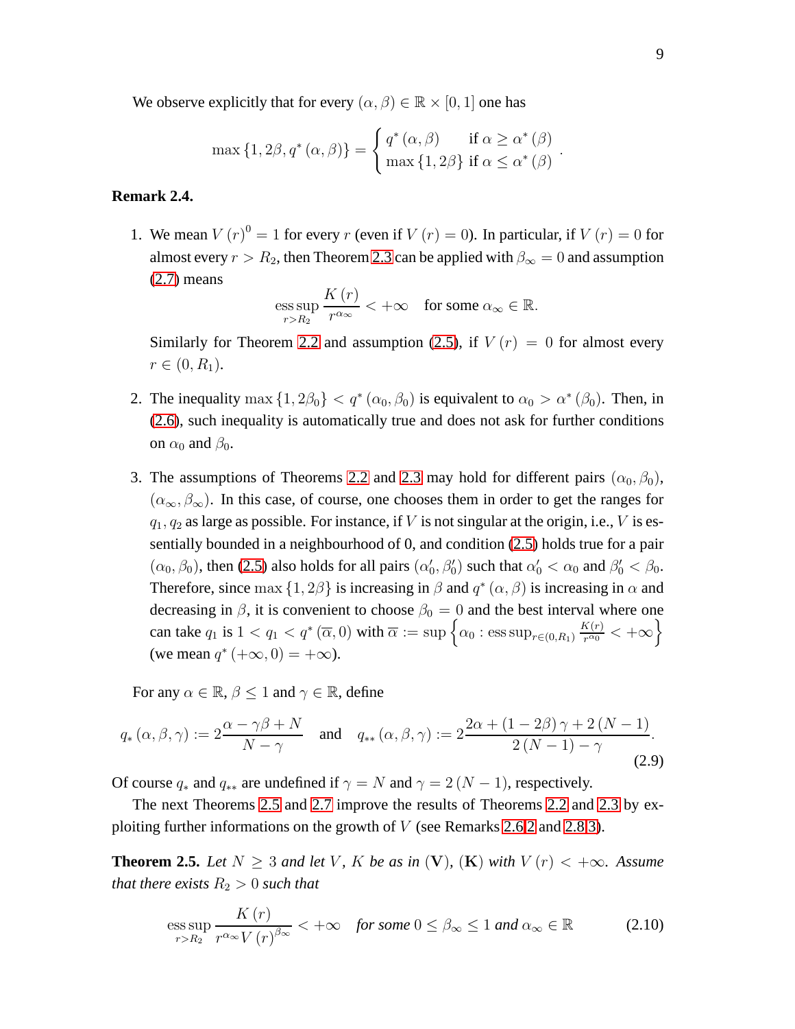We observe explicitly that for every $(\alpha, \beta) \in \mathbb{R} \times [0,1]$ one has

$$\max\{1, 2\beta, q^*(\alpha,\beta)\} = \begin{cases} q^*(\alpha,\beta) & \text{if } \alpha \geq \alpha^*(\beta) \\ \max\{1, 2\beta\} & \text{if } \alpha \leq \alpha^*(\beta) \end{cases}.$$

**Remark 2.4.**

1. We mean $V(r)^0 = 1$ for every $r$ (even if $V(r) = 0$). In particular, if $V(r) = 0$ for almost every $r > R_2$, then Theorem 2.3 can be applied with $\beta_\infty = 0$ and assumption (2.7) means
$$\operatorname*{ess\,sup}_{r > R_2} \frac{K(r)}{r^{\alpha_\infty}} < +\infty \quad \text{for some } \alpha_\infty \in \mathbb{R}.$$
Similarly for Theorem 2.2 and assumption (2.5), if $V(r) = 0$ for almost every $r \in (0, R_1)$.

2. The inequality $\max\{1, 2\beta_0\} < q^*(\alpha_0, \beta_0)$ is equivalent to $\alpha_0 > \alpha^*(\beta_0)$. Then, in (2.6), such inequality is automatically true and does not ask for further conditions on $\alpha_0$ and $\beta_0$.

3. The assumptions of Theorems 2.2 and 2.3 may hold for different pairs $(\alpha_0, \beta_0)$, $(\alpha_\infty, \beta_\infty)$. In this case, of course, one chooses them in order to get the ranges for $q_1, q_2$ as large as possible. For instance, if $V$ is not singular at the origin, i.e., $V$ is essentially bounded in a neighbourhood of 0, and condition (2.5) holds true for a pair $(\alpha_0, \beta_0)$, then (2.5) also holds for all pairs $(\alpha_0', \beta_0')$ such that $\alpha_0' < \alpha_0$ and $\beta_0' < \beta_0$. Therefore, since $\max\{1, 2\beta\}$ is increasing in $\beta$ and $q^*(\alpha, \beta)$ is increasing in $\alpha$ and decreasing in $\beta$, it is convenient to choose $\beta_0 = 0$ and the best interval where one can take $q_1$ is $1 < q_1 < q^*(\overline{\alpha}, 0)$ with $\overline{\alpha} := \sup\left\{\alpha_0 : \operatorname{ess\,sup}_{r \in (0,R_1)} \frac{K(r)}{r^{\alpha_0}} < +\infty\right\}$ (we mean $q^*(+\infty, 0) = +\infty$).

For any $\alpha \in \mathbb{R}$, $\beta \leq 1$ and $\gamma \in \mathbb{R}$, define

$$q_*(\alpha,\beta,\gamma) := 2\frac{\alpha - \gamma\beta + N}{N - \gamma} \quad \text{and} \quad q_{**}(\alpha,\beta,\gamma) := 2\frac{2\alpha + (1-2\beta)\gamma + 2(N-1)}{2(N-1) - \gamma}. \tag{2.9}$$

Of course $q_*$ and $q_{**}$ are undefined if $\gamma = N$ and $\gamma = 2(N-1)$, respectively.

The next Theorems 2.5 and 2.7 improve the results of Theorems 2.2 and 2.3 by exploiting further informations on the growth of $V$ (see Remarks 2.6.2 and 2.8.3).

**Theorem 2.5.** *Let $N \geq 3$ and let $V$, $K$ be as in* $(\mathbf{V})$, $(\mathbf{K})$ *with $V(r) < +\infty$. Assume that there exists $R_2 > 0$ such that*

$$\operatorname*{ess\,sup}_{r > R_2} \frac{K(r)}{r^{\alpha_\infty} V(r)^{\beta_\infty}} < +\infty \quad \textit{for some } 0 \leq \beta_\infty \leq 1 \textit{ and } \alpha_\infty \in \mathbb{R} \tag{2.10}$$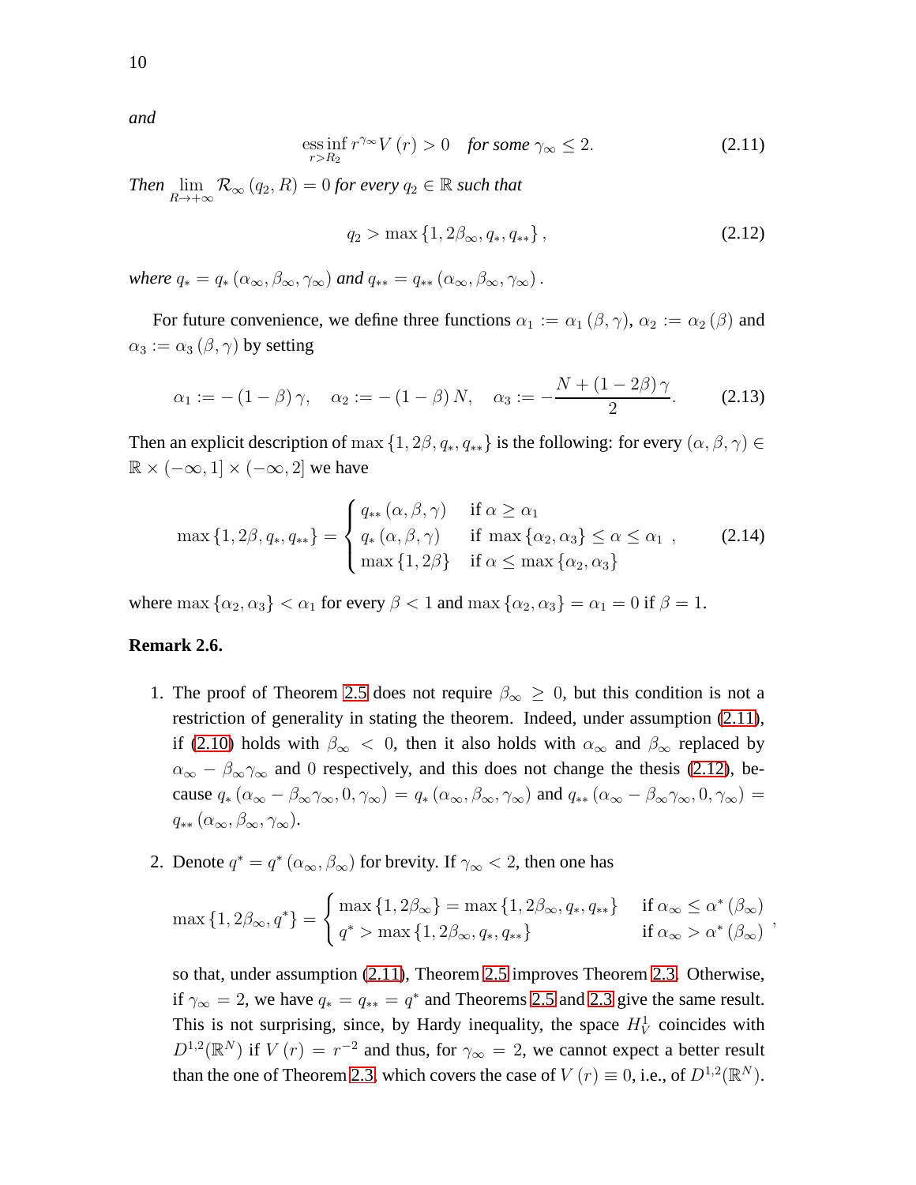*and*

$$\operatorname*{ess\,inf}_{r>R_2} r^{\gamma_\infty} V(r) > 0 \quad \text{for some } \gamma_\infty \leq 2. \tag{2.11}$$

*Then* $\lim_{R\to+\infty} \mathcal{R}_\infty(q_2, R) = 0$ *for every* $q_2 \in \mathbb{R}$ *such that*

$$q_2 > \max\{1, 2\beta_\infty, q_*, q_{**}\}, \tag{2.12}$$

*where* $q_* = q_*(\alpha_\infty, \beta_\infty, \gamma_\infty)$ *and* $q_{**} = q_{**}(\alpha_\infty, \beta_\infty, \gamma_\infty)$.

For future convenience, we define three functions $\alpha_1 := \alpha_1(\beta, \gamma)$, $\alpha_2 := \alpha_2(\beta)$ and $\alpha_3 := \alpha_3(\beta, \gamma)$ by setting

$$\alpha_1 := -(1-\beta)\gamma, \quad \alpha_2 := -(1-\beta)N, \quad \alpha_3 := -\frac{N + (1-2\beta)\gamma}{2}. \tag{2.13}$$

Then an explicit description of $\max\{1, 2\beta, q_*, q_{**}\}$ is the following: for every $(\alpha, \beta, \gamma) \in \mathbb{R} \times (-\infty, 1] \times (-\infty, 2]$ we have

$$\max\{1, 2\beta, q_*, q_{**}\} = \begin{cases} q_{**}(\alpha, \beta, \gamma) & \text{if } \alpha \geq \alpha_1 \\ q_*(\alpha, \beta, \gamma) & \text{if } \max\{\alpha_2, \alpha_3\} \leq \alpha \leq \alpha_1 \\ \max\{1, 2\beta\} & \text{if } \alpha \leq \max\{\alpha_2, \alpha_3\} \end{cases}, \tag{2.14}$$

where $\max\{\alpha_2, \alpha_3\} < \alpha_1$ for every $\beta < 1$ and $\max\{\alpha_2, \alpha_3\} = \alpha_1 = 0$ if $\beta = 1$.

**Remark 2.6.**

1. The proof of Theorem 2.5 does not require $\beta_\infty \geq 0$, but this condition is not a restriction of generality in stating the theorem. Indeed, under assumption (2.11), if (2.10) holds with $\beta_\infty < 0$, then it also holds with $\alpha_\infty$ and $\beta_\infty$ replaced by $\alpha_\infty - \beta_\infty\gamma_\infty$ and $0$ respectively, and this does not change the thesis (2.12), because $q_*(\alpha_\infty - \beta_\infty\gamma_\infty, 0, \gamma_\infty) = q_*(\alpha_\infty, \beta_\infty, \gamma_\infty)$ and $q_{**}(\alpha_\infty - \beta_\infty\gamma_\infty, 0, \gamma_\infty) = q_{**}(\alpha_\infty, \beta_\infty, \gamma_\infty)$.

2. Denote $q^* = q^*(\alpha_\infty, \beta_\infty)$ for brevity. If $\gamma_\infty < 2$, then one has

$$\max\{1, 2\beta_\infty, q^*\} = \begin{cases} \max\{1, 2\beta_\infty\} = \max\{1, 2\beta_\infty, q_*, q_{**}\} & \text{if } \alpha_\infty \leq \alpha^*(\beta_\infty) \\ q^* > \max\{1, 2\beta_\infty, q_*, q_{**}\} & \text{if } \alpha_\infty > \alpha^*(\beta_\infty) \end{cases},$$

so that, under assumption (2.11), Theorem 2.5 improves Theorem 2.3. Otherwise, if $\gamma_\infty = 2$, we have $q_* = q_{**} = q^*$ and Theorems 2.5 and 2.3 give the same result. This is not surprising, since, by Hardy inequality, the space $H_V^1$ coincides with $D^{1,2}(\mathbb{R}^N)$ if $V(r) = r^{-2}$ and thus, for $\gamma_\infty = 2$, we cannot expect a better result than the one of Theorem 2.3, which covers the case of $V(r) \equiv 0$, i.e., of $D^{1,2}(\mathbb{R}^N)$.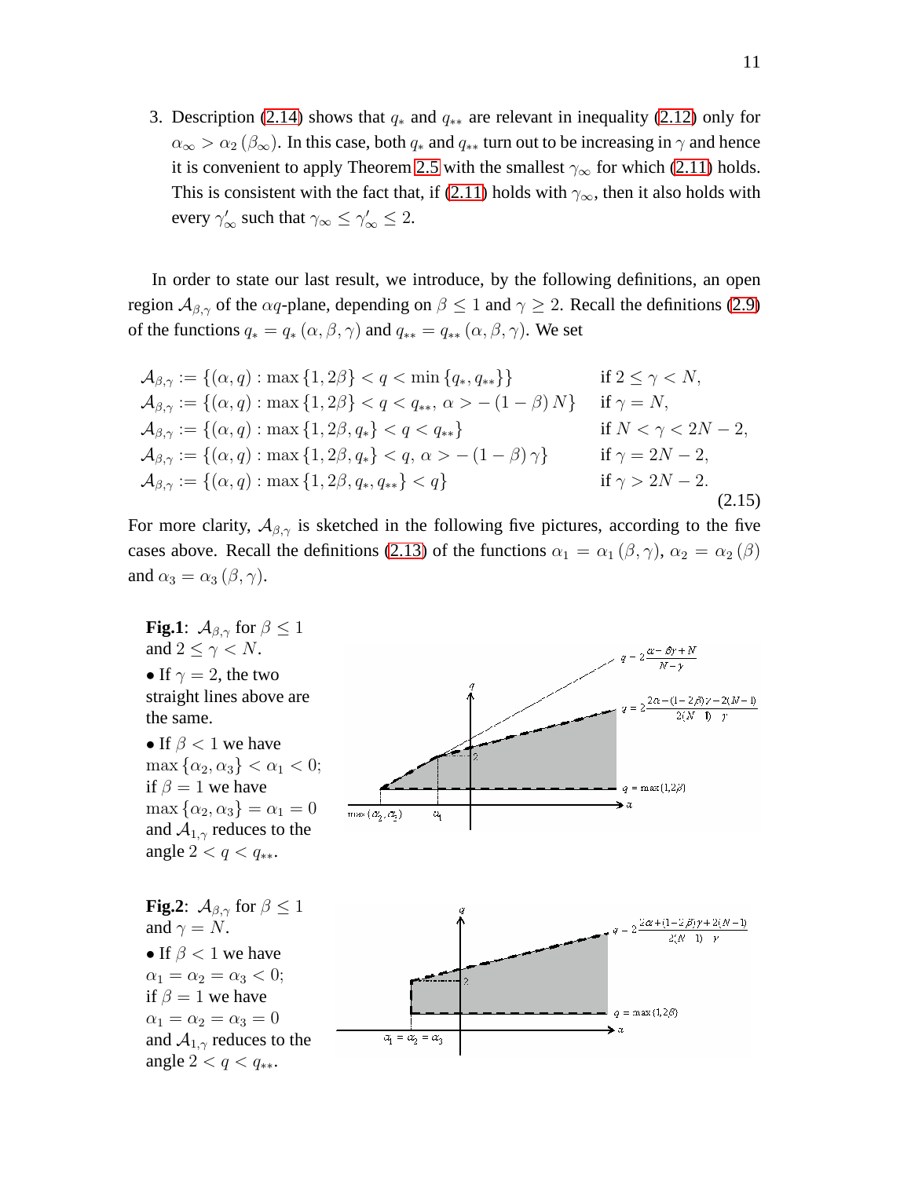3. Description (2.14) shows that $q_*$ and $q_{**}$ are relevant in inequality (2.12) only for $\alpha_\infty > \alpha_2(\beta_\infty)$. In this case, both $q_*$ and $q_{**}$ turn out to be increasing in $\gamma$ and hence it is convenient to apply Theorem 2.5 with the smallest $\gamma_\infty$ for which (2.11) holds. This is consistent with the fact that, if (2.11) holds with $\gamma_\infty$, then it also holds with every $\gamma'_\infty$ such that $\gamma_\infty \le \gamma'_\infty \le 2$.

In order to state our last result, we introduce, by the following definitions, an open region $\mathcal{A}_{\beta,\gamma}$ of the $\alpha q$-plane, depending on $\beta \le 1$ and $\gamma \ge 2$. Recall the definitions (2.9) of the functions $q_* = q_*(\alpha,\beta,\gamma)$ and $q_{**} = q_{**}(\alpha,\beta,\gamma)$. We set

$$
\begin{array}{ll}
\mathcal{A}_{\beta,\gamma} := \{(\alpha,q) : \max\{1,2\beta\} < q < \min\{q_*,q_{**}\}\} & \text{if } 2 \le \gamma < N, \\
\mathcal{A}_{\beta,\gamma} := \{(\alpha,q) : \max\{1,2\beta\} < q < q_{**},\ \alpha > -(1-\beta)N\} & \text{if } \gamma = N, \\
\mathcal{A}_{\beta,\gamma} := \{(\alpha,q) : \max\{1,2\beta,q_*\} < q < q_{**}\} & \text{if } N < \gamma < 2N-2, \\
\mathcal{A}_{\beta,\gamma} := \{(\alpha,q) : \max\{1,2\beta,q_*\} < q,\ \alpha > -(1-\beta)\gamma\} & \text{if } \gamma = 2N-2, \\
\mathcal{A}_{\beta,\gamma} := \{(\alpha,q) : \max\{1,2\beta,q_*,q_{**}\} < q\} & \text{if } \gamma > 2N-2.
\end{array}
\tag{2.15}
$$

For more clarity, $\mathcal{A}_{\beta,\gamma}$ is sketched in the following five pictures, according to the five cases above. Recall the definitions (2.13) of the functions $\alpha_1 = \alpha_1(\beta,\gamma)$, $\alpha_2 = \alpha_2(\beta)$ and $\alpha_3 = \alpha_3(\beta,\gamma)$.

**Fig.1**: $\mathcal{A}_{\beta,\gamma}$ for $\beta \le 1$ and $2 \le \gamma < N$.

- If $\gamma = 2$, the two straight lines above are the same.
- If $\beta < 1$ we have $\max\{\alpha_2,\alpha_3\} < \alpha_1 < 0$; if $\beta = 1$ we have $\max\{\alpha_2,\alpha_3\} = \alpha_1 = 0$ and $\mathcal{A}_{1,\gamma}$ reduces to the angle $2 < q < q_{**}$.

**Fig.2**: $\mathcal{A}_{\beta,\gamma}$ for $\beta \le 1$ and $\gamma = N$.

- If $\beta < 1$ we have $\alpha_1 = \alpha_2 = \alpha_3 < 0$; if $\beta = 1$ we have $\alpha_1 = \alpha_2 = \alpha_3 = 0$ and $\mathcal{A}_{1,\gamma}$ reduces to the angle $2 < q < q_{**}$.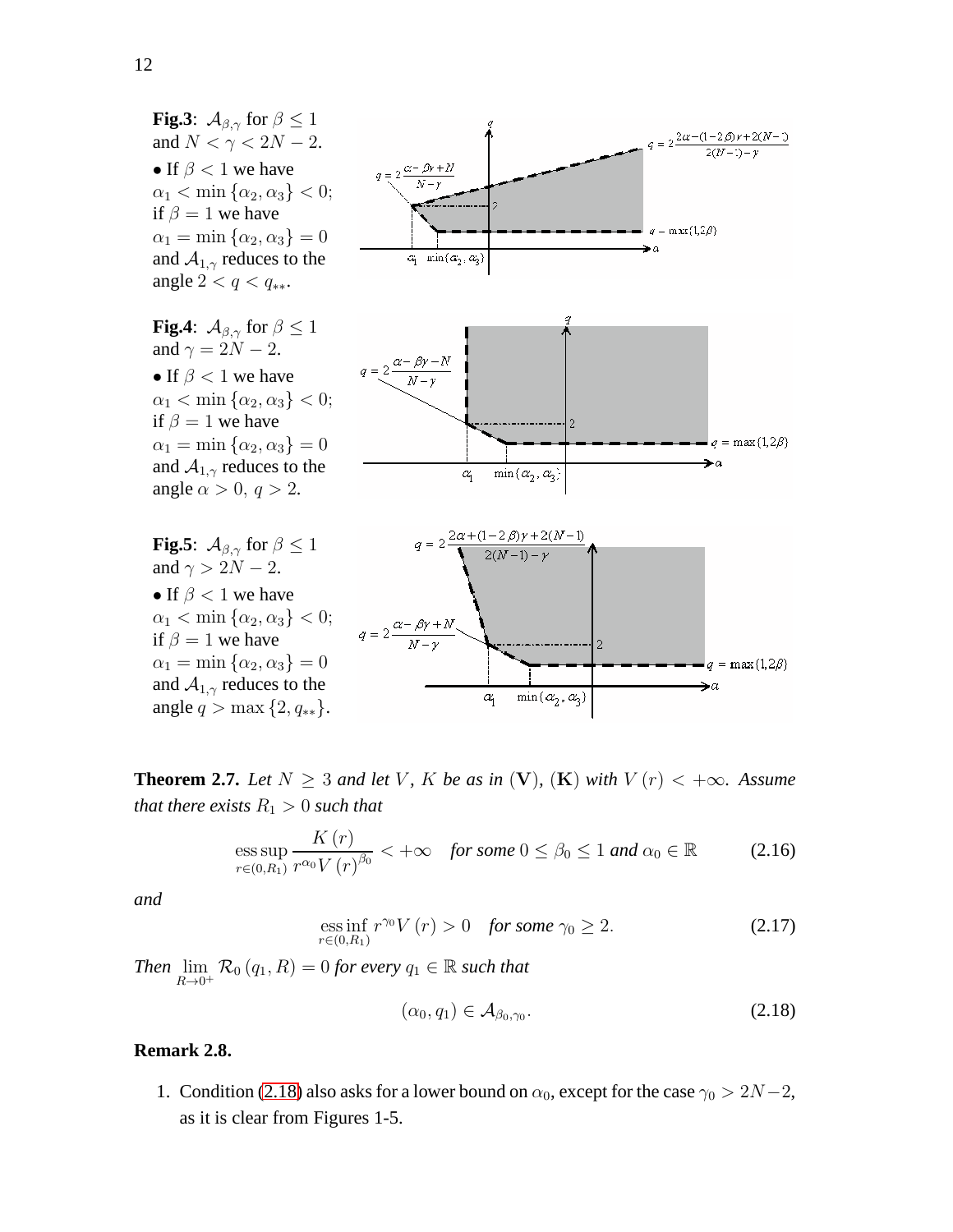**Fig.3**: $\mathcal{A}_{\beta,\gamma}$ for $\beta \leq 1$ and $N < \gamma < 2N - 2$.

• If $\beta < 1$ we have $\alpha_1 < \min\{\alpha_2, \alpha_3\} < 0$; if $\beta = 1$ we have $\alpha_1 = \min\{\alpha_2, \alpha_3\} = 0$ and $\mathcal{A}_{1,\gamma}$ reduces to the angle $2 < q < q_{**}$.

**Fig.4**: $\mathcal{A}_{\beta,\gamma}$ for $\beta \leq 1$ and $\gamma = 2N - 2$.

• If $\beta < 1$ we have $\alpha_1 < \min\{\alpha_2, \alpha_3\} < 0$; if $\beta = 1$ we have $\alpha_1 = \min\{\alpha_2, \alpha_3\} = 0$ and $\mathcal{A}_{1,\gamma}$ reduces to the angle $\alpha > 0$, $q > 2$.

**Fig.5**: $\mathcal{A}_{\beta,\gamma}$ for $\beta \leq 1$ and $\gamma > 2N - 2$.

• If $\beta < 1$ we have $\alpha_1 < \min\{\alpha_2, \alpha_3\} < 0$; if $\beta = 1$ we have $\alpha_1 = \min\{\alpha_2, \alpha_3\} = 0$ and $\mathcal{A}_{1,\gamma}$ reduces to the angle $q > \max\{2, q_{**}\}$.

**Theorem 2.7.** *Let $N \geq 3$ and let $V$, $K$ be as in* $(\mathbf{V})$, $(\mathbf{K})$ *with $V(r) < +\infty$. Assume that there exists $R_1 > 0$ such that*

$$\operatorname*{ess\,sup}_{r\in(0,R_1)} \frac{K(r)}{r^{\alpha_0} V(r)^{\beta_0}} < +\infty \quad \textit{for some } 0 \leq \beta_0 \leq 1 \textit{ and } \alpha_0 \in \mathbb{R} \tag{2.16}$$

*and*

$$\operatorname*{ess\,inf}_{r\in(0,R_1)} r^{\gamma_0} V(r) > 0 \quad \textit{for some } \gamma_0 \geq 2. \tag{2.17}$$

*Then $\lim_{R\to 0^+} \mathcal{R}_0(q_1, R) = 0$ for every $q_1 \in \mathbb{R}$ such that*

$$(\alpha_0, q_1) \in \mathcal{A}_{\beta_0,\gamma_0}. \tag{2.18}$$

**Remark 2.8.**

1. Condition (2.18) also asks for a lower bound on $\alpha_0$, except for the case $\gamma_0 > 2N-2$, as it is clear from Figures 1-5.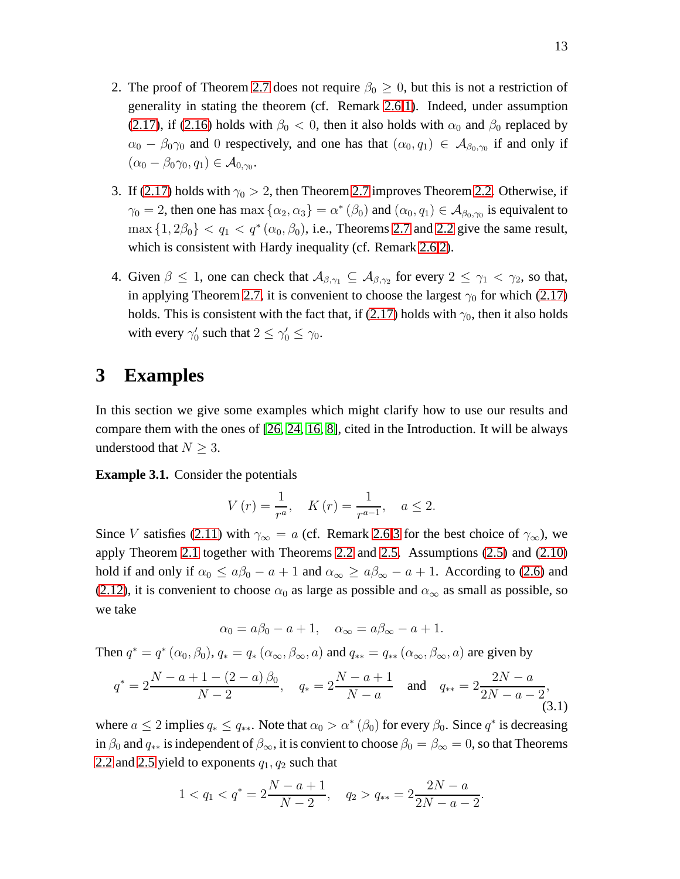2. The proof of Theorem 2.7 does not require $\beta_0 \geq 0$, but this is not a restriction of generality in stating the theorem (cf. Remark 2.6.1). Indeed, under assumption (2.17), if (2.16) holds with $\beta_0 < 0$, then it also holds with $\alpha_0$ and $\beta_0$ replaced by $\alpha_0 - \beta_0\gamma_0$ and $0$ respectively, and one has that $(\alpha_0, q_1) \in \mathcal{A}_{\beta_0,\gamma_0}$ if and only if $(\alpha_0 - \beta_0\gamma_0, q_1) \in \mathcal{A}_{0,\gamma_0}$.

3. If (2.17) holds with $\gamma_0 > 2$, then Theorem 2.7 improves Theorem 2.2. Otherwise, if $\gamma_0 = 2$, then one has $\max\{\alpha_2, \alpha_3\} = \alpha^*(\beta_0)$ and $(\alpha_0, q_1) \in \mathcal{A}_{\beta_0,\gamma_0}$ is equivalent to $\max\{1, 2\beta_0\} < q_1 < q^*(\alpha_0, \beta_0)$, i.e., Theorems 2.7 and 2.2 give the same result, which is consistent with Hardy inequality (cf. Remark 2.6.2).

4. Given $\beta \leq 1$, one can check that $\mathcal{A}_{\beta,\gamma_1} \subseteq \mathcal{A}_{\beta,\gamma_2}$ for every $2 \leq \gamma_1 < \gamma_2$, so that, in applying Theorem 2.7, it is convenient to choose the largest $\gamma_0$ for which (2.17) holds. This is consistent with the fact that, if (2.17) holds with $\gamma_0$, then it also holds with every $\gamma_0'$ such that $2 \leq \gamma_0' \leq \gamma_0$.

# 3 Examples

In this section we give some examples which might clarify how to use our results and compare them with the ones of [26, 24, 16, 8], cited in the Introduction. It will be always understood that $N \geq 3$.

**Example 3.1.** Consider the potentials

$$V(r) = \frac{1}{r^a}, \quad K(r) = \frac{1}{r^{a-1}}, \quad a \leq 2.$$

Since $V$ satisfies (2.11) with $\gamma_\infty = a$ (cf. Remark 2.6.3 for the best choice of $\gamma_\infty$), we apply Theorem 2.1 together with Theorems 2.2 and 2.5. Assumptions (2.5) and (2.10) hold if and only if $\alpha_0 \leq a\beta_0 - a + 1$ and $\alpha_\infty \geq a\beta_\infty - a + 1$. According to (2.6) and (2.12), it is convenient to choose $\alpha_0$ as large as possible and $\alpha_\infty$ as small as possible, so we take

$$\alpha_0 = a\beta_0 - a + 1, \quad \alpha_\infty = a\beta_\infty - a + 1.$$

Then $q^* = q^*(\alpha_0, \beta_0)$, $q_* = q_*(\alpha_\infty, \beta_\infty, a)$ and $q_{**} = q_{**}(\alpha_\infty, \beta_\infty, a)$ are given by

$$q^* = 2\frac{N - a + 1 - (2 - a)\beta_0}{N - 2}, \quad q_* = 2\frac{N - a + 1}{N - a} \quad \text{and} \quad q_{**} = 2\frac{2N - a}{2N - a - 2}, \tag{3.1}$$

where $a \leq 2$ implies $q_* \leq q_{**}$. Note that $\alpha_0 > \alpha^*(\beta_0)$ for every $\beta_0$. Since $q^*$ is decreasing in $\beta_0$ and $q_{**}$ is independent of $\beta_\infty$, it is convient to choose $\beta_0 = \beta_\infty = 0$, so that Theorems 2.2 and 2.5 yield to exponents $q_1, q_2$ such that

$$1 < q_1 < q^* = 2\frac{N - a + 1}{N - 2}, \quad q_2 > q_{**} = 2\frac{2N - a}{2N - a - 2}.$$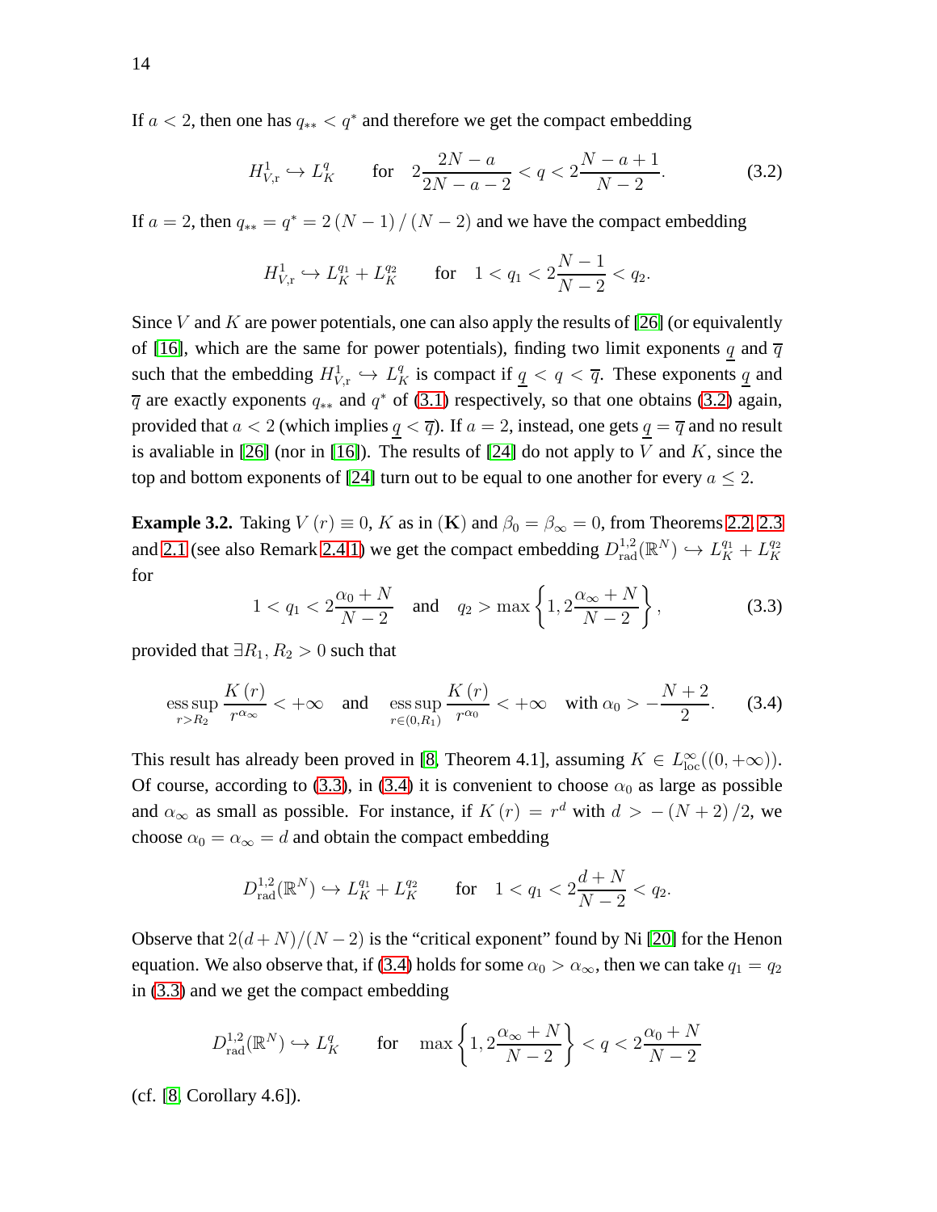If $a < 2$, then one has $q_{**} < q^*$ and therefore we get the compact embedding

$$H^1_{V,\mathrm{r}} \hookrightarrow L^q_K \qquad \text{for} \quad 2\frac{2N-a}{2N-a-2} < q < 2\frac{N-a+1}{N-2}. \tag{3.2}$$

If $a = 2$, then $q_{**} = q^* = 2(N-1)/(N-2)$ and we have the compact embedding

$$H^1_{V,\mathrm{r}} \hookrightarrow L^{q_1}_K + L^{q_2}_K \qquad \text{for} \quad 1 < q_1 < 2\frac{N-1}{N-2} < q_2.$$

Since $V$ and $K$ are power potentials, one can also apply the results of [26] (or equivalently of [16], which are the same for power potentials), finding two limit exponents $\underline{q}$ and $\overline{q}$ such that the embedding $H^1_{V,\mathrm{r}} \hookrightarrow L^q_K$ is compact if $\underline{q} < q < \overline{q}$. These exponents $\underline{q}$ and $\overline{q}$ are exactly exponents $q_{**}$ and $q^*$ of (3.1) respectively, so that one obtains (3.2) again, provided that $a < 2$ (which implies $\underline{q} < \overline{q}$). If $a = 2$, instead, one gets $\underline{q} = \overline{q}$ and no result is avaliable in [26] (nor in [16]). The results of [24] do not apply to $V$ and $K$, since the top and bottom exponents of [24] turn out to be equal to one another for every $a \leq 2$.

**Example 3.2.** Taking $V(r) \equiv 0$, $K$ as in $(\mathbf{K})$ and $\beta_0 = \beta_\infty = 0$, from Theorems 2.2, 2.3 and 2.1 (see also Remark 2.4.1) we get the compact embedding $D^{1,2}_{\mathrm{rad}}(\mathbb{R}^N) \hookrightarrow L^{q_1}_K + L^{q_2}_K$ for

$$1 < q_1 < 2\frac{\alpha_0 + N}{N-2} \quad \text{and} \quad q_2 > \max\left\{1, 2\frac{\alpha_\infty + N}{N-2}\right\}, \tag{3.3}$$

provided that $\exists R_1, R_2 > 0$ such that

$$\operatorname*{ess\,sup}_{r > R_2} \frac{K(r)}{r^{\alpha_\infty}} < +\infty \quad \text{and} \quad \operatorname*{ess\,sup}_{r \in (0,R_1)} \frac{K(r)}{r^{\alpha_0}} < +\infty \quad \text{with } \alpha_0 > -\frac{N+2}{2}. \tag{3.4}$$

This result has already been proved in [8, Theorem 4.1], assuming $K \in L^\infty_{\mathrm{loc}}((0,+\infty))$. Of course, according to (3.3), in (3.4) it is convenient to choose $\alpha_0$ as large as possible and $\alpha_\infty$ as small as possible. For instance, if $K(r) = r^d$ with $d > -(N+2)/2$, we choose $\alpha_0 = \alpha_\infty = d$ and obtain the compact embedding

$$D^{1,2}_{\mathrm{rad}}(\mathbb{R}^N) \hookrightarrow L^{q_1}_K + L^{q_2}_K \qquad \text{for} \quad 1 < q_1 < 2\frac{d+N}{N-2} < q_2.$$

Observe that $2(d+N)/(N-2)$ is the "critical exponent" found by Ni [20] for the Henon equation. We also observe that, if (3.4) holds for some $\alpha_0 > \alpha_\infty$, then we can take $q_1 = q_2$ in (3.3) and we get the compact embedding

$$D^{1,2}_{\mathrm{rad}}(\mathbb{R}^N) \hookrightarrow L^q_K \qquad \text{for} \quad \max\left\{1, 2\frac{\alpha_\infty + N}{N-2}\right\} < q < 2\frac{\alpha_0 + N}{N-2}$$

(cf. [8, Corollary 4.6]).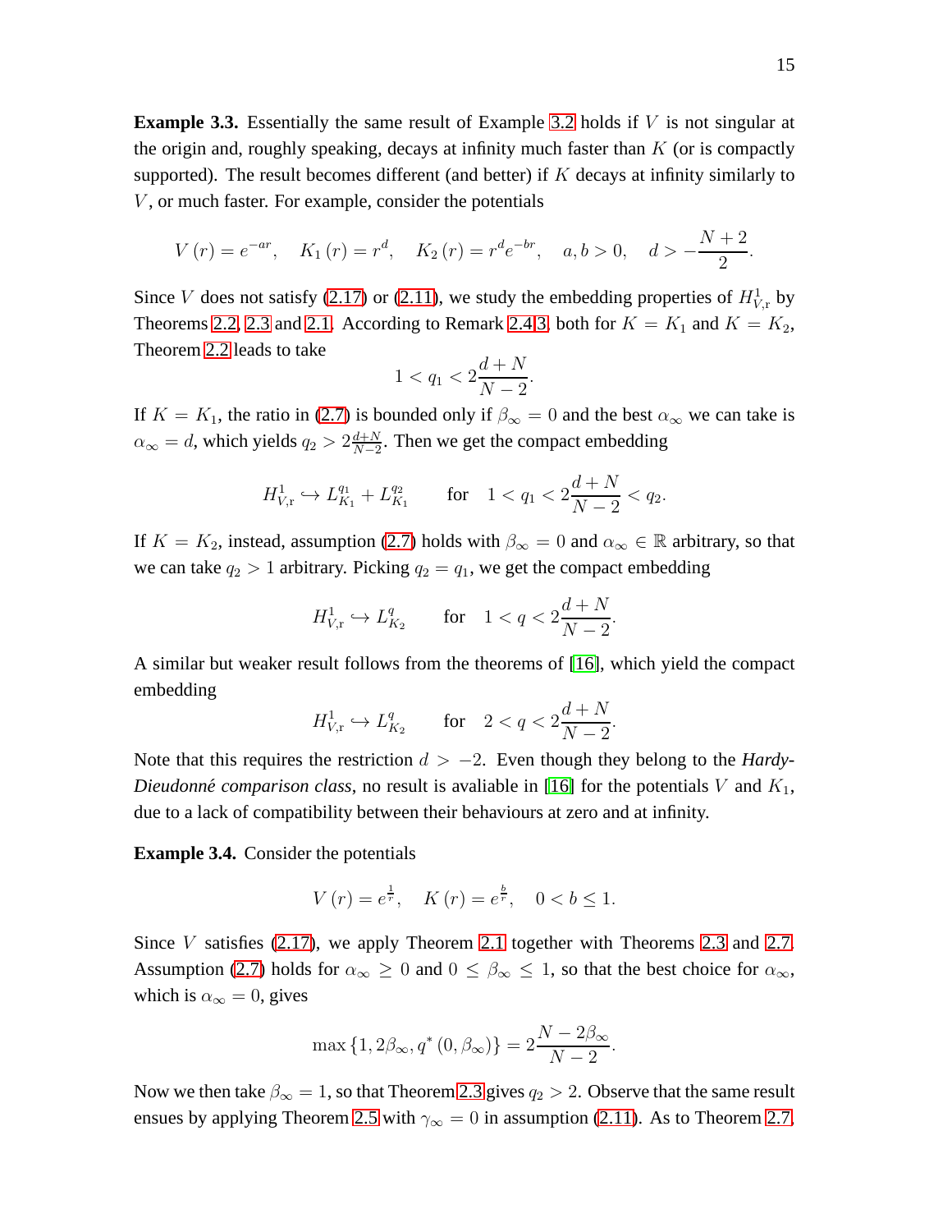**Example 3.3.** Essentially the same result of Example 3.2 holds if $V$ is not singular at the origin and, roughly speaking, decays at infinity much faster than $K$ (or is compactly supported). The result becomes different (and better) if $K$ decays at infinity similarly to $V$, or much faster. For example, consider the potentials

$$V(r) = e^{-ar}, \quad K_1(r) = r^d, \quad K_2(r) = r^d e^{-br}, \quad a, b > 0, \quad d > -\frac{N+2}{2}.$$

Since $V$ does not satisfy (2.17) or (2.11), we study the embedding properties of $H^1_{V,\mathrm{r}}$ by Theorems 2.2, 2.3 and 2.1. According to Remark 2.4.3, both for $K = K_1$ and $K = K_2$, Theorem 2.2 leads to take

$$1 < q_1 < 2\frac{d+N}{N-2}.$$

If $K = K_1$, the ratio in (2.7) is bounded only if $\beta_\infty = 0$ and the best $\alpha_\infty$ we can take is $\alpha_\infty = d$, which yields $q_2 > 2\frac{d+N}{N-2}$. Then we get the compact embedding

$$H^1_{V,\mathrm{r}} \hookrightarrow L^{q_1}_{K_1} + L^{q_2}_{K_1} \qquad \text{for} \quad 1 < q_1 < 2\frac{d+N}{N-2} < q_2.$$

If $K = K_2$, instead, assumption (2.7) holds with $\beta_\infty = 0$ and $\alpha_\infty \in \mathbb{R}$ arbitrary, so that we can take $q_2 > 1$ arbitrary. Picking $q_2 = q_1$, we get the compact embedding

$$H^1_{V,\mathrm{r}} \hookrightarrow L^q_{K_2} \qquad \text{for} \quad 1 < q < 2\frac{d+N}{N-2}.$$

A similar but weaker result follows from the theorems of [16], which yield the compact embedding

$$H^1_{V,\mathrm{r}} \hookrightarrow L^q_{K_2} \qquad \text{for} \quad 2 < q < 2\frac{d+N}{N-2}.$$

Note that this requires the restriction $d > -2$. Even though they belong to the *Hardy-Dieudonné comparison class*, no result is avaliable in [16] for the potentials $V$ and $K_1$, due to a lack of compatibility between their behaviours at zero and at infinity.

**Example 3.4.** Consider the potentials

$$V(r) = e^{\frac{1}{r}}, \quad K(r) = e^{\frac{b}{r}}, \quad 0 < b \leq 1.$$

Since $V$ satisfies (2.17), we apply Theorem 2.1 together with Theorems 2.3 and 2.7. Assumption (2.7) holds for $\alpha_\infty \geq 0$ and $0 \leq \beta_\infty \leq 1$, so that the best choice for $\alpha_\infty$, which is $\alpha_\infty = 0$, gives

$$\max\{1, 2\beta_\infty, q^*(0, \beta_\infty)\} = 2\frac{N - 2\beta_\infty}{N-2}.$$

Now we then take $\beta_\infty = 1$, so that Theorem 2.3 gives $q_2 > 2$. Observe that the same result ensues by applying Theorem 2.5 with $\gamma_\infty = 0$ in assumption (2.11). As to Theorem 2.7,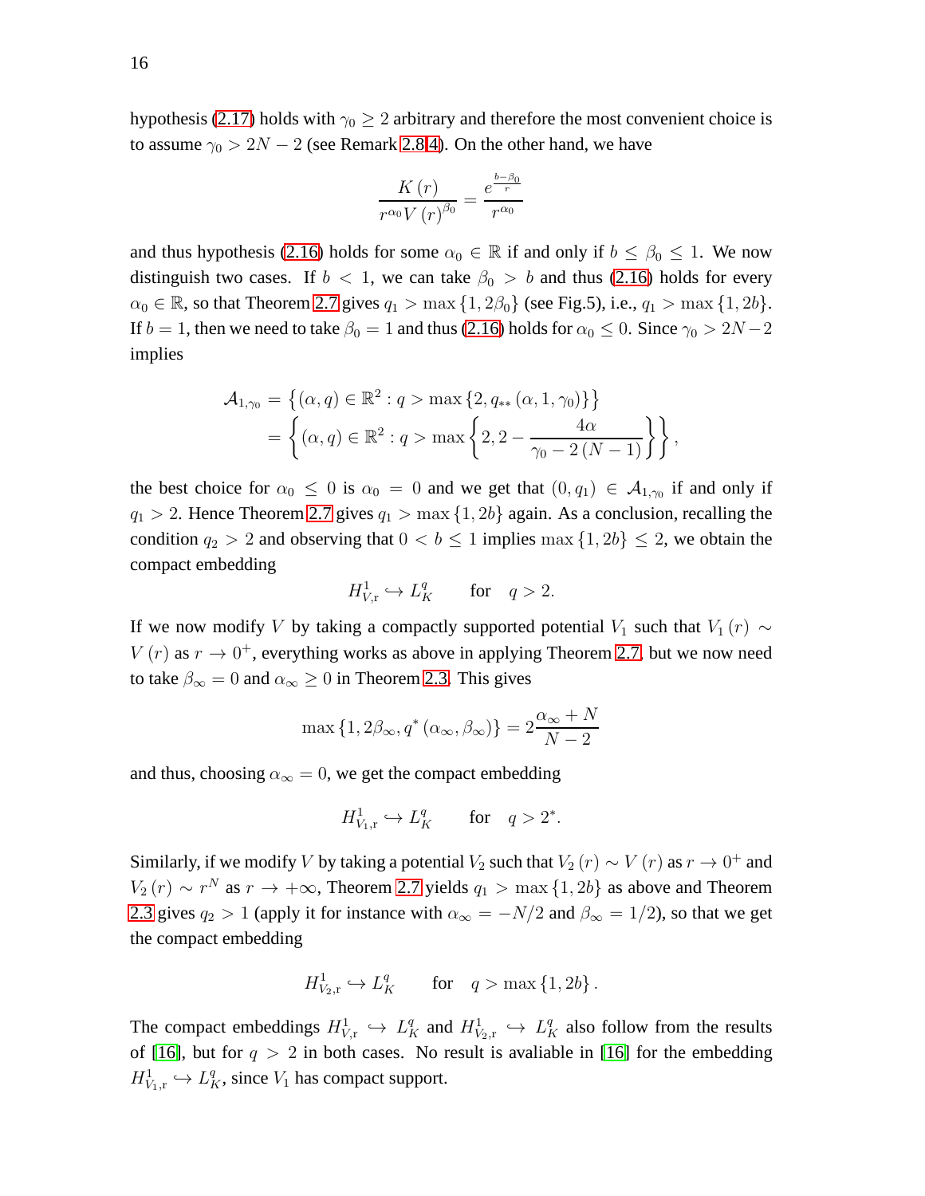hypothesis (2.17) holds with $\gamma_0 \geq 2$ arbitrary and therefore the most convenient choice is to assume $\gamma_0 > 2N - 2$ (see Remark 2.8.4). On the other hand, we have

$$\frac{K(r)}{r^{\alpha_0} V(r)^{\beta_0}} = \frac{e^{\frac{b-\beta_0}{r}}}{r^{\alpha_0}}$$

and thus hypothesis (2.16) holds for some $\alpha_0 \in \mathbb{R}$ if and only if $b \leq \beta_0 \leq 1$. We now distinguish two cases. If $b < 1$, we can take $\beta_0 > b$ and thus (2.16) holds for every $\alpha_0 \in \mathbb{R}$, so that Theorem 2.7 gives $q_1 > \max\{1, 2\beta_0\}$ (see Fig.5), i.e., $q_1 > \max\{1, 2b\}$. If $b = 1$, then we need to take $\beta_0 = 1$ and thus (2.16) holds for $\alpha_0 \leq 0$. Since $\gamma_0 > 2N-2$ implies

$$\begin{aligned}
\mathcal{A}_{1,\gamma_0} &= \left\{ (\alpha, q) \in \mathbb{R}^2 : q > \max\{2, q_{**}(\alpha, 1, \gamma_0)\} \right\} \\
&= \left\{ (\alpha, q) \in \mathbb{R}^2 : q > \max\left\{ 2, 2 - \frac{4\alpha}{\gamma_0 - 2(N-1)} \right\} \right\},
\end{aligned}$$

the best choice for $\alpha_0 \leq 0$ is $\alpha_0 = 0$ and we get that $(0, q_1) \in \mathcal{A}_{1,\gamma_0}$ if and only if $q_1 > 2$. Hence Theorem 2.7 gives $q_1 > \max\{1, 2b\}$ again. As a conclusion, recalling the condition $q_2 > 2$ and observing that $0 < b \leq 1$ implies $\max\{1, 2b\} \leq 2$, we obtain the compact embedding

$$H^1_{V,\mathrm{r}} \hookrightarrow L^q_K \qquad \text{for} \quad q > 2.$$

If we now modify $V$ by taking a compactly supported potential $V_1$ such that $V_1(r) \sim V(r)$ as $r \to 0^+$, everything works as above in applying Theorem 2.7, but we now need to take $\beta_\infty = 0$ and $\alpha_\infty \geq 0$ in Theorem 2.3. This gives

$$\max\{1, 2\beta_\infty, q^*(\alpha_\infty, \beta_\infty)\} = 2\frac{\alpha_\infty + N}{N-2}$$

and thus, choosing $\alpha_\infty = 0$, we get the compact embedding

$$H^1_{V_1,\mathrm{r}} \hookrightarrow L^q_K \qquad \text{for} \quad q > 2^*.$$

Similarly, if we modify $V$ by taking a potential $V_2$ such that $V_2(r) \sim V(r)$ as $r \to 0^+$ and $V_2(r) \sim r^N$ as $r \to +\infty$, Theorem 2.7 yields $q_1 > \max\{1, 2b\}$ as above and Theorem 2.3 gives $q_2 > 1$ (apply it for instance with $\alpha_\infty = -N/2$ and $\beta_\infty = 1/2$), so that we get the compact embedding

$$H^1_{V_2,\mathrm{r}} \hookrightarrow L^q_K \qquad \text{for} \quad q > \max\{1, 2b\}.$$

The compact embeddings $H^1_{V,\mathrm{r}} \hookrightarrow L^q_K$ and $H^1_{V_2,\mathrm{r}} \hookrightarrow L^q_K$ also follow from the results of [16], but for $q > 2$ in both cases. No result is avaliable in [16] for the embedding $H^1_{V_1,\mathrm{r}} \hookrightarrow L^q_K$, since $V_1$ has compact support.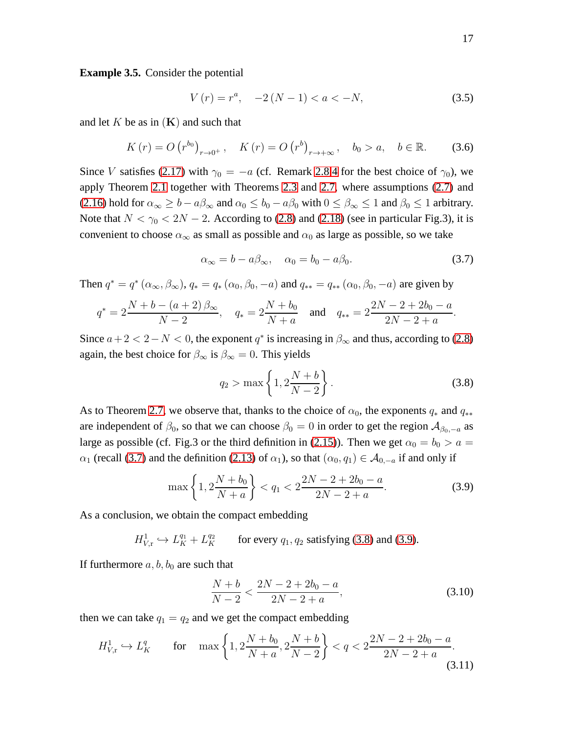**Example 3.5.** Consider the potential

$$V(r) = r^a, \quad -2(N-1) < a < -N, \tag{3.5}$$

and let $K$ be as in $(\mathbf{K})$ and such that

$$K(r) = O\left(r^{b_0}\right)_{r\to 0^+}, \quad K(r) = O\left(r^{b}\right)_{r\to +\infty}, \quad b_0 > a, \quad b \in \mathbb{R}. \tag{3.6}$$

Since $V$ satisfies (2.17) with $\gamma_0 = -a$ (cf. Remark 2.8.4 for the best choice of $\gamma_0$), we apply Theorem 2.1 together with Theorems 2.3 and 2.7, where assumptions (2.7) and (2.16) hold for $\alpha_\infty \geq b - a\beta_\infty$ and $\alpha_0 \leq b_0 - a\beta_0$ with $0 \leq \beta_\infty \leq 1$ and $\beta_0 \leq 1$ arbitrary. Note that $N < \gamma_0 < 2N-2$. According to (2.8) and (2.18) (see in particular Fig.3), it is convenient to choose $\alpha_\infty$ as small as possible and $\alpha_0$ as large as possible, so we take

$$\alpha_\infty = b - a\beta_\infty, \quad \alpha_0 = b_0 - a\beta_0. \tag{3.7}$$

Then $q^* = q^*(\alpha_\infty, \beta_\infty)$, $q_* = q_*(\alpha_0, \beta_0, -a)$ and $q_{**} = q_{**}(\alpha_0, \beta_0, -a)$ are given by

$$q^* = 2\frac{N + b - (a+2)\beta_\infty}{N-2}, \quad q_* = 2\frac{N + b_0}{N + a} \quad \text{and} \quad q_{**} = 2\frac{2N - 2 + 2b_0 - a}{2N - 2 + a}.$$

Since $a + 2 < 2 - N < 0$, the exponent $q^*$ is increasing in $\beta_\infty$ and thus, according to (2.8) again, the best choice for $\beta_\infty$ is $\beta_\infty = 0$. This yields

$$q_2 > \max\left\{1, 2\frac{N+b}{N-2}\right\}. \tag{3.8}$$

As to Theorem 2.7, we observe that, thanks to the choice of $\alpha_0$, the exponents $q_*$ and $q_{**}$ are independent of $\beta_0$, so that we can choose $\beta_0 = 0$ in order to get the region $\mathcal{A}_{\beta_0,-a}$ as large as possible (cf. Fig.3 or the third definition in (2.15)). Then we get $\alpha_0 = b_0 > a = \alpha_1$ (recall (3.7) and the definition (2.13) of $\alpha_1$), so that $(\alpha_0, q_1) \in \mathcal{A}_{0,-a}$ if and only if

$$\max\left\{1, 2\frac{N + b_0}{N + a}\right\} < q_1 < 2\frac{2N - 2 + 2b_0 - a}{2N - 2 + a}. \tag{3.9}$$

As a conclusion, we obtain the compact embedding

$$H^1_{V,\mathrm{r}} \hookrightarrow L^{q_1}_K + L^{q_2}_K \qquad \text{for every } q_1, q_2 \text{ satisfying (3.8) and (3.9).}$$

If furthermore $a, b, b_0$ are such that

$$\frac{N+b}{N-2} < \frac{2N - 2 + 2b_0 - a}{2N - 2 + a}, \tag{3.10}$$

then we can take $q_1 = q_2$ and we get the compact embedding

$$H^1_{V,\mathrm{r}} \hookrightarrow L^q_K \qquad \text{for} \quad \max\left\{1, 2\frac{N + b_0}{N + a}, 2\frac{N+b}{N-2}\right\} < q < 2\frac{2N - 2 + 2b_0 - a}{2N - 2 + a}. \tag{3.11}$$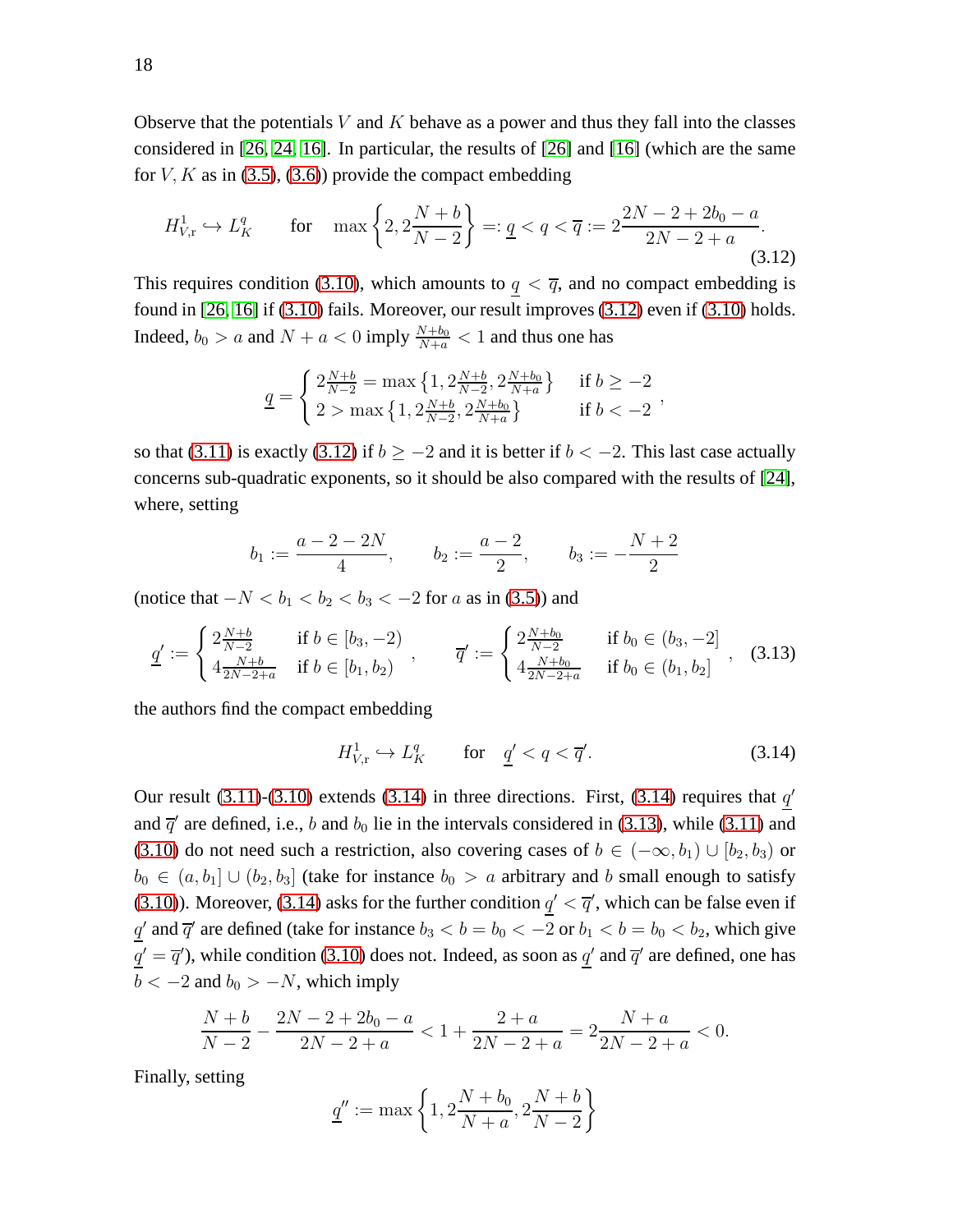Observe that the potentials $V$ and $K$ behave as a power and thus they fall into the classes considered in [26, 24, 16]. In particular, the results of [26] and [16] (which are the same for $V, K$ as in (3.5), (3.6)) provide the compact embedding

$$H^1_{V,\mathrm{r}} \hookrightarrow L^q_K \qquad \text{for} \quad \max\left\{2, 2\frac{N+b}{N-2}\right\} =: \underline{q} < q < \overline{q} := 2\frac{2N-2+2b_0-a}{2N-2+a}. \tag{3.12}$$

This requires condition (3.10), which amounts to $\underline{q} < \overline{q}$, and no compact embedding is found in [26, 16] if (3.10) fails. Moreover, our result improves (3.12) even if (3.10) holds. Indeed, $b_0 > a$ and $N + a < 0$ imply $\frac{N+b_0}{N+a} < 1$ and thus one has

$$\underline{q} = \begin{cases} 2\frac{N+b}{N-2} = \max\left\{1, 2\frac{N+b}{N-2}, 2\frac{N+b_0}{N+a}\right\} & \text{if } b \geq -2 \\ 2 > \max\left\{1, 2\frac{N+b}{N-2}, 2\frac{N+b_0}{N+a}\right\} & \text{if } b < -2 \end{cases},$$

so that (3.11) is exactly (3.12) if $b \geq -2$ and it is better if $b < -2$. This last case actually concerns sub-quadratic exponents, so it should be also compared with the results of [24], where, setting

$$b_1 := \frac{a-2-2N}{4}, \qquad b_2 := \frac{a-2}{2}, \qquad b_3 := -\frac{N+2}{2}$$

(notice that $-N < b_1 < b_2 < b_3 < -2$ for $a$ as in (3.5)) and

$$\underline{q}' := \begin{cases} 2\frac{N+b}{N-2} & \text{if } b \in [b_3, -2) \\ 4\frac{N+b}{2N-2+a} & \text{if } b \in [b_1, b_2) \end{cases}, \qquad \overline{q}' := \begin{cases} 2\frac{N+b_0}{N-2} & \text{if } b_0 \in (b_3, -2] \\ 4\frac{N+b_0}{2N-2+a} & \text{if } b_0 \in (b_1, b_2] \end{cases}, \tag{3.13}$$

the authors find the compact embedding

$$H^1_{V,\mathrm{r}} \hookrightarrow L^q_K \qquad \text{for} \quad \underline{q}' < q < \overline{q}'. \tag{3.14}$$

Our result (3.11)-(3.10) extends (3.14) in three directions. First, (3.14) requires that $\underline{q}'$ and $\overline{q}'$ are defined, i.e., $b$ and $b_0$ lie in the intervals considered in (3.13), while (3.11) and (3.10) do not need such a restriction, also covering cases of $b \in (-\infty, b_1) \cup [b_2, b_3)$ or $b_0 \in (a, b_1] \cup (b_2, b_3]$ (take for instance $b_0 > a$ arbitrary and $b$ small enough to satisfy (3.10)). Moreover, (3.14) asks for the further condition $\underline{q}' < \overline{q}'$, which can be false even if $\underline{q}'$ and $\overline{q}'$ are defined (take for instance $b_3 < b = b_0 < -2$ or $b_1 < b = b_0 < b_2$, which give $\underline{q}' = \overline{q}'$), while condition (3.10) does not. Indeed, as soon as $\underline{q}'$ and $\overline{q}'$ are defined, one has $b < -2$ and $b_0 > -N$, which imply

$$\frac{N+b}{N-2} - \frac{2N-2+2b_0-a}{2N-2+a} < 1 + \frac{2+a}{2N-2+a} = 2\frac{N+a}{2N-2+a} < 0.$$

Finally, setting

$$\underline{q}'' := \max\left\{1, 2\frac{N+b_0}{N+a}, 2\frac{N+b}{N-2}\right\}$$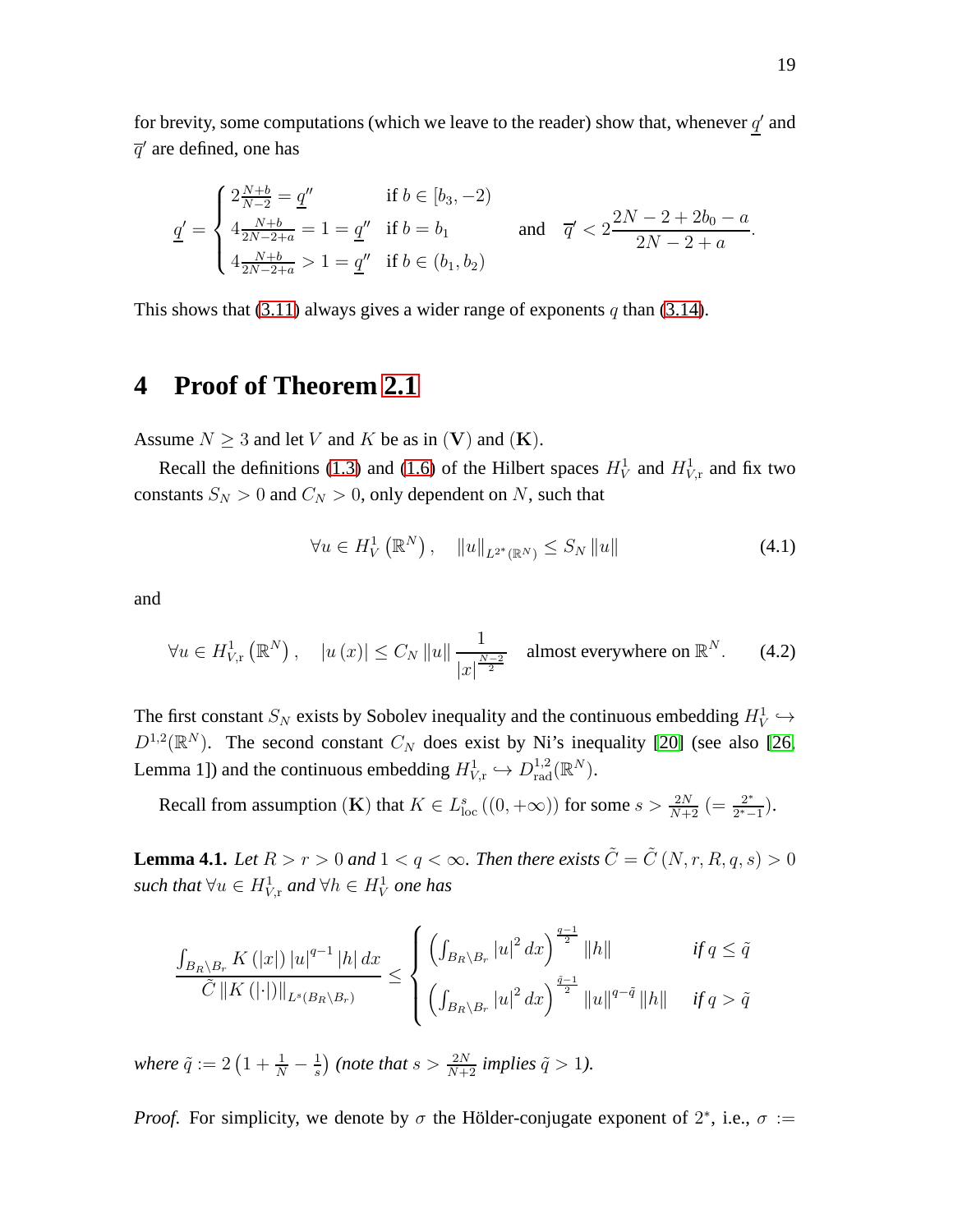for brevity, some computations (which we leave to the reader) show that, whenever $\underline{q}'$ and $\overline{q}'$ are defined, one has

$$\underline{q}' = \begin{cases} 2\frac{N+b}{N-2} = \underline{q}'' & \text{if } b \in [b_3, -2) \\ 4\frac{N+b}{2N-2+a} = 1 = \underline{q}'' & \text{if } b = b_1 \\ 4\frac{N+b}{2N-2+a} > 1 = \underline{q}'' & \text{if } b \in (b_1, b_2) \end{cases} \quad \text{and} \quad \overline{q}' < 2\frac{2N-2+2b_0-a}{2N-2+a}.$$

This shows that (3.11) always gives a wider range of exponents $q$ than (3.14).

# 4 Proof of Theorem 2.1

Assume $N \geq 3$ and let $V$ and $K$ be as in $(\mathbf{V})$ and $(\mathbf{K})$.

Recall the definitions (1.3) and (1.6) of the Hilbert spaces $H_V^1$ and $H_{V,\mathrm{r}}^1$ and fix two constants $S_N > 0$ and $C_N > 0$, only dependent on $N$, such that

$$\forall u \in H_V^1\left(\mathbb{R}^N\right), \quad \|u\|_{L^{2^*}(\mathbb{R}^N)} \leq S_N \|u\| \tag{4.1}$$

and

$$\forall u \in H_{V,\mathrm{r}}^1\left(\mathbb{R}^N\right), \quad |u(x)| \leq C_N \|u\| \frac{1}{|x|^{\frac{N-2}{2}}} \quad \text{almost everywhere on } \mathbb{R}^N. \tag{4.2}$$

The first constant $S_N$ exists by Sobolev inequality and the continuous embedding $H_V^1 \hookrightarrow D^{1,2}(\mathbb{R}^N)$. The second constant $C_N$ does exist by Ni's inequality [20] (see also [26, Lemma 1]) and the continuous embedding $H_{V,\mathrm{r}}^1 \hookrightarrow D_{\mathrm{rad}}^{1,2}(\mathbb{R}^N)$.

Recall from assumption $(\mathbf{K})$ that $K \in L_{\mathrm{loc}}^s((0,+\infty))$ for some $s > \frac{2N}{N+2}$ $(= \frac{2^*}{2^*-1})$.

**Lemma 4.1.** *Let $R > r > 0$ and $1 < q < \infty$. Then there exists $\tilde{C} = \tilde{C}(N, r, R, q, s) > 0$ such that $\forall u \in H_{V,\mathrm{r}}^1$ and $\forall h \in H_V^1$ one has*

$$\frac{\int_{B_R \setminus B_r} K(|x|) |u|^{q-1} |h| \, dx}{\tilde{C} \|K(|\cdot|)\|_{L^s(B_R \setminus B_r)}} \leq \begin{cases} \left(\int_{B_R \setminus B_r} |u|^2 dx\right)^{\frac{q-1}{2}} \|h\| & \text{if } q \leq \tilde{q} \\ \left(\int_{B_R \setminus B_r} |u|^2 dx\right)^{\frac{\tilde{q}-1}{2}} \|u\|^{q-\tilde{q}} \|h\| & \text{if } q > \tilde{q} \end{cases}$$

*where $\tilde{q} := 2\left(1 + \frac{1}{N} - \frac{1}{s}\right)$ (note that $s > \frac{2N}{N+2}$ implies $\tilde{q} > 1$).*

*Proof.* For simplicity, we denote by $\sigma$ the Hölder-conjugate exponent of $2^*$, i.e., $\sigma :=$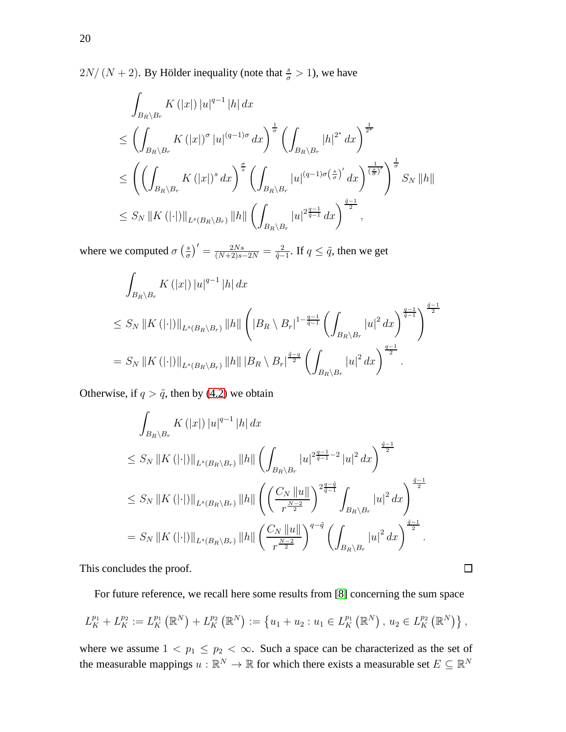$2N/(N+2)$. By Hölder inequality (note that $\frac{s}{\sigma} > 1$), we have

$$
\begin{aligned}
&\int_{B_R \setminus B_r} K(|x|)\,|u|^{q-1}\,|h|\,dx \\
&\leq \left( \int_{B_R \setminus B_r} K(|x|)^{\sigma}\,|u|^{(q-1)\sigma}\,dx \right)^{\frac{1}{\sigma}} \left( \int_{B_R \setminus B_r} |h|^{2^*}\,dx \right)^{\frac{1}{2^*}} \\
&\leq \left( \left( \int_{B_R \setminus B_r} K(|x|)^{s}\,dx \right)^{\frac{\sigma}{s}} \left( \int_{B_R \setminus B_r} |u|^{(q-1)\sigma\left(\frac{s}{\sigma}\right)'}\,dx \right)^{\frac{1}{\left(\frac{s}{\sigma}\right)'}} \right)^{\frac{1}{\sigma}} S_N \,\|h\| \\
&\leq S_N \,\|K(|\cdot|)\|_{L^s(B_R \setminus B_r)} \,\|h\| \left( \int_{B_R \setminus B_r} |u|^{2\frac{q-1}{\tilde{q}-1}}\,dx \right)^{\frac{\tilde{q}-1}{2}},
\end{aligned}
$$

where we computed $\sigma\left(\frac{s}{\sigma}\right)' = \frac{2Ns}{(N+2)s-2N} = \frac{2}{\tilde{q}-1}$. If $q \leq \tilde{q}$, then we get

$$
\begin{aligned}
&\int_{B_R \setminus B_r} K(|x|)\,|u|^{q-1}\,|h|\,dx \\
&\leq S_N \,\|K(|\cdot|)\|_{L^s(B_R \setminus B_r)} \,\|h\| \left( |B_R \setminus B_r|^{1-\frac{q-1}{\tilde{q}-1}} \left( \int_{B_R \setminus B_r} |u|^{2}\,dx \right)^{\frac{q-1}{\tilde{q}-1}} \right)^{\frac{\tilde{q}-1}{2}} \\
&= S_N \,\|K(|\cdot|)\|_{L^s(B_R \setminus B_r)} \,\|h\| \,|B_R \setminus B_r|^{\frac{\tilde{q}-q}{2}} \left( \int_{B_R \setminus B_r} |u|^{2}\,dx \right)^{\frac{q-1}{2}}.
\end{aligned}
$$

Otherwise, if $q > \tilde{q}$, then by (4.2) we obtain

$$
\begin{aligned}
&\int_{B_R \setminus B_r} K(|x|)\,|u|^{q-1}\,|h|\,dx \\
&\leq S_N \,\|K(|\cdot|)\|_{L^s(B_R \setminus B_r)} \,\|h\| \left( \int_{B_R \setminus B_r} |u|^{2\frac{q-1}{\tilde{q}-1}-2}\,|u|^{2}\,dx \right)^{\frac{\tilde{q}-1}{2}} \\
&\leq S_N \,\|K(|\cdot|)\|_{L^s(B_R \setminus B_r)} \,\|h\| \left( \left( \frac{C_N \,\|u\|}{r^{\frac{N-2}{2}}} \right)^{2\frac{q-\tilde{q}}{\tilde{q}-1}} \int_{B_R \setminus B_r} |u|^{2}\,dx \right)^{\frac{\tilde{q}-1}{2}} \\
&= S_N \,\|K(|\cdot|)\|_{L^s(B_R \setminus B_r)} \,\|h\| \left( \frac{C_N \,\|u\|}{r^{\frac{N-2}{2}}} \right)^{q-\tilde{q}} \left( \int_{B_R \setminus B_r} |u|^{2}\,dx \right)^{\frac{\tilde{q}-1}{2}}.
\end{aligned}
$$

This concludes the proof. □

For future reference, we recall here some results from [8] concerning the sum space

$$
L_K^{p_1} + L_K^{p_2} := L_K^{p_1}\left(\mathbb{R}^N\right) + L_K^{p_2}\left(\mathbb{R}^N\right) := \left\{ u_1 + u_2 : u_1 \in L_K^{p_1}\left(\mathbb{R}^N\right),\; u_2 \in L_K^{p_2}\left(\mathbb{R}^N\right) \right\},
$$

where we assume $1 < p_1 \leq p_2 < \infty$. Such a space can be characterized as the set of the measurable mappings $u : \mathbb{R}^N \to \mathbb{R}$ for which there exists a measurable set $E \subseteq \mathbb{R}^N$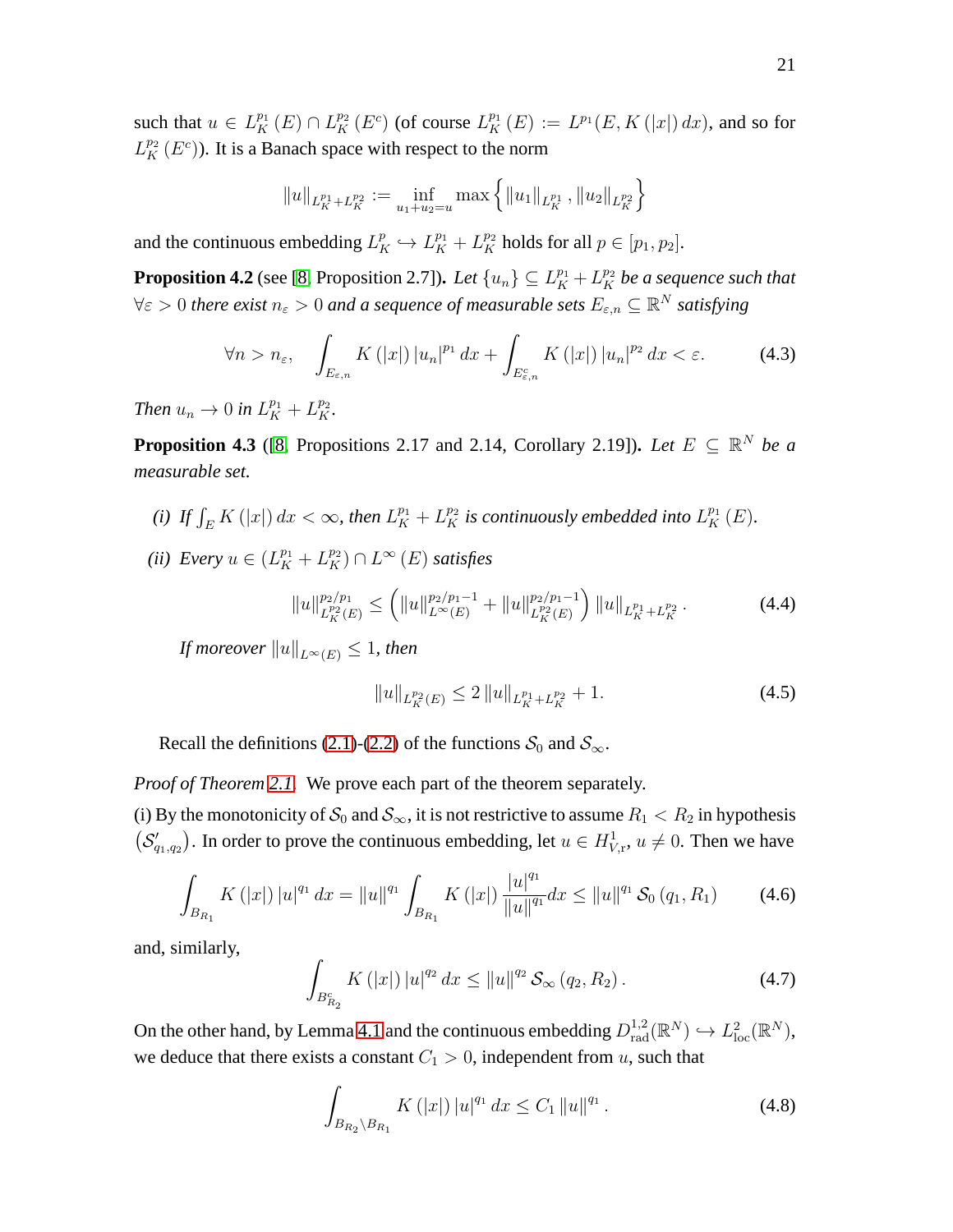such that $u \in L_K^{p_1}(E) \cap L_K^{p_2}(E^c)$ (of course $L_K^{p_1}(E) := L^{p_1}(E, K(|x|)\,dx)$, and so for $L_K^{p_2}(E^c)$). It is a Banach space with respect to the norm

$$\|u\|_{L_K^{p_1}+L_K^{p_2}} := \inf_{u_1+u_2=u} \max\left\{ \|u_1\|_{L_K^{p_1}}, \|u_2\|_{L_K^{p_2}} \right\}$$

and the continuous embedding $L_K^p \hookrightarrow L_K^{p_1} + L_K^{p_2}$ holds for all $p \in [p_1, p_2]$.

**Proposition 4.2** (see [8, Proposition 2.7]). *Let $\{u_n\} \subseteq L_K^{p_1} + L_K^{p_2}$ be a sequence such that $\forall \varepsilon > 0$ there exist $n_\varepsilon > 0$ and a sequence of measurable sets $E_{\varepsilon,n} \subseteq \mathbb{R}^N$ satisfying*

$$\forall n > n_\varepsilon, \quad \int_{E_{\varepsilon,n}} K(|x|)\,|u_n|^{p_1}\,dx + \int_{E_{\varepsilon,n}^c} K(|x|)\,|u_n|^{p_2}\,dx < \varepsilon. \tag{4.3}$$

*Then $u_n \to 0$ in $L_K^{p_1} + L_K^{p_2}$.*

**Proposition 4.3** ([8, Propositions 2.17 and 2.14, Corollary 2.19]). *Let $E \subseteq \mathbb{R}^N$ be a measurable set.*

*(i) If $\int_E K(|x|)\,dx < \infty$, then $L_K^{p_1} + L_K^{p_2}$ is continuously embedded into $L_K^{p_1}(E)$.*

*(ii) Every $u \in (L_K^{p_1} + L_K^{p_2}) \cap L^\infty(E)$ satisfies*

$$\|u\|_{L_K^{p_2}(E)}^{p_2/p_1} \leq \left( \|u\|_{L^\infty(E)}^{p_2/p_1 - 1} + \|u\|_{L_K^{p_2}(E)}^{p_2/p_1 - 1} \right) \|u\|_{L_K^{p_1}+L_K^{p_2}}. \tag{4.4}$$

*If moreover $\|u\|_{L^\infty(E)} \leq 1$, then*

$$\|u\|_{L_K^{p_2}(E)} \leq 2\,\|u\|_{L_K^{p_1}+L_K^{p_2}} + 1. \tag{4.5}$$

Recall the definitions (2.1)-(2.2) of the functions $\mathcal{S}_0$ and $\mathcal{S}_\infty$.

*Proof of Theorem 2.1.* We prove each part of the theorem separately.

(i) By the monotonicity of $\mathcal{S}_0$ and $\mathcal{S}_\infty$, it is not restrictive to assume $R_1 < R_2$ in hypothesis $\left(\mathcal{S}_{q_1,q_2}'\right)$. In order to prove the continuous embedding, let $u \in H_{V,\mathrm{r}}^1$, $u \neq 0$. Then we have

$$\int_{B_{R_1}} K(|x|)\,|u|^{q_1}\,dx = \|u\|^{q_1} \int_{B_{R_1}} K(|x|)\,\frac{|u|^{q_1}}{\|u\|^{q_1}}dx \leq \|u\|^{q_1}\,\mathcal{S}_0(q_1, R_1) \tag{4.6}$$

and, similarly,

$$\int_{B_{R_2}^c} K(|x|)\,|u|^{q_2}\,dx \leq \|u\|^{q_2}\,\mathcal{S}_\infty(q_2, R_2). \tag{4.7}$$

On the other hand, by Lemma 4.1 and the continuous embedding $D_{\mathrm{rad}}^{1,2}(\mathbb{R}^N) \hookrightarrow L_{\mathrm{loc}}^2(\mathbb{R}^N)$, we deduce that there exists a constant $C_1 > 0$, independent from $u$, such that

$$\int_{B_{R_2} \setminus B_{R_1}} K(|x|)\,|u|^{q_1}\,dx \leq C_1\,\|u\|^{q_1}. \tag{4.8}$$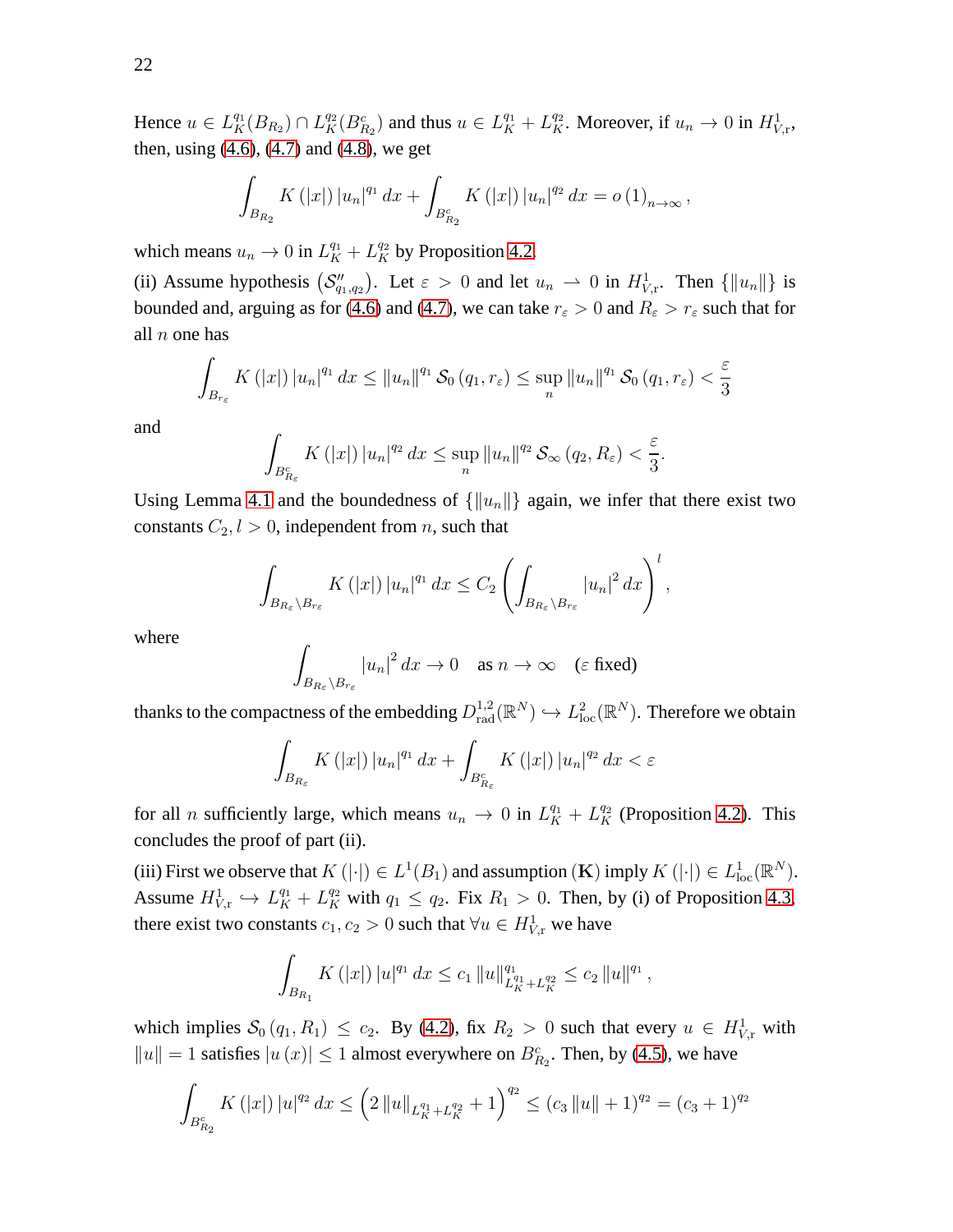Hence $u \in L_K^{q_1}(B_{R_2}) \cap L_K^{q_2}(B_{R_2}^c)$ and thus $u \in L_K^{q_1} + L_K^{q_2}$. Moreover, if $u_n \to 0$ in $H^1_{V,\mathrm{r}}$, then, using (4.6), (4.7) and (4.8), we get

$$\int_{B_{R_2}} K(|x|) |u_n|^{q_1} \, dx + \int_{B_{R_2}^c} K(|x|) |u_n|^{q_2} \, dx = o(1)_{n \to \infty},$$

which means $u_n \to 0$ in $L_K^{q_1} + L_K^{q_2}$ by Proposition 4.2.

(ii) Assume hypothesis $\left(\mathcal{S}''_{q_1,q_2}\right)$. Let $\varepsilon > 0$ and let $u_n \rightharpoonup 0$ in $H^1_{V,\mathrm{r}}$. Then $\{\|u_n\|\}$ is bounded and, arguing as for (4.6) and (4.7), we can take $r_\varepsilon > 0$ and $R_\varepsilon > r_\varepsilon$ such that for all $n$ one has

$$\int_{B_{r_\varepsilon}} K(|x|) |u_n|^{q_1} \, dx \leq \|u_n\|^{q_1} \mathcal{S}_0(q_1, r_\varepsilon) \leq \sup_n \|u_n\|^{q_1} \mathcal{S}_0(q_1, r_\varepsilon) < \frac{\varepsilon}{3}$$

and

$$\int_{B_{R_\varepsilon}^c} K(|x|) |u_n|^{q_2} \, dx \leq \sup_n \|u_n\|^{q_2} \mathcal{S}_\infty(q_2, R_\varepsilon) < \frac{\varepsilon}{3}.$$

Using Lemma 4.1 and the boundedness of $\{\|u_n\|\}$ again, we infer that there exist two constants $C_2, l > 0$, independent from $n$, such that

$$\int_{B_{R_\varepsilon} \setminus B_{r_\varepsilon}} K(|x|) |u_n|^{q_1} \, dx \leq C_2 \left( \int_{B_{R_\varepsilon} \setminus B_{r_\varepsilon}} |u_n|^2 \, dx \right)^l,$$

where

$$\int_{B_{R_\varepsilon} \setminus B_{r_\varepsilon}} |u_n|^2 \, dx \to 0 \quad \text{as } n \to \infty \quad (\varepsilon \text{ fixed})$$

thanks to the compactness of the embedding $D^{1,2}_{\mathrm{rad}}(\mathbb{R}^N) \hookrightarrow L^2_{\mathrm{loc}}(\mathbb{R}^N)$. Therefore we obtain

$$\int_{B_{R_\varepsilon}} K(|x|) |u_n|^{q_1} \, dx + \int_{B_{R_\varepsilon}^c} K(|x|) |u_n|^{q_2} \, dx < \varepsilon$$

for all $n$ sufficiently large, which means $u_n \to 0$ in $L_K^{q_1} + L_K^{q_2}$ (Proposition 4.2). This concludes the proof of part (ii).

(iii) First we observe that $K(|\cdot|) \in L^1(B_1)$ and assumption $(\mathbf{K})$ imply $K(|\cdot|) \in L^1_{\mathrm{loc}}(\mathbb{R}^N)$. Assume $H^1_{V,\mathrm{r}} \hookrightarrow L_K^{q_1} + L_K^{q_2}$ with $q_1 \leq q_2$. Fix $R_1 > 0$. Then, by (i) of Proposition 4.3, there exist two constants $c_1, c_2 > 0$ such that $\forall u \in H^1_{V,\mathrm{r}}$ we have

$$\int_{B_{R_1}} K(|x|) |u|^{q_1} \, dx \leq c_1 \|u\|^{q_1}_{L_K^{q_1} + L_K^{q_2}} \leq c_2 \|u\|^{q_1},$$

which implies $\mathcal{S}_0(q_1, R_1) \leq c_2$. By (4.2), fix $R_2 > 0$ such that every $u \in H^1_{V,\mathrm{r}}$ with $\|u\| = 1$ satisfies $|u(x)| \leq 1$ almost everywhere on $B_{R_2}^c$. Then, by (4.5), we have

$$\int_{B_{R_2}^c} K(|x|) |u|^{q_2} \, dx \leq \left( 2 \|u\|_{L_K^{q_1} + L_K^{q_2}} + 1 \right)^{q_2} \leq (c_3 \|u\| + 1)^{q_2} = (c_3 + 1)^{q_2}$$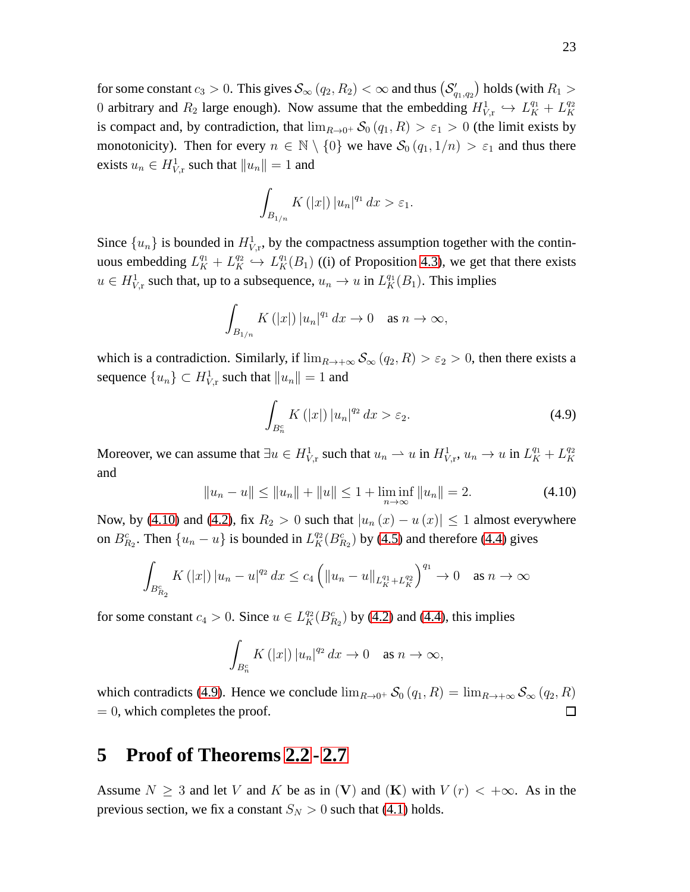for some constant $c_3 > 0$. This gives $\mathcal{S}_\infty(q_2, R_2) < \infty$ and thus $(\mathcal{S}'_{q_1,q_2})$ holds (with $R_1 > 0$ arbitrary and $R_2$ large enough). Now assume that the embedding $H^1_{V,\mathrm{r}} \hookrightarrow L^{q_1}_K + L^{q_2}_K$ is compact and, by contradiction, that $\lim_{R\to 0^+} \mathcal{S}_0(q_1, R) > \varepsilon_1 > 0$ (the limit exists by monotonicity). Then for every $n \in \mathbb{N} \setminus \{0\}$ we have $\mathcal{S}_0(q_1, 1/n) > \varepsilon_1$ and thus there exists $u_n \in H^1_{V,\mathrm{r}}$ such that $\|u_n\| = 1$ and

$$\int_{B_{1/n}} K(|x|) |u_n|^{q_1} dx > \varepsilon_1.$$

Since $\{u_n\}$ is bounded in $H^1_{V,\mathrm{r}}$, by the compactness assumption together with the continuous embedding $L^{q_1}_K + L^{q_2}_K \hookrightarrow L^{q_1}_K(B_1)$ ((i) of Proposition 4.3), we get that there exists $u \in H^1_{V,\mathrm{r}}$ such that, up to a subsequence, $u_n \to u$ in $L^{q_1}_K(B_1)$. This implies

$$\int_{B_{1/n}} K(|x|) |u_n|^{q_1} dx \to 0 \quad \text{as } n \to \infty,$$

which is a contradiction. Similarly, if $\lim_{R\to+\infty} \mathcal{S}_\infty(q_2, R) > \varepsilon_2 > 0$, then there exists a sequence $\{u_n\} \subset H^1_{V,\mathrm{r}}$ such that $\|u_n\| = 1$ and

$$\int_{B_n^c} K(|x|) |u_n|^{q_2} dx > \varepsilon_2. \tag{4.9}$$

Moreover, we can assume that $\exists u \in H^1_{V,\mathrm{r}}$ such that $u_n \rightharpoonup u$ in $H^1_{V,\mathrm{r}}$, $u_n \to u$ in $L^{q_1}_K + L^{q_2}_K$ and

$$\|u_n - u\| \leq \|u_n\| + \|u\| \leq 1 + \liminf_{n\to\infty} \|u_n\| = 2. \tag{4.10}$$

Now, by (4.10) and (4.2), fix $R_2 > 0$ such that $|u_n(x) - u(x)| \leq 1$ almost everywhere on $B^c_{R_2}$. Then $\{u_n - u\}$ is bounded in $L^{q_2}_K(B^c_{R_2})$ by (4.5) and therefore (4.4) gives

$$\int_{B^c_{R_2}} K(|x|) |u_n - u|^{q_2} dx \leq c_4 \left( \|u_n - u\|_{L^{q_1}_K + L^{q_2}_K} \right)^{q_1} \to 0 \quad \text{as } n \to \infty$$

for some constant $c_4 > 0$. Since $u \in L^{q_2}_K(B^c_{R_2})$ by (4.2) and (4.4), this implies

$$\int_{B_n^c} K(|x|) |u_n|^{q_2} dx \to 0 \quad \text{as } n \to \infty,$$

which contradicts (4.9). Hence we conclude $\lim_{R\to 0^+} \mathcal{S}_0(q_1, R) = \lim_{R\to+\infty} \mathcal{S}_\infty(q_2, R) = 0$, which completes the proof. ☐

# 5 Proof of Theorems 2.2 - 2.7

Assume $N \geq 3$ and let $V$ and $K$ be as in $(\mathbf{V})$ and $(\mathbf{K})$ with $V(r) < +\infty$. As in the previous section, we fix a constant $S_N > 0$ such that (4.1) holds.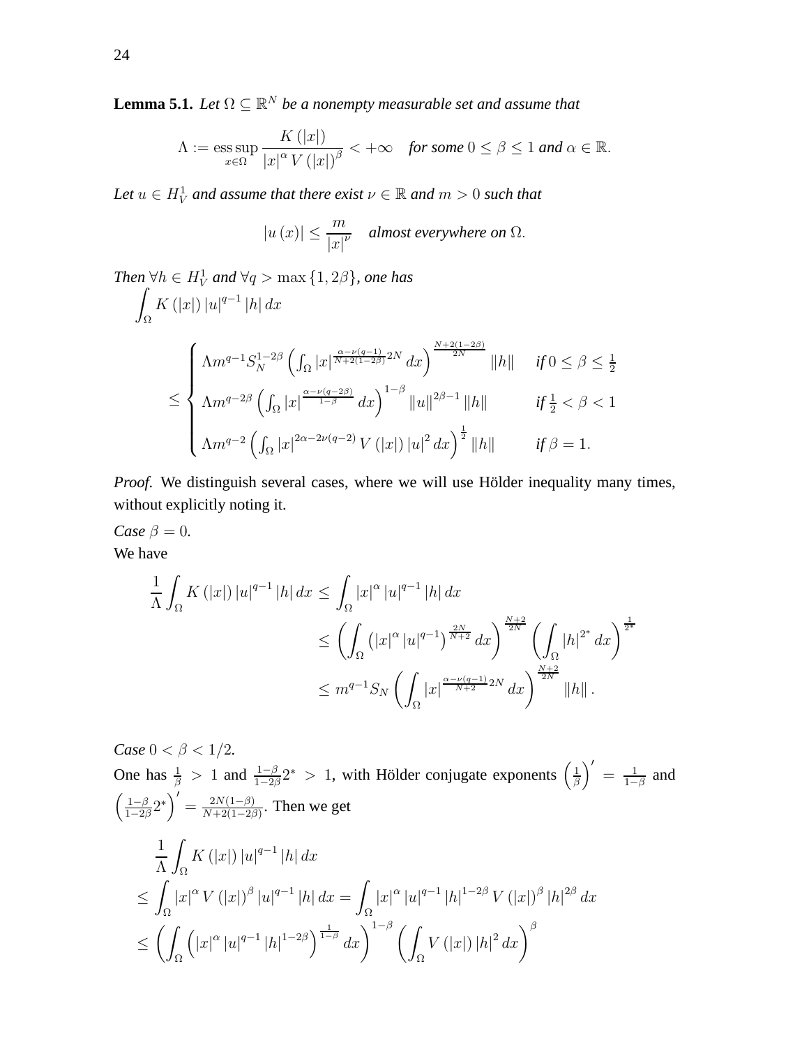**Lemma 5.1.** *Let $\Omega \subseteq \mathbb{R}^N$ be a nonempty measurable set and assume that*

$$\Lambda := \operatorname*{ess\,sup}_{x\in\Omega} \frac{K(|x|)}{|x|^\alpha V(|x|)^\beta} < +\infty \quad \textit{for some } 0 \leq \beta \leq 1 \textit{ and } \alpha \in \mathbb{R}.$$

*Let $u \in H^1_V$ and assume that there exist $\nu \in \mathbb{R}$ and $m > 0$ such that*

$$|u(x)| \leq \frac{m}{|x|^\nu} \quad \textit{almost everywhere on } \Omega.$$

*Then $\forall h \in H^1_V$ and $\forall q > \max\{1, 2\beta\}$, one has*

$$\int_\Omega K(|x|)\,|u|^{q-1}|h|\,dx$$

$$\leq \begin{cases} \Lambda m^{q-1} S_N^{1-2\beta} \left(\int_\Omega |x|^{\frac{\alpha-\nu(q-1)}{N+2(1-2\beta)}2N}\,dx\right)^{\frac{N+2(1-2\beta)}{2N}} \|h\| & \textit{if } 0 \leq \beta \leq \frac{1}{2} \\ \Lambda m^{q-2\beta} \left(\int_\Omega |x|^{\frac{\alpha-\nu(q-2\beta)}{1-\beta}}\,dx\right)^{1-\beta} \|u\|^{2\beta-1}\|h\| & \textit{if } \frac{1}{2} < \beta < 1 \\ \Lambda m^{q-2} \left(\int_\Omega |x|^{2\alpha-2\nu(q-2)} V(|x|)\,|u|^2\,dx\right)^{\frac{1}{2}} \|h\| & \textit{if } \beta = 1. \end{cases}$$

*Proof.* We distinguish several cases, where we will use Hölder inequality many times, without explicitly noting it.

*Case* $\beta = 0$.

We have

$$\begin{aligned} \frac{1}{\Lambda}\int_\Omega K(|x|)\,|u|^{q-1}|h|\,dx &\leq \int_\Omega |x|^\alpha |u|^{q-1}|h|\,dx \\ &\leq \left(\int_\Omega \left(|x|^\alpha |u|^{q-1}\right)^{\frac{2N}{N+2}} dx\right)^{\frac{N+2}{2N}} \left(\int_\Omega |h|^{2^*} dx\right)^{\frac{1}{2^*}} \\ &\leq m^{q-1} S_N \left(\int_\Omega |x|^{\frac{\alpha-\nu(q-1)}{N+2}2N}\,dx\right)^{\frac{N+2}{2N}} \|h\|. \end{aligned}$$

*Case* $0 < \beta < 1/2$.

One has $\frac{1}{\beta} > 1$ and $\frac{1-\beta}{1-2\beta}2^* > 1$, with Hölder conjugate exponents $\left(\frac{1}{\beta}\right)' = \frac{1}{1-\beta}$ and $\left(\frac{1-\beta}{1-2\beta}2^*\right)' = \frac{2N(1-\beta)}{N+2(1-2\beta)}$. Then we get

$$\begin{aligned} &\frac{1}{\Lambda}\int_\Omega K(|x|)\,|u|^{q-1}|h|\,dx \\ &\leq \int_\Omega |x|^\alpha V(|x|)^\beta |u|^{q-1}|h|\,dx = \int_\Omega |x|^\alpha |u|^{q-1}|h|^{1-2\beta} V(|x|)^\beta |h|^{2\beta}\,dx \\ &\leq \left(\int_\Omega \left(|x|^\alpha |u|^{q-1}|h|^{1-2\beta}\right)^{\frac{1}{1-\beta}} dx\right)^{1-\beta} \left(\int_\Omega V(|x|)\,|h|^2\,dx\right)^\beta \end{aligned}$$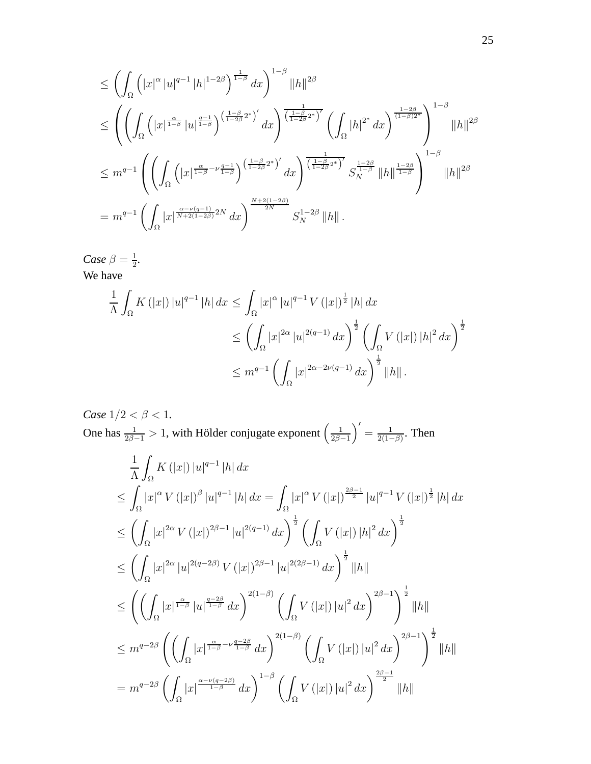$$
\begin{aligned}
&\leq \left( \int_{\Omega} \left( |x|^{\alpha} |u|^{q-1} |h|^{1-2\beta} \right)^{\frac{1}{1-\beta}} dx \right)^{1-\beta} \|h\|^{2\beta} \\
&\leq \left( \left( \int_{\Omega} \left( |x|^{\frac{\alpha}{1-\beta}} |u|^{\frac{q-1}{1-\beta}} \right)^{\left(\frac{1-\beta}{1-2\beta}2^*\right)'} dx \right)^{\frac{1}{\left(\frac{1-\beta}{1-2\beta}2^*\right)'}} \left( \int_{\Omega} |h|^{2^*} dx \right)^{\frac{1-2\beta}{(1-\beta)2^*}} \right)^{1-\beta} \|h\|^{2\beta} \\
&\leq m^{q-1} \left( \left( \int_{\Omega} \left( |x|^{\frac{\alpha}{1-\beta} - \nu \frac{q-1}{1-\beta}} \right)^{\left(\frac{1-\beta}{1-2\beta}2^*\right)'} dx \right)^{\frac{1}{\left(\frac{1-\beta}{1-2\beta}2^*\right)'}} S_N^{\frac{1-2\beta}{1-\beta}} \|h\|^{\frac{1-2\beta}{1-\beta}} \right)^{1-\beta} \|h\|^{2\beta} \\
&= m^{q-1} \left( \int_{\Omega} |x|^{\frac{\alpha - \nu(q-1)}{N+2(1-2\beta)} 2N} dx \right)^{\frac{N+2(1-2\beta)}{2N}} S_N^{1-2\beta} \|h\|.
\end{aligned}
$$

*Case* $\beta = \frac{1}{2}$.
We have

$$
\begin{aligned}
\frac{1}{\Lambda} \int_{\Omega} K(|x|) |u|^{q-1} |h| \, dx &\leq \int_{\Omega} |x|^{\alpha} |u|^{q-1} V(|x|)^{\frac{1}{2}} |h| \, dx \\
&\leq \left( \int_{\Omega} |x|^{2\alpha} |u|^{2(q-1)} dx \right)^{\frac{1}{2}} \left( \int_{\Omega} V(|x|) |h|^2 dx \right)^{\frac{1}{2}} \\
&\leq m^{q-1} \left( \int_{\Omega} |x|^{2\alpha - 2\nu(q-1)} dx \right)^{\frac{1}{2}} \|h\|.
\end{aligned}
$$

*Case* $1/2 < \beta < 1$.
One has $\frac{1}{2\beta-1} > 1$, with Hölder conjugate exponent $\left(\frac{1}{2\beta-1}\right)' = \frac{1}{2(1-\beta)}$. Then

$$
\begin{aligned}
&\frac{1}{\Lambda} \int_{\Omega} K(|x|) |u|^{q-1} |h| \, dx \\
&\leq \int_{\Omega} |x|^{\alpha} V(|x|)^{\beta} |u|^{q-1} |h| \, dx = \int_{\Omega} |x|^{\alpha} V(|x|)^{\frac{2\beta-1}{2}} |u|^{q-1} V(|x|)^{\frac{1}{2}} |h| \, dx \\
&\leq \left( \int_{\Omega} |x|^{2\alpha} V(|x|)^{2\beta-1} |u|^{2(q-1)} dx \right)^{\frac{1}{2}} \left( \int_{\Omega} V(|x|) |h|^2 dx \right)^{\frac{1}{2}} \\
&\leq \left( \int_{\Omega} |x|^{2\alpha} |u|^{2(q-2\beta)} V(|x|)^{2\beta-1} |u|^{2(2\beta-1)} dx \right)^{\frac{1}{2}} \|h\| \\
&\leq \left( \left( \int_{\Omega} |x|^{\frac{\alpha}{1-\beta}} |u|^{\frac{q-2\beta}{1-\beta}} dx \right)^{2(1-\beta)} \left( \int_{\Omega} V(|x|) |u|^2 dx \right)^{2\beta-1} \right)^{\frac{1}{2}} \|h\| \\
&\leq m^{q-2\beta} \left( \left( \int_{\Omega} |x|^{\frac{\alpha}{1-\beta} - \nu \frac{q-2\beta}{1-\beta}} dx \right)^{2(1-\beta)} \left( \int_{\Omega} V(|x|) |u|^2 dx \right)^{2\beta-1} \right)^{\frac{1}{2}} \|h\| \\
&= m^{q-2\beta} \left( \int_{\Omega} |x|^{\frac{\alpha - \nu(q-2\beta)}{1-\beta}} dx \right)^{1-\beta} \left( \int_{\Omega} V(|x|) |u|^2 dx \right)^{\frac{2\beta-1}{2}} \|h\|
\end{aligned}
$$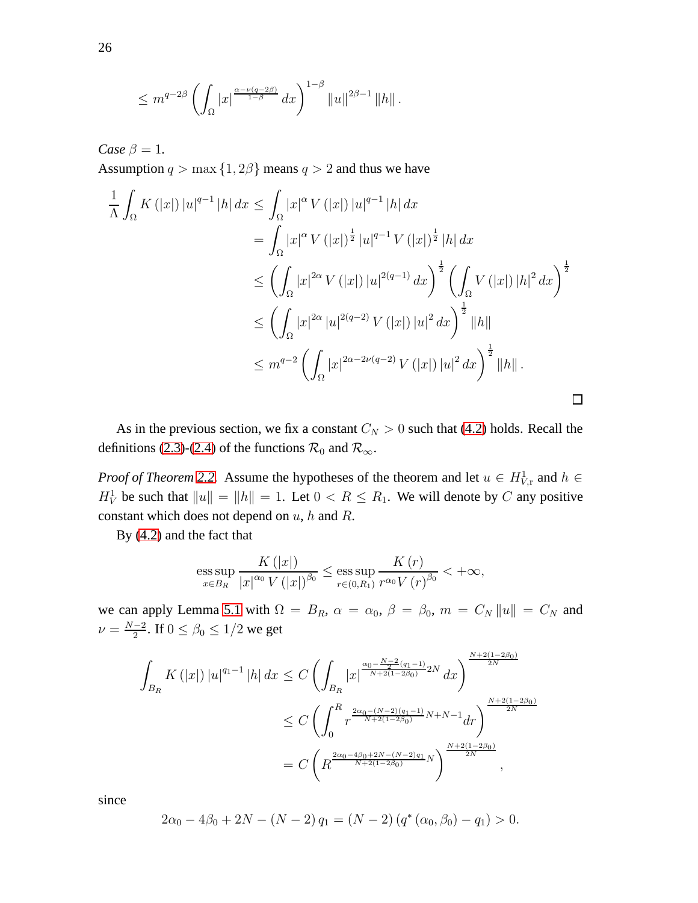$$
\leq m^{q-2\beta} \left( \int_{\Omega} |x|^{\frac{\alpha - \nu(q-2\beta)}{1-\beta}} \, dx \right)^{1-\beta} \|u\|^{2\beta - 1} \|h\| .
$$

*Case* $\beta = 1$.

Assumption $q > \max\{1, 2\beta\}$ means $q > 2$ and thus we have

$$
\begin{aligned}
\frac{1}{\Lambda} \int_{\Omega} K(|x|) |u|^{q-1} |h| \, dx &\leq \int_{\Omega} |x|^{\alpha} V(|x|) |u|^{q-1} |h| \, dx \\
&= \int_{\Omega} |x|^{\alpha} V(|x|)^{\frac{1}{2}} |u|^{q-1} V(|x|)^{\frac{1}{2}} |h| \, dx \\
&\leq \left( \int_{\Omega} |x|^{2\alpha} V(|x|) |u|^{2(q-1)} \, dx \right)^{\frac{1}{2}} \left( \int_{\Omega} V(|x|) |h|^2 \, dx \right)^{\frac{1}{2}} \\
&\leq \left( \int_{\Omega} |x|^{2\alpha} |u|^{2(q-2)} V(|x|) |u|^2 \, dx \right)^{\frac{1}{2}} \|h\| \\
&\leq m^{q-2} \left( \int_{\Omega} |x|^{2\alpha - 2\nu(q-2)} V(|x|) |u|^2 \, dx \right)^{\frac{1}{2}} \|h\| .
\end{aligned}
$$

□

As in the previous section, we fix a constant $C_N > 0$ such that (4.2) holds. Recall the definitions (2.3)-(2.4) of the functions $\mathcal{R}_0$ and $\mathcal{R}_\infty$.

*Proof of Theorem 2.2.* Assume the hypotheses of the theorem and let $u \in H^1_{V,\mathrm{r}}$ and $h \in H^1_V$ be such that $\|u\| = \|h\| = 1$. Let $0 < R \leq R_1$. We will denote by $C$ any positive constant which does not depend on $u$, $h$ and $R$.

By (4.2) and the fact that

$$
\operatorname*{ess\,sup}_{x \in B_R} \frac{K(|x|)}{|x|^{\alpha_0} V(|x|)^{\beta_0}} \leq \operatorname*{ess\,sup}_{r \in (0, R_1)} \frac{K(r)}{r^{\alpha_0} V(r)^{\beta_0}} < +\infty,
$$

we can apply Lemma 5.1 with $\Omega = B_R$, $\alpha = \alpha_0$, $\beta = \beta_0$, $m = C_N \|u\| = C_N$ and $\nu = \frac{N-2}{2}$. If $0 \leq \beta_0 \leq 1/2$ we get

$$
\begin{aligned}
\int_{B_R} K(|x|) |u|^{q_1 - 1} |h| \, dx &\leq C \left( \int_{B_R} |x|^{\frac{\alpha_0 - \frac{N-2}{2}(q_1 - 1)}{N + 2(1 - 2\beta_0)} 2N} \, dx \right)^{\frac{N + 2(1-2\beta_0)}{2N}} \\
&\leq C \left( \int_0^R r^{\frac{2\alpha_0 - (N-2)(q_1 - 1)}{N + 2(1-2\beta_0)} N + N - 1} dr \right)^{\frac{N + 2(1-2\beta_0)}{2N}} \\
&= C \left( R^{\frac{2\alpha_0 - 4\beta_0 + 2N - (N-2) q_1}{N + 2(1 - 2\beta_0)} N} \right)^{\frac{N + 2(1-2\beta_0)}{2N}},
\end{aligned}
$$

since

$$
2\alpha_0 - 4\beta_0 + 2N - (N-2) q_1 = (N-2) \left( q^*(\alpha_0, \beta_0) - q_1 \right) > 0.
$$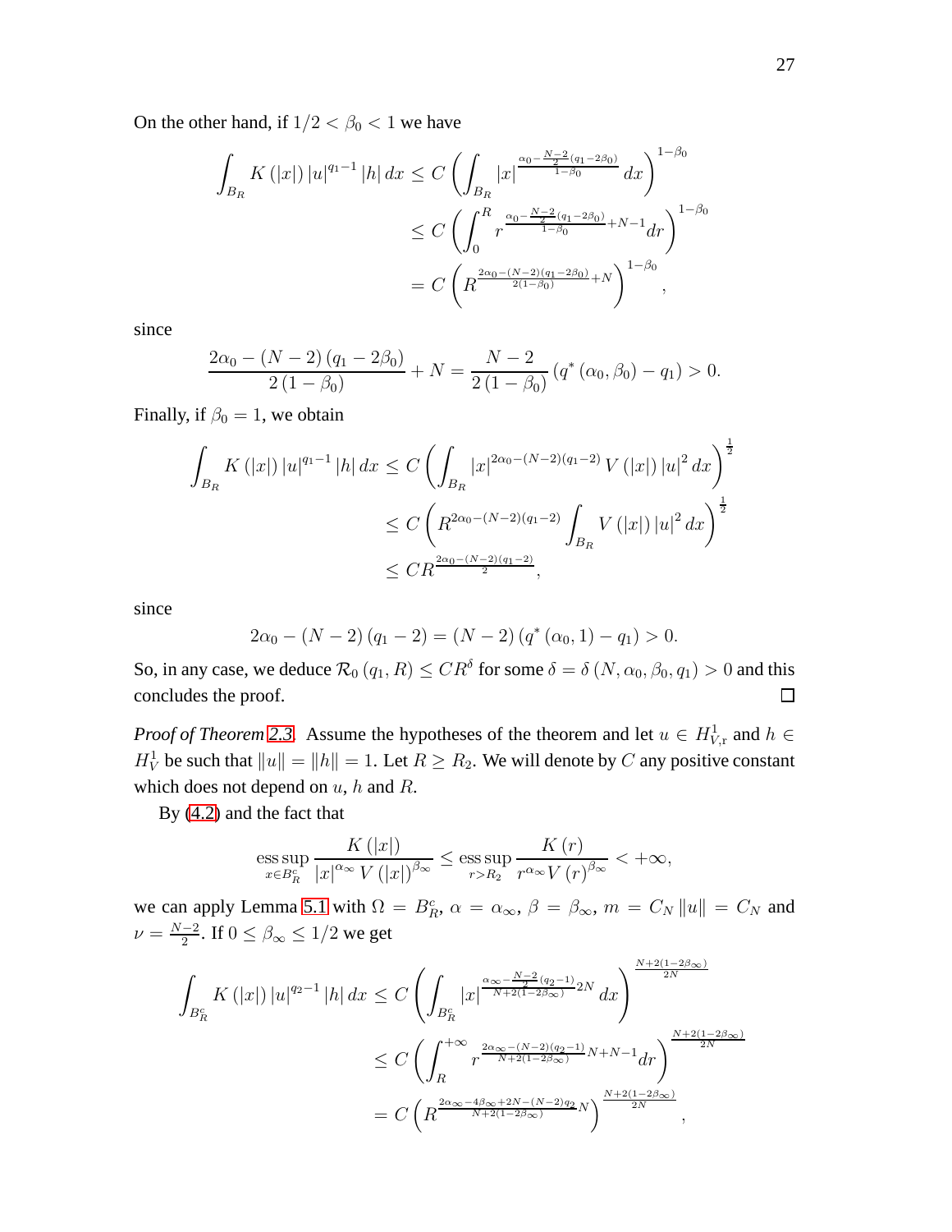On the other hand, if $1/2 < \beta_0 < 1$ we have

$$
\begin{aligned}
\int_{B_R} K(|x|)\, |u|^{q_1-1} |h|\, dx &\leq C \left( \int_{B_R} |x|^{\frac{\alpha_0 - \frac{N-2}{2}(q_1 - 2\beta_0)}{1-\beta_0}} dx \right)^{1-\beta_0} \\
&\leq C \left( \int_0^R r^{\frac{\alpha_0 - \frac{N-2}{2}(q_1-2\beta_0)}{1-\beta_0} + N - 1} dr \right)^{1-\beta_0} \\
&= C \left( R^{\frac{2\alpha_0 - (N-2)(q_1 - 2\beta_0)}{2(1-\beta_0)} + N} \right)^{1-\beta_0},
\end{aligned}
$$

since

$$
\frac{2\alpha_0 - (N-2)(q_1 - 2\beta_0)}{2(1-\beta_0)} + N = \frac{N-2}{2(1-\beta_0)} \left( q^*(\alpha_0, \beta_0) - q_1 \right) > 0.
$$

Finally, if $\beta_0 = 1$, we obtain

$$
\begin{aligned}
\int_{B_R} K(|x|)\, |u|^{q_1-1} |h|\, dx &\leq C \left( \int_{B_R} |x|^{2\alpha_0 - (N-2)(q_1-2)} V(|x|)\, |u|^2\, dx \right)^{\frac{1}{2}} \\
&\leq C \left( R^{2\alpha_0 - (N-2)(q_1-2)} \int_{B_R} V(|x|)\, |u|^2\, dx \right)^{\frac{1}{2}} \\
&\leq C R^{\frac{2\alpha_0 - (N-2)(q_1-2)}{2}},
\end{aligned}
$$

since

$$
2\alpha_0 - (N-2)(q_1 - 2) = (N-2)\left( q^*(\alpha_0, 1) - q_1 \right) > 0.
$$

So, in any case, we deduce $\mathcal{R}_0(q_1, R) \leq C R^\delta$ for some $\delta = \delta(N, \alpha_0, \beta_0, q_1) > 0$ and this concludes the proof. □

*Proof of Theorem 2.3.* Assume the hypotheses of the theorem and let $u \in H^1_{V,\mathrm{r}}$ and $h \in H^1_V$ be such that $\|u\| = \|h\| = 1$. Let $R \geq R_2$. We will denote by $C$ any positive constant which does not depend on $u$, $h$ and $R$.

By (4.2) and the fact that

$$
\operatorname*{ess\,sup}_{x \in B_R^c} \frac{K(|x|)}{|x|^{\alpha_\infty} V(|x|)^{\beta_\infty}} \leq \operatorname*{ess\,sup}_{r > R_2} \frac{K(r)}{r^{\alpha_\infty} V(r)^{\beta_\infty}} < +\infty,
$$

we can apply Lemma 5.1 with $\Omega = B_R^c$, $\alpha = \alpha_\infty$, $\beta = \beta_\infty$, $m = C_N \|u\| = C_N$ and $\nu = \frac{N-2}{2}$. If $0 \leq \beta_\infty \leq 1/2$ we get

$$
\begin{aligned}
\int_{B_R^c} K(|x|)\, |u|^{q_2-1} |h|\, dx &\leq C \left( \int_{B_R^c} |x|^{\frac{\alpha_\infty - \frac{N-2}{2}(q_2-1)}{N+2(1-2\beta_\infty)} 2N} dx \right)^{\frac{N+2(1-2\beta_\infty)}{2N}} \\
&\leq C \left( \int_R^{+\infty} r^{\frac{2\alpha_\infty - (N-2)(q_2-1)}{N+2(1-2\beta_\infty)} N + N - 1} dr \right)^{\frac{N+2(1-2\beta_\infty)}{2N}} \\
&= C \left( R^{\frac{2\alpha_\infty - 4\beta_\infty + 2N - (N-2)q_2}{N+2(1-2\beta_\infty)} N} \right)^{\frac{N+2(1-2\beta_\infty)}{2N}},
\end{aligned}
$$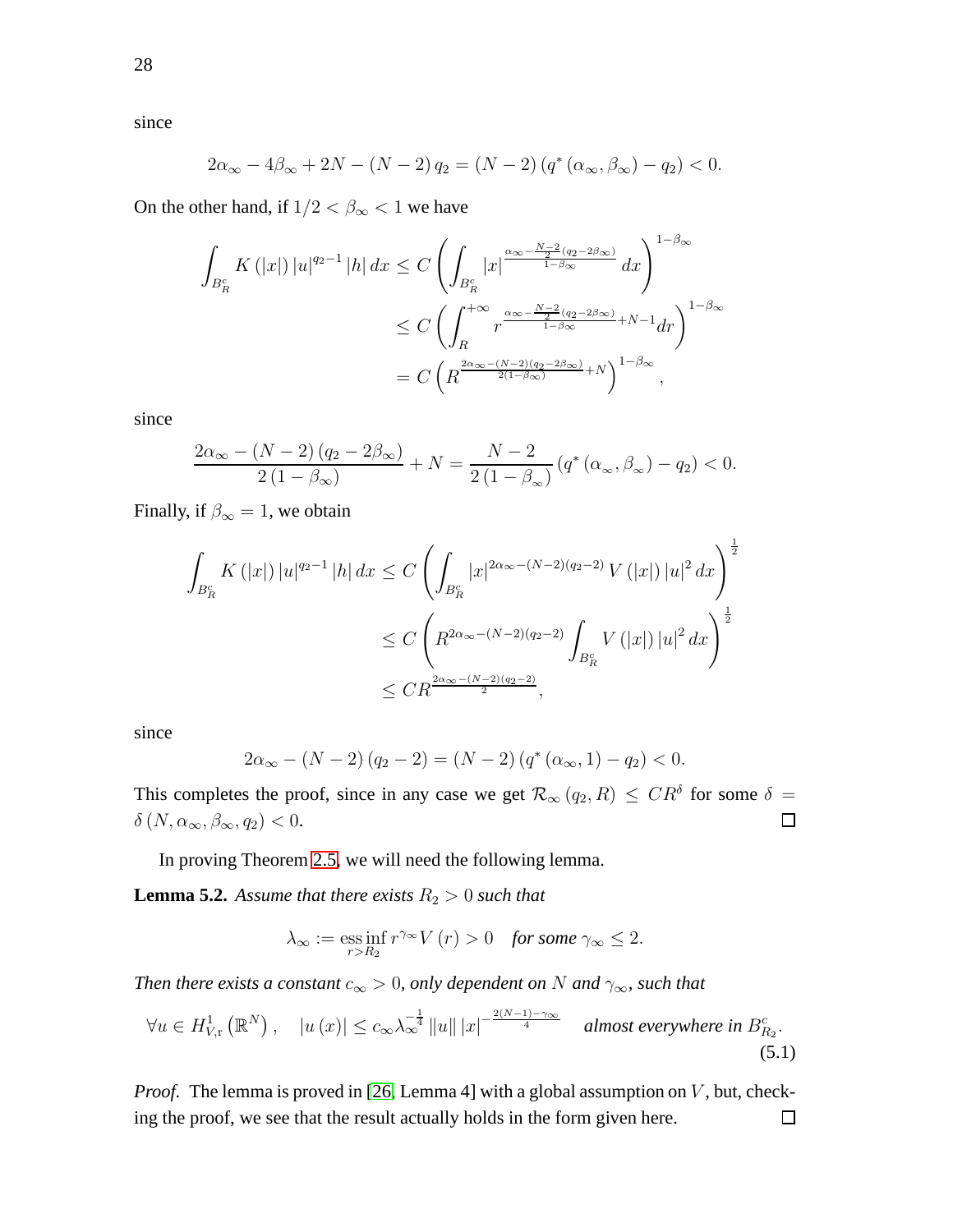since

$$2\alpha_\infty - 4\beta_\infty + 2N - (N-2)\,q_2 = (N-2)\left(q^*\left(\alpha_\infty, \beta_\infty\right) - q_2\right) < 0.$$

On the other hand, if $1/2 < \beta_\infty < 1$ we have

$$\begin{aligned}
\int_{B_R^c} K\left(|x|\right)|u|^{q_2-1}|h|\,dx &\leq C\left(\int_{B_R^c} |x|^{\frac{\alpha_\infty - \frac{N-2}{2}(q_2 - 2\beta_\infty)}{1-\beta_\infty}}\,dx\right)^{1-\beta_\infty} \\
&\leq C\left(\int_R^{+\infty} r^{\frac{\alpha_\infty - \frac{N-2}{2}(q_2-2\beta_\infty)}{1-\beta_\infty}+N-1} dr\right)^{1-\beta_\infty} \\
&= C\left(R^{\frac{2\alpha_\infty - (N-2)(q_2-2\beta_\infty)}{2(1-\beta_\infty)}+N}\right)^{1-\beta_\infty},
\end{aligned}$$

since

$$\frac{2\alpha_\infty - (N-2)\left(q_2 - 2\beta_\infty\right)}{2\left(1-\beta_\infty\right)} + N = \frac{N-2}{2\left(1-\beta_\infty\right)}\left(q^*\left(\alpha_\infty, \beta_\infty\right) - q_2\right) < 0.$$

Finally, if $\beta_\infty = 1$, we obtain

$$\begin{aligned}
\int_{B_R^c} K\left(|x|\right)|u|^{q_2-1}|h|\,dx &\leq C\left(\int_{B_R^c} |x|^{2\alpha_\infty - (N-2)(q_2-2)}\,V\left(|x|\right)|u|^2\,dx\right)^{\frac{1}{2}} \\
&\leq C\left(R^{2\alpha_\infty - (N-2)(q_2-2)}\int_{B_R^c} V\left(|x|\right)|u|^2\,dx\right)^{\frac{1}{2}} \\
&\leq C R^{\frac{2\alpha_\infty - (N-2)(q_2-2)}{2}},
\end{aligned}$$

since

$$2\alpha_\infty - (N-2)\left(q_2 - 2\right) = (N-2)\left(q^*\left(\alpha_\infty, 1\right) - q_2\right) < 0.$$

This completes the proof, since in any case we get $\mathcal{R}_\infty\left(q_2, R\right) \leq CR^\delta$ for some $\delta = \delta\left(N, \alpha_\infty, \beta_\infty, q_2\right) < 0$. ◻

In proving Theorem 2.5, we will need the following lemma.

**Lemma 5.2.** *Assume that there exists $R_2 > 0$ such that*

$$\lambda_\infty := \operatorname*{ess\,inf}_{r>R_2} r^{\gamma_\infty} V\left(r\right) > 0 \quad \textit{for some } \gamma_\infty \leq 2.$$

*Then there exists a constant $c_\infty > 0$, only dependent on $N$ and $\gamma_\infty$, such that*

$$\forall u \in H^1_{V,\mathrm{r}}\left(\mathbb{R}^N\right), \quad \left|u\left(x\right)\right| \leq c_\infty \lambda_\infty^{-\frac{1}{4}}\left\|u\right\|\left|x\right|^{-\frac{2(N-1)-\gamma_\infty}{4}} \quad \textit{almost everywhere in } B_{R_2}^c. \tag{5.1}$$

*Proof.* The lemma is proved in [26, Lemma 4] with a global assumption on $V$, but, checking the proof, we see that the result actually holds in the form given here. ◻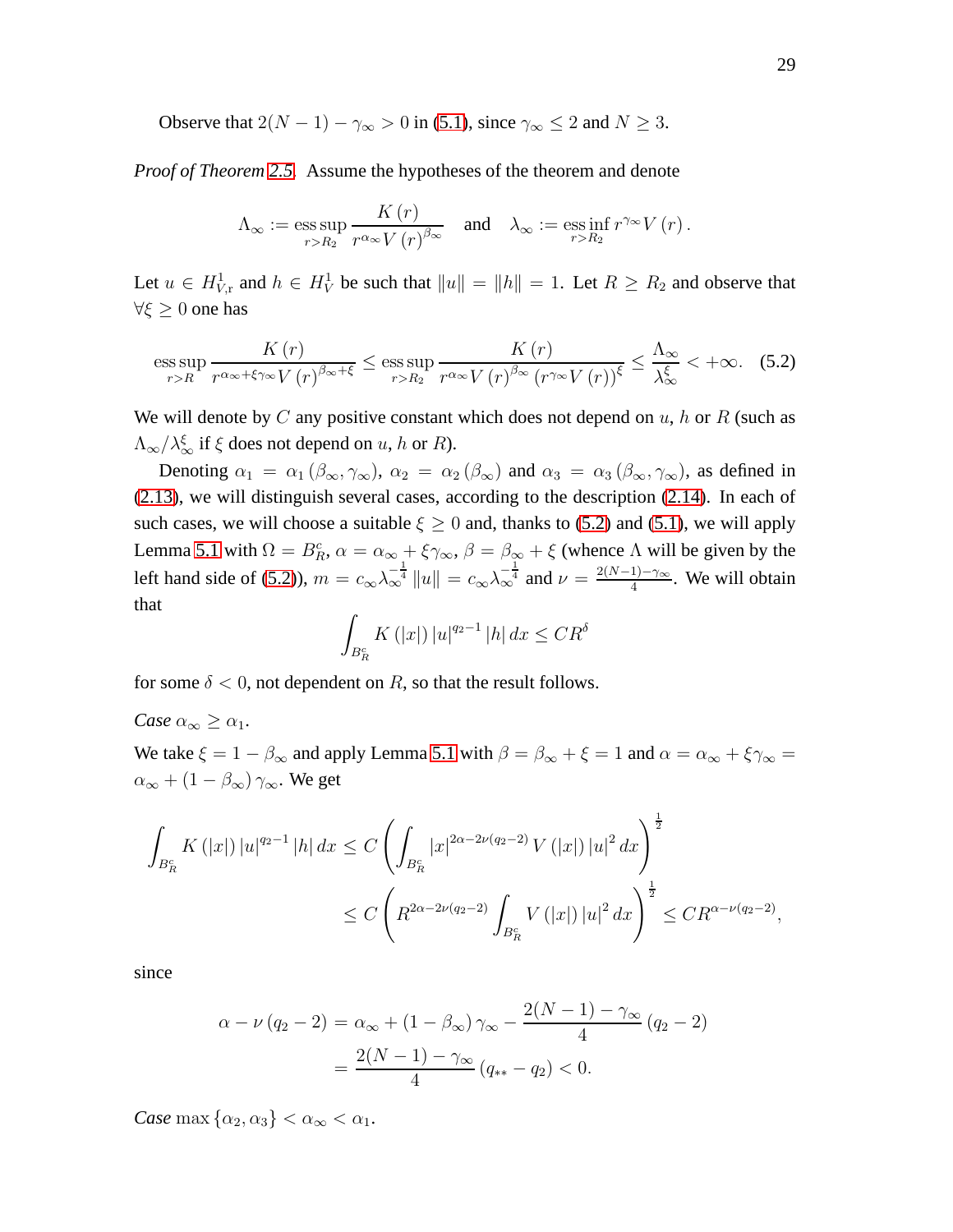Observe that $2(N-1)-\gamma_\infty > 0$ in (5.1), since $\gamma_\infty \leq 2$ and $N \geq 3$.

*Proof of Theorem 2.5.* Assume the hypotheses of the theorem and denote

$$\Lambda_\infty := \operatorname*{ess\,sup}_{r>R_2} \frac{K(r)}{r^{\alpha_\infty} V(r)^{\beta_\infty}} \quad \text{and} \quad \lambda_\infty := \operatorname*{ess\,inf}_{r>R_2} r^{\gamma_\infty} V(r).$$

Let $u \in H^1_{V,\mathrm{r}}$ and $h \in H^1_V$ be such that $\|u\| = \|h\| = 1$. Let $R \geq R_2$ and observe that $\forall \xi \geq 0$ one has

$$\operatorname*{ess\,sup}_{r>R} \frac{K(r)}{r^{\alpha_\infty + \xi\gamma_\infty} V(r)^{\beta_\infty + \xi}} \leq \operatorname*{ess\,sup}_{r>R_2} \frac{K(r)}{r^{\alpha_\infty} V(r)^{\beta_\infty} \left(r^{\gamma_\infty} V(r)\right)^{\xi}} \leq \frac{\Lambda_\infty}{\lambda_\infty^{\xi}} < +\infty. \tag{5.2}$$

We will denote by $C$ any positive constant which does not depend on $u$, $h$ or $R$ (such as $\Lambda_\infty / \lambda_\infty^{\xi}$ if $\xi$ does not depend on $u$, $h$ or $R$).

Denoting $\alpha_1 = \alpha_1(\beta_\infty, \gamma_\infty)$, $\alpha_2 = \alpha_2(\beta_\infty)$ and $\alpha_3 = \alpha_3(\beta_\infty, \gamma_\infty)$, as defined in (2.13), we will distinguish several cases, according to the description (2.14). In each of such cases, we will choose a suitable $\xi \geq 0$ and, thanks to (5.2) and (5.1), we will apply Lemma 5.1 with $\Omega = B_R^c$, $\alpha = \alpha_\infty + \xi\gamma_\infty$, $\beta = \beta_\infty + \xi$ (whence $\Lambda$ will be given by the left hand side of (5.2)), $m = c_\infty \lambda_\infty^{-\frac{1}{4}} \|u\| = c_\infty \lambda_\infty^{-\frac{1}{4}}$ and $\nu = \frac{2(N-1)-\gamma_\infty}{4}$. We will obtain that

$$\int_{B_R^c} K(|x|) |u|^{q_2 - 1} |h| \, dx \leq C R^{\delta}$$

for some $\delta < 0$, not dependent on $R$, so that the result follows.

*Case* $\alpha_\infty \geq \alpha_1$.

We take $\xi = 1 - \beta_\infty$ and apply Lemma 5.1 with $\beta = \beta_\infty + \xi = 1$ and $\alpha = \alpha_\infty + \xi\gamma_\infty = \alpha_\infty + (1-\beta_\infty)\gamma_\infty$. We get

$$\begin{aligned}
\int_{B_R^c} K(|x|) |u|^{q_2 - 1} |h| \, dx &\leq C \left( \int_{B_R^c} |x|^{2\alpha - 2\nu(q_2 - 2)} V(|x|) |u|^2 \, dx \right)^{\frac{1}{2}} \\
&\leq C \left( R^{2\alpha - 2\nu(q_2 - 2)} \int_{B_R^c} V(|x|) |u|^2 \, dx \right)^{\frac{1}{2}} \leq C R^{\alpha - \nu(q_2 - 2)},
\end{aligned}$$

since

$$\begin{aligned}
\alpha - \nu(q_2 - 2) &= \alpha_\infty + (1-\beta_\infty)\gamma_\infty - \frac{2(N-1)-\gamma_\infty}{4}(q_2 - 2) \\
&= \frac{2(N-1)-\gamma_\infty}{4}(q_{**} - q_2) < 0.
\end{aligned}$$

*Case* $\max\{\alpha_2, \alpha_3\} < \alpha_\infty < \alpha_1$.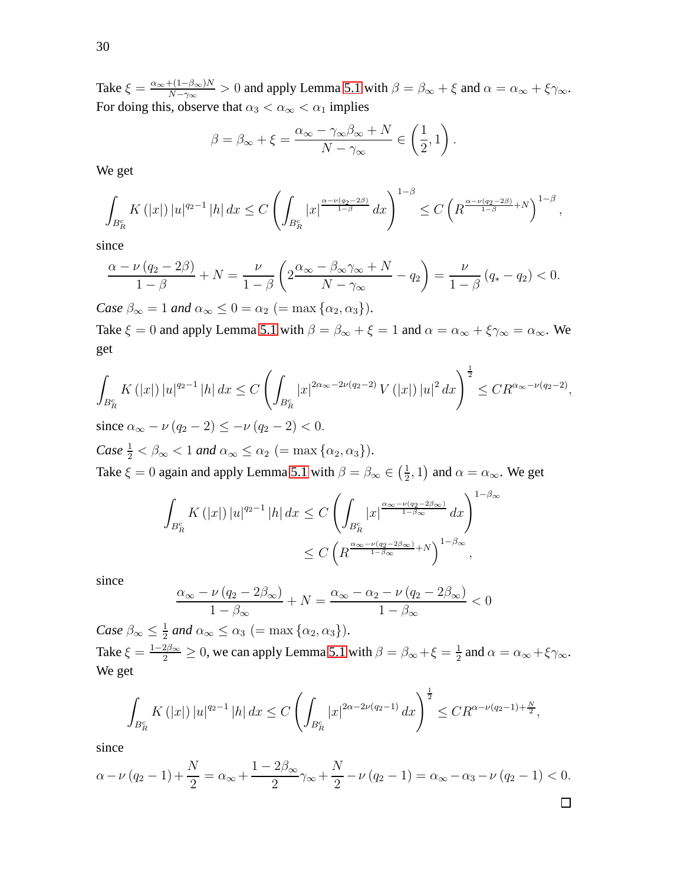Take $\xi = \frac{\alpha_\infty + (1-\beta_\infty)N}{N-\gamma_\infty} > 0$ and apply Lemma 5.1 with $\beta = \beta_\infty + \xi$ and $\alpha = \alpha_\infty + \xi\gamma_\infty$. For doing this, observe that $\alpha_3 < \alpha_\infty < \alpha_1$ implies

$$\beta = \beta_\infty + \xi = \frac{\alpha_\infty - \gamma_\infty \beta_\infty + N}{N - \gamma_\infty} \in \left(\frac{1}{2}, 1\right).$$

We get

$$\int_{B_R^c} K(|x|) |u|^{q_2 - 1} |h| \, dx \leq C \left( \int_{B_R^c} |x|^{\frac{\alpha - \nu(q_2 - 2\beta)}{1-\beta}} \, dx \right)^{1-\beta} \leq C \left( R^{\frac{\alpha - \nu(q_2 - 2\beta)}{1-\beta} + N} \right)^{1-\beta},$$

since

$$\frac{\alpha - \nu(q_2 - 2\beta)}{1-\beta} + N = \frac{\nu}{1-\beta}\left( 2\frac{\alpha_\infty - \beta_\infty \gamma_\infty + N}{N - \gamma_\infty} - q_2 \right) = \frac{\nu}{1-\beta}(q_* - q_2) < 0.$$

*Case* $\beta_\infty = 1$ *and* $\alpha_\infty \leq 0 = \alpha_2$ $(= \max\{\alpha_2, \alpha_3\})$.

Take $\xi = 0$ and apply Lemma 5.1 with $\beta = \beta_\infty + \xi = 1$ and $\alpha = \alpha_\infty + \xi\gamma_\infty = \alpha_\infty$. We get

$$\int_{B_R^c} K(|x|) |u|^{q_2 - 1} |h| \, dx \leq C \left( \int_{B_R^c} |x|^{2\alpha_\infty - 2\nu(q_2 - 2)} V(|x|) |u|^2 \, dx \right)^{\frac{1}{2}} \leq C R^{\alpha_\infty - \nu(q_2 - 2)},$$

since $\alpha_\infty - \nu(q_2 - 2) \leq -\nu(q_2 - 2) < 0$.

*Case* $\frac{1}{2} < \beta_\infty < 1$ *and* $\alpha_\infty \leq \alpha_2$ $(= \max\{\alpha_2, \alpha_3\})$.

Take $\xi = 0$ again and apply Lemma 5.1 with $\beta = \beta_\infty \in \left(\frac{1}{2}, 1\right)$ and $\alpha = \alpha_\infty$. We get

$$\begin{aligned} \int_{B_R^c} K(|x|) |u|^{q_2 - 1} |h| \, dx &\leq C \left( \int_{B_R^c} |x|^{\frac{\alpha_\infty - \nu(q_2 - 2\beta_\infty)}{1-\beta_\infty}} \, dx \right)^{1-\beta_\infty} \\ &\leq C \left( R^{\frac{\alpha_\infty - \nu(q_2 - 2\beta_\infty)}{1-\beta_\infty} + N} \right)^{1-\beta_\infty}, \end{aligned}$$

since

$$\frac{\alpha_\infty - \nu(q_2 - 2\beta_\infty)}{1-\beta_\infty} + N = \frac{\alpha_\infty - \alpha_2 - \nu(q_2 - 2\beta_\infty)}{1-\beta_\infty} < 0$$

*Case* $\beta_\infty \leq \frac{1}{2}$ *and* $\alpha_\infty \leq \alpha_3$ $(= \max\{\alpha_2, \alpha_3\})$.

Take $\xi = \frac{1-2\beta_\infty}{2} \geq 0$, we can apply Lemma 5.1 with $\beta = \beta_\infty + \xi = \frac{1}{2}$ and $\alpha = \alpha_\infty + \xi\gamma_\infty$. We get

$$\int_{B_R^c} K(|x|) |u|^{q_2 - 1} |h| \, dx \leq C \left( \int_{B_R^c} |x|^{2\alpha - 2\nu(q_2 - 1)} \, dx \right)^{\frac{1}{2}} \leq C R^{\alpha - \nu(q_2 - 1) + \frac{N}{2}},$$

since

$$\alpha - \nu(q_2 - 1) + \frac{N}{2} = \alpha_\infty + \frac{1 - 2\beta_\infty}{2}\gamma_\infty + \frac{N}{2} - \nu(q_2 - 1) = \alpha_\infty - \alpha_3 - \nu(q_2 - 1) < 0.$$

$\square$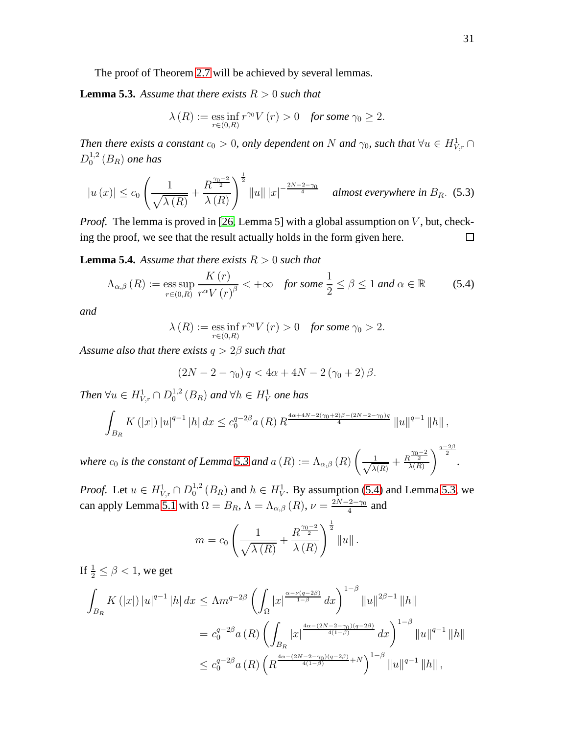The proof of Theorem 2.7 will be achieved by several lemmas.

**Lemma 5.3.** *Assume that there exists $R>0$ such that*

$$\lambda(R) := \operatorname*{ess\,inf}_{r\in(0,R)} r^{\gamma_0} V(r) > 0 \quad \text{for some } \gamma_0 \geq 2.$$

*Then there exists a constant $c_0 > 0$, only dependent on $N$ and $\gamma_0$, such that $\forall u \in H^1_{V,\mathrm{r}} \cap D^{1,2}_0(B_R)$ one has*

$$|u(x)| \leq c_0 \left( \frac{1}{\sqrt{\lambda(R)}} + \frac{R^{\frac{\gamma_0-2}{2}}}{\lambda(R)} \right)^{\frac{1}{2}} \|u\| \, |x|^{-\frac{2N-2-\gamma_0}{4}} \quad \text{almost everywhere in } B_R. \tag{5.3}$$

*Proof.* The lemma is proved in [26, Lemma 5] with a global assumption on $V$, but, checking the proof, we see that the result actually holds in the form given here. ∎

**Lemma 5.4.** *Assume that there exists $R>0$ such that*

$$\Lambda_{\alpha,\beta}(R) := \operatorname*{ess\,sup}_{r\in(0,R)} \frac{K(r)}{r^{\alpha} V(r)^{\beta}} < +\infty \quad \text{for some } \frac{1}{2} \leq \beta \leq 1 \text{ and } \alpha \in \mathbb{R} \tag{5.4}$$

*and*

$$\lambda(R) := \operatorname*{ess\,inf}_{r\in(0,R)} r^{\gamma_0} V(r) > 0 \quad \text{for some } \gamma_0 > 2.$$

*Assume also that there exists $q > 2\beta$ such that*

$$(2N-2-\gamma_0)\, q < 4\alpha + 4N - 2(\gamma_0+2)\beta.$$

*Then $\forall u \in H^1_{V,\mathrm{r}} \cap D^{1,2}_0(B_R)$ and $\forall h \in H^1_V$ one has*

$$\int_{B_R} K(|x|) |u|^{q-1} |h| \, dx \leq c_0^{q-2\beta} a(R) R^{\frac{4\alpha+4N-2(\gamma_0+2)\beta-(2N-2-\gamma_0)q}{4}} \|u\|^{q-1} \|h\|,$$

*where $c_0$ is the constant of Lemma 5.3 and $a(R) := \Lambda_{\alpha,\beta}(R) \left( \frac{1}{\sqrt{\lambda(R)}} + \frac{R^{\frac{\gamma_0-2}{2}}}{\lambda(R)} \right)^{\frac{q-2\beta}{2}}$.*

*Proof.* Let $u \in H^1_{V,\mathrm{r}} \cap D^{1,2}_0(B_R)$ and $h \in H^1_V$. By assumption (5.4) and Lemma 5.3, we can apply Lemma 5.1 with $\Omega = B_R$, $\Lambda = \Lambda_{\alpha,\beta}(R)$, $\nu = \frac{2N-2-\gamma_0}{4}$ and

$$m = c_0 \left( \frac{1}{\sqrt{\lambda(R)}} + \frac{R^{\frac{\gamma_0-2}{2}}}{\lambda(R)} \right)^{\frac{1}{2}} \|u\|.$$

If $\frac{1}{2} \leq \beta < 1$, we get

$$\begin{aligned}
\int_{B_R} K(|x|) |u|^{q-1} |h| \, dx &\leq \Lambda m^{q-2\beta} \left( \int_{\Omega} |x|^{\frac{\alpha-\nu(q-2\beta)}{1-\beta}} dx \right)^{1-\beta} \|u\|^{2\beta-1} \|h\| \\
&= c_0^{q-2\beta} a(R) \left( \int_{B_R} |x|^{\frac{4\alpha-(2N-2-\gamma_0)(q-2\beta)}{4(1-\beta)}} dx \right)^{1-\beta} \|u\|^{q-1} \|h\| \\
&\leq c_0^{q-2\beta} a(R) \left( R^{\frac{4\alpha-(2N-2-\gamma_0)(q-2\beta)}{4(1-\beta)}+N} \right)^{1-\beta} \|u\|^{q-1} \|h\|,
\end{aligned}$$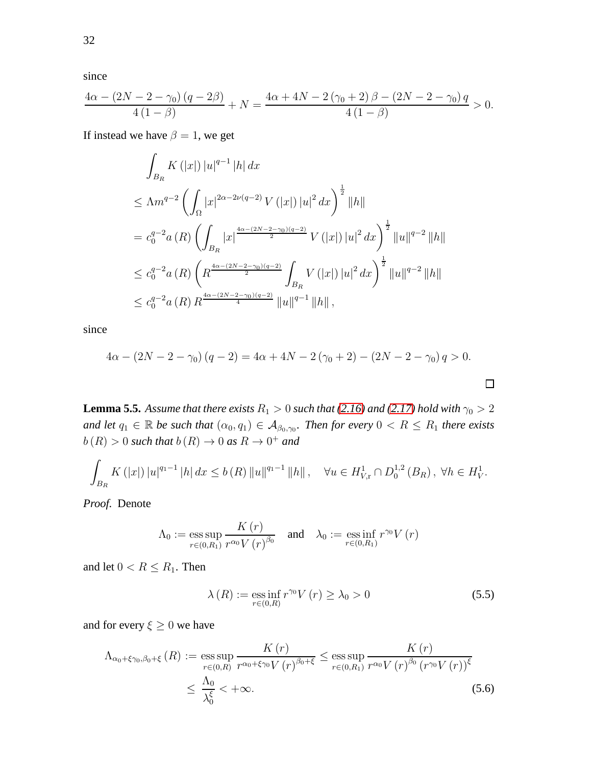since

$$\frac{4\alpha-(2N-2-\gamma_0)(q-2\beta)}{4(1-\beta)}+N=\frac{4\alpha+4N-2(\gamma_0+2)\beta-(2N-2-\gamma_0)q}{4(1-\beta)}>0.$$

If instead we have $\beta=1$, we get

$$\begin{aligned}
&\int_{B_R} K(|x|)\,|u|^{q-1}\,|h|\,dx\\
&\leq \Lambda m^{q-2}\left(\int_{\Omega}|x|^{2\alpha-2\nu(q-2)}V(|x|)\,|u|^2\,dx\right)^{\frac{1}{2}}\|h\|\\
&= c_0^{q-2}a(R)\left(\int_{B_R}|x|^{\frac{4\alpha-(2N-2-\gamma_0)(q-2)}{2}}V(|x|)\,|u|^2\,dx\right)^{\frac{1}{2}}\|u\|^{q-2}\|h\|\\
&\leq c_0^{q-2}a(R)\left(R^{\frac{4\alpha-(2N-2-\gamma_0)(q-2)}{2}}\int_{B_R}V(|x|)\,|u|^2\,dx\right)^{\frac{1}{2}}\|u\|^{q-2}\|h\|\\
&\leq c_0^{q-2}a(R)\,R^{\frac{4\alpha-(2N-2-\gamma_0)(q-2)}{4}}\|u\|^{q-1}\|h\|,
\end{aligned}$$

since

$$4\alpha-(2N-2-\gamma_0)(q-2)=4\alpha+4N-2(\gamma_0+2)-(2N-2-\gamma_0)q>0.$$

□

**Lemma 5.5.** *Assume that there exists $R_1>0$ such that (2.16) and (2.17) hold with $\gamma_0>2$ and let $q_1\in\mathbb{R}$ be such that $(\alpha_0,q_1)\in\mathcal{A}_{\beta_0,\gamma_0}$. Then for every $0<R\leq R_1$ there exists $b(R)>0$ such that $b(R)\to 0$ as $R\to 0^+$ and*

$$\int_{B_R}K(|x|)\,|u|^{q_1-1}\,|h|\,dx\leq b(R)\,\|u\|^{q_1-1}\|h\|,\quad \forall u\in H^1_{V,\mathrm{r}}\cap D^{1,2}_0(B_R),\ \forall h\in H^1_V.$$

*Proof.* Denote

$$\Lambda_0:=\operatorname*{ess\,sup}_{r\in(0,R_1)}\frac{K(r)}{r^{\alpha_0}V(r)^{\beta_0}}\quad\text{and}\quad \lambda_0:=\operatorname*{ess\,inf}_{r\in(0,R_1)}r^{\gamma_0}V(r)$$

and let $0<R\leq R_1$. Then

$$\lambda(R):=\operatorname*{ess\,inf}_{r\in(0,R)}r^{\gamma_0}V(r)\geq\lambda_0>0 \tag{5.5}$$

and for every $\xi\geq 0$ we have

$$\begin{aligned}
\Lambda_{\alpha_0+\xi\gamma_0,\beta_0+\xi}(R)&:=\operatorname*{ess\,sup}_{r\in(0,R)}\frac{K(r)}{r^{\alpha_0+\xi\gamma_0}V(r)^{\beta_0+\xi}}\leq\operatorname*{ess\,sup}_{r\in(0,R_1)}\frac{K(r)}{r^{\alpha_0}V(r)^{\beta_0}(r^{\gamma_0}V(r))^{\xi}}\\
&\leq\frac{\Lambda_0}{\lambda_0^{\xi}}<+\infty.
\end{aligned} \tag{5.6}$$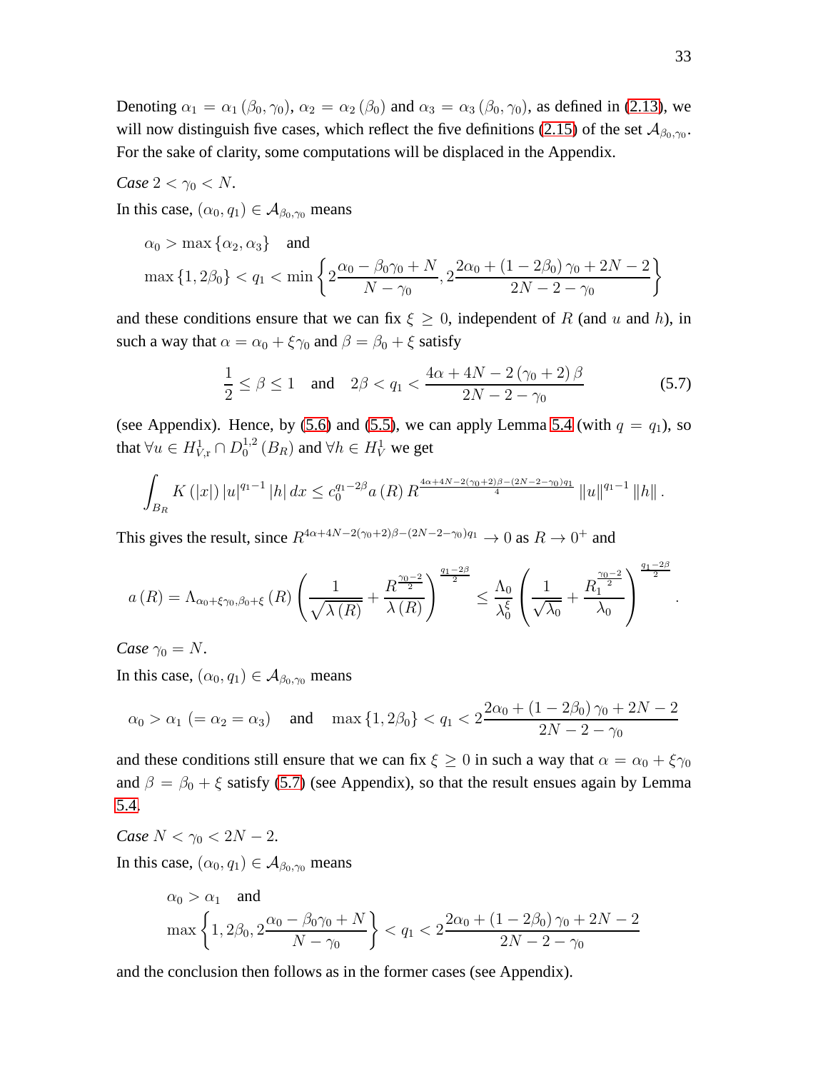Denoting $\alpha_1 = \alpha_1(\beta_0, \gamma_0)$, $\alpha_2 = \alpha_2(\beta_0)$ and $\alpha_3 = \alpha_3(\beta_0, \gamma_0)$, as defined in (2.13), we will now distinguish five cases, which reflect the five definitions (2.15) of the set $\mathcal{A}_{\beta_0,\gamma_0}$. For the sake of clarity, some computations will be displaced in the Appendix.

*Case* $2 < \gamma_0 < N$.

In this case, $(\alpha_0, q_1) \in \mathcal{A}_{\beta_0,\gamma_0}$ means

$$
\begin{aligned}
&\alpha_0 > \max\{\alpha_2, \alpha_3\} \quad \text{and} \\
&\max\{1, 2\beta_0\} < q_1 < \min\left\{ 2\frac{\alpha_0 - \beta_0\gamma_0 + N}{N - \gamma_0}, 2\frac{2\alpha_0 + (1 - 2\beta_0)\gamma_0 + 2N - 2}{2N - 2 - \gamma_0} \right\}
\end{aligned}
$$

and these conditions ensure that we can fix $\xi \geq 0$, independent of $R$ (and $u$ and $h$), in such a way that $\alpha = \alpha_0 + \xi\gamma_0$ and $\beta = \beta_0 + \xi$ satisfy

$$
\frac{1}{2} \leq \beta \leq 1 \quad \text{and} \quad 2\beta < q_1 < \frac{4\alpha + 4N - 2(\gamma_0 + 2)\beta}{2N - 2 - \gamma_0} \tag{5.7}
$$

(see Appendix). Hence, by (5.6) and (5.5), we can apply Lemma 5.4 (with $q = q_1$), so that $\forall u \in H^1_{V,\mathrm{r}} \cap D^{1,2}_0(B_R)$ and $\forall h \in H^1_V$ we get

$$
\int_{B_R} K(|x|)\, |u|^{q_1 - 1} |h|\, dx \leq c_0^{q_1 - 2\beta} a(R)\, R^{\frac{4\alpha + 4N - 2(\gamma_0 + 2)\beta - (2N - 2 - \gamma_0) q_1}{4}} \|u\|^{q_1 - 1} \|h\|.
$$

This gives the result, since $R^{4\alpha + 4N - 2(\gamma_0 + 2)\beta - (2N - 2 - \gamma_0) q_1} \to 0$ as $R \to 0^+$ and

$$
a(R) = \Lambda_{\alpha_0 + \xi\gamma_0, \beta_0 + \xi}(R) \left( \frac{1}{\sqrt{\lambda(R)}} + \frac{R^{\frac{\gamma_0 - 2}{2}}}{\lambda(R)} \right)^{\frac{q_1 - 2\beta}{2}} \leq \frac{\Lambda_0}{\lambda_0^{\xi}} \left( \frac{1}{\sqrt{\lambda_0}} + \frac{R_1^{\frac{\gamma_0 - 2}{2}}}{\lambda_0} \right)^{\frac{q_1 - 2\beta}{2}}.
$$

*Case* $\gamma_0 = N$.

In this case, $(\alpha_0, q_1) \in \mathcal{A}_{\beta_0,\gamma_0}$ means

$$
\alpha_0 > \alpha_1 \; (= \alpha_2 = \alpha_3) \quad \text{and} \quad \max\{1, 2\beta_0\} < q_1 < 2\frac{2\alpha_0 + (1 - 2\beta_0)\gamma_0 + 2N - 2}{2N - 2 - \gamma_0}
$$

and these conditions still ensure that we can fix $\xi \geq 0$ in such a way that $\alpha = \alpha_0 + \xi\gamma_0$ and $\beta = \beta_0 + \xi$ satisfy (5.7) (see Appendix), so that the result ensues again by Lemma 5.4.

*Case* $N < \gamma_0 < 2N - 2$.

In this case, $(\alpha_0, q_1) \in \mathcal{A}_{\beta_0,\gamma_0}$ means

$$
\begin{aligned}
&\alpha_0 > \alpha_1 \quad \text{and} \\
&\max\left\{ 1, 2\beta_0, 2\frac{\alpha_0 - \beta_0\gamma_0 + N}{N - \gamma_0} \right\} < q_1 < 2\frac{2\alpha_0 + (1 - 2\beta_0)\gamma_0 + 2N - 2}{2N - 2 - \gamma_0}
\end{aligned}
$$

and the conclusion then follows as in the former cases (see Appendix).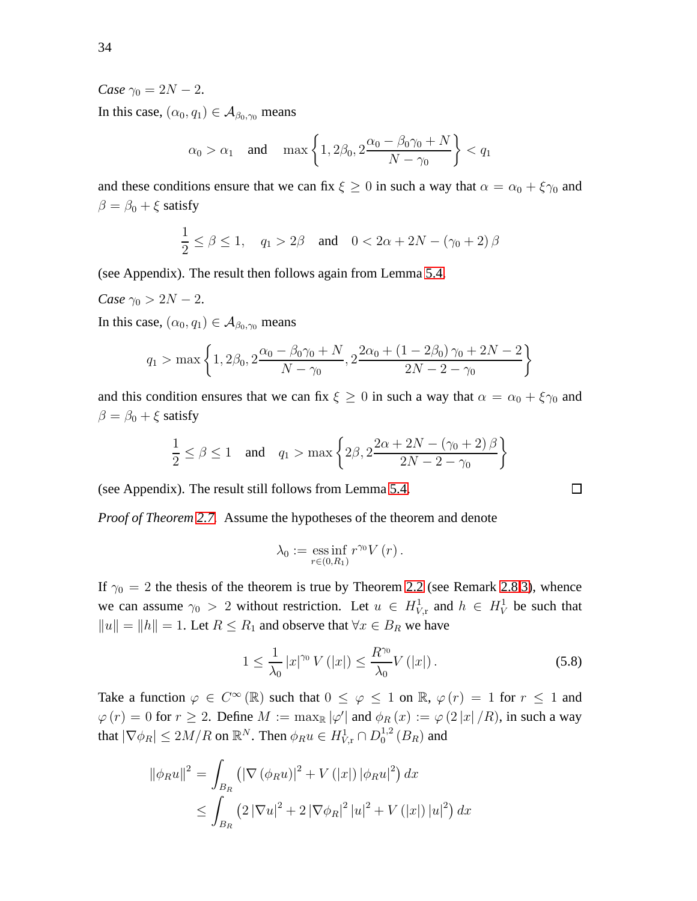*Case* $\gamma_0 = 2N-2$.

In this case, $(\alpha_0, q_1) \in \mathcal{A}_{\beta_0,\gamma_0}$ means

$$\alpha_0 > \alpha_1 \quad \text{and} \quad \max\left\{1, 2\beta_0, 2\frac{\alpha_0 - \beta_0\gamma_0 + N}{N-\gamma_0}\right\} < q_1$$

and these conditions ensure that we can fix $\xi \geq 0$ in such a way that $\alpha = \alpha_0 + \xi\gamma_0$ and $\beta = \beta_0 + \xi$ satisfy

$$\frac{1}{2} \leq \beta \leq 1, \quad q_1 > 2\beta \quad \text{and} \quad 0 < 2\alpha + 2N - (\gamma_0 + 2)\beta$$

(see Appendix). The result then follows again from Lemma 5.4.

*Case* $\gamma_0 > 2N-2$.

In this case, $(\alpha_0, q_1) \in \mathcal{A}_{\beta_0,\gamma_0}$ means

$$q_1 > \max\left\{1, 2\beta_0, 2\frac{\alpha_0 - \beta_0\gamma_0 + N}{N-\gamma_0}, 2\frac{2\alpha_0 + (1-2\beta_0)\gamma_0 + 2N - 2}{2N-2-\gamma_0}\right\}$$

and this condition ensures that we can fix $\xi \geq 0$ in such a way that $\alpha = \alpha_0 + \xi\gamma_0$ and $\beta = \beta_0 + \xi$ satisfy

$$\frac{1}{2} \leq \beta \leq 1 \quad \text{and} \quad q_1 > \max\left\{2\beta, 2\frac{2\alpha + 2N - (\gamma_0+2)\beta}{2N-2-\gamma_0}\right\}$$

(see Appendix). The result still follows from Lemma 5.4. □

*Proof of Theorem 2.7.* Assume the hypotheses of the theorem and denote

$$\lambda_0 := \operatorname*{ess\,inf}_{r\in(0,R_1)} r^{\gamma_0} V(r).$$

If $\gamma_0 = 2$ the thesis of the theorem is true by Theorem 2.2 (see Remark 2.8.3), whence we can assume $\gamma_0 > 2$ without restriction. Let $u \in H^1_{V,\mathrm{r}}$ and $h \in H^1_V$ be such that $\|u\| = \|h\| = 1$. Let $R \leq R_1$ and observe that $\forall x \in B_R$ we have

$$1 \leq \frac{1}{\lambda_0} |x|^{\gamma_0} V(|x|) \leq \frac{R^{\gamma_0}}{\lambda_0} V(|x|). \tag{5.8}$$

Take a function $\varphi \in C^\infty(\mathbb{R})$ such that $0 \leq \varphi \leq 1$ on $\mathbb{R}$, $\varphi(r) = 1$ for $r \leq 1$ and $\varphi(r) = 0$ for $r \geq 2$. Define $M := \max_{\mathbb{R}} |\varphi'|$ and $\phi_R(x) := \varphi(2|x|/R)$, in such a way that $|\nabla\phi_R| \leq 2M/R$ on $\mathbb{R}^N$. Then $\phi_R u \in H^1_{V,\mathrm{r}} \cap D^{1,2}_0(B_R)$ and

$$\begin{aligned}
\|\phi_R u\|^2 &= \int_{B_R} \left(|\nabla(\phi_R u)|^2 + V(|x|)|\phi_R u|^2\right) dx \\
&\leq \int_{B_R} \left(2|\nabla u|^2 + 2|\nabla\phi_R|^2 |u|^2 + V(|x|)|u|^2\right) dx
\end{aligned}$$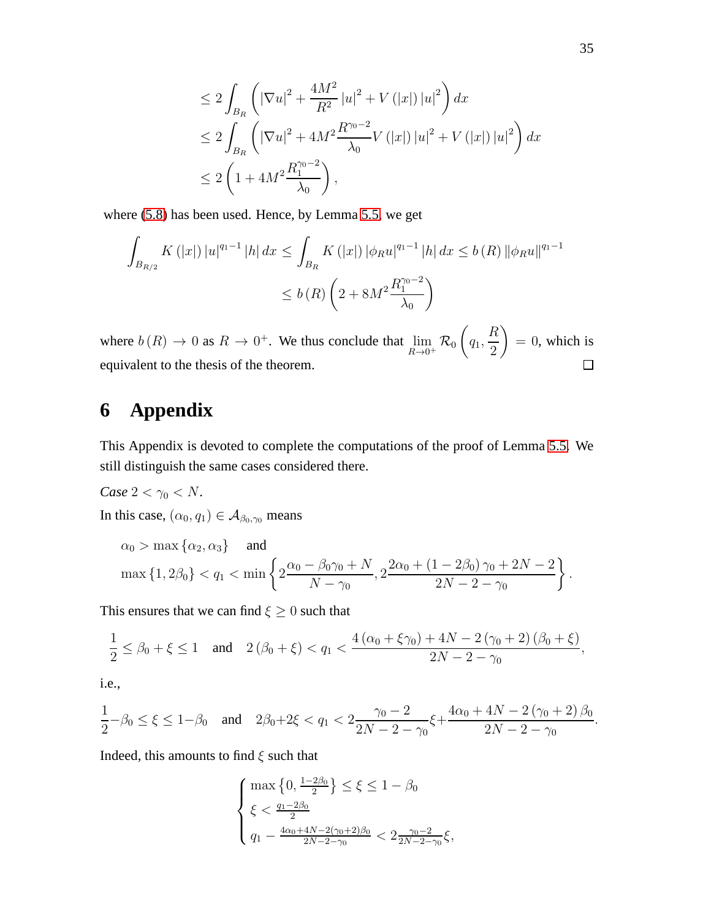$$
\begin{aligned}
&\leq 2\int_{B_R}\left(|\nabla u|^2+\frac{4M^2}{R^2}|u|^2+V(|x|)|u|^2\right)dx\\
&\leq 2\int_{B_R}\left(|\nabla u|^2+4M^2\frac{R^{\gamma_0-2}}{\lambda_0}V(|x|)|u|^2+V(|x|)|u|^2\right)dx\\
&\leq 2\left(1+4M^2\frac{R_1^{\gamma_0-2}}{\lambda_0}\right),
\end{aligned}
$$

where (5.8) has been used. Hence, by Lemma 5.5, we get

$$
\begin{aligned}
\int_{B_{R/2}}K(|x|)|u|^{q_1-1}|h|\,dx &\leq \int_{B_R}K(|x|)|\phi_R u|^{q_1-1}|h|\,dx \leq b(R)\|\phi_R u\|^{q_1-1}\\
&\leq b(R)\left(2+8M^2\frac{R_1^{\gamma_0-2}}{\lambda_0}\right)
\end{aligned}
$$

where $b(R)\to 0$ as $R\to 0^+$. We thus conclude that $\lim_{R\to 0^+}\mathcal{R}_0\left(q_1,\frac{R}{2}\right)=0$, which is equivalent to the thesis of the theorem. □

# 6 Appendix

This Appendix is devoted to complete the computations of the proof of Lemma 5.5. We still distinguish the same cases considered there.

*Case* $2<\gamma_0<N$.

In this case, $(\alpha_0,q_1)\in\mathcal{A}_{\beta_0,\gamma_0}$ means

$$
\begin{aligned}
&\alpha_0>\max\{\alpha_2,\alpha_3\}\quad\text{ and}\\
&\max\{1,2\beta_0\}<q_1<\min\left\{2\frac{\alpha_0-\beta_0\gamma_0+N}{N-\gamma_0},2\frac{2\alpha_0+(1-2\beta_0)\gamma_0+2N-2}{2N-2-\gamma_0}\right\}.
\end{aligned}
$$

This ensures that we can find $\xi\geq 0$ such that

$$
\frac{1}{2}\leq\beta_0+\xi\leq 1\quad\text{and}\quad 2(\beta_0+\xi)<q_1<\frac{4(\alpha_0+\xi\gamma_0)+4N-2(\gamma_0+2)(\beta_0+\xi)}{2N-2-\gamma_0},
$$

i.e.,

$$
\frac{1}{2}-\beta_0\leq\xi\leq 1-\beta_0\quad\text{and}\quad 2\beta_0+2\xi<q_1<2\frac{\gamma_0-2}{2N-2-\gamma_0}\xi+\frac{4\alpha_0+4N-2(\gamma_0+2)\beta_0}{2N-2-\gamma_0}.
$$

Indeed, this amounts to find $\xi$ such that

$$
\begin{cases}
\max\left\{0,\frac{1-2\beta_0}{2}\right\}\leq\xi\leq 1-\beta_0\\
\xi<\frac{q_1-2\beta_0}{2}\\
q_1-\frac{4\alpha_0+4N-2(\gamma_0+2)\beta_0}{2N-2-\gamma_0}<2\frac{\gamma_0-2}{2N-2-\gamma_0}\xi,
\end{cases}
$$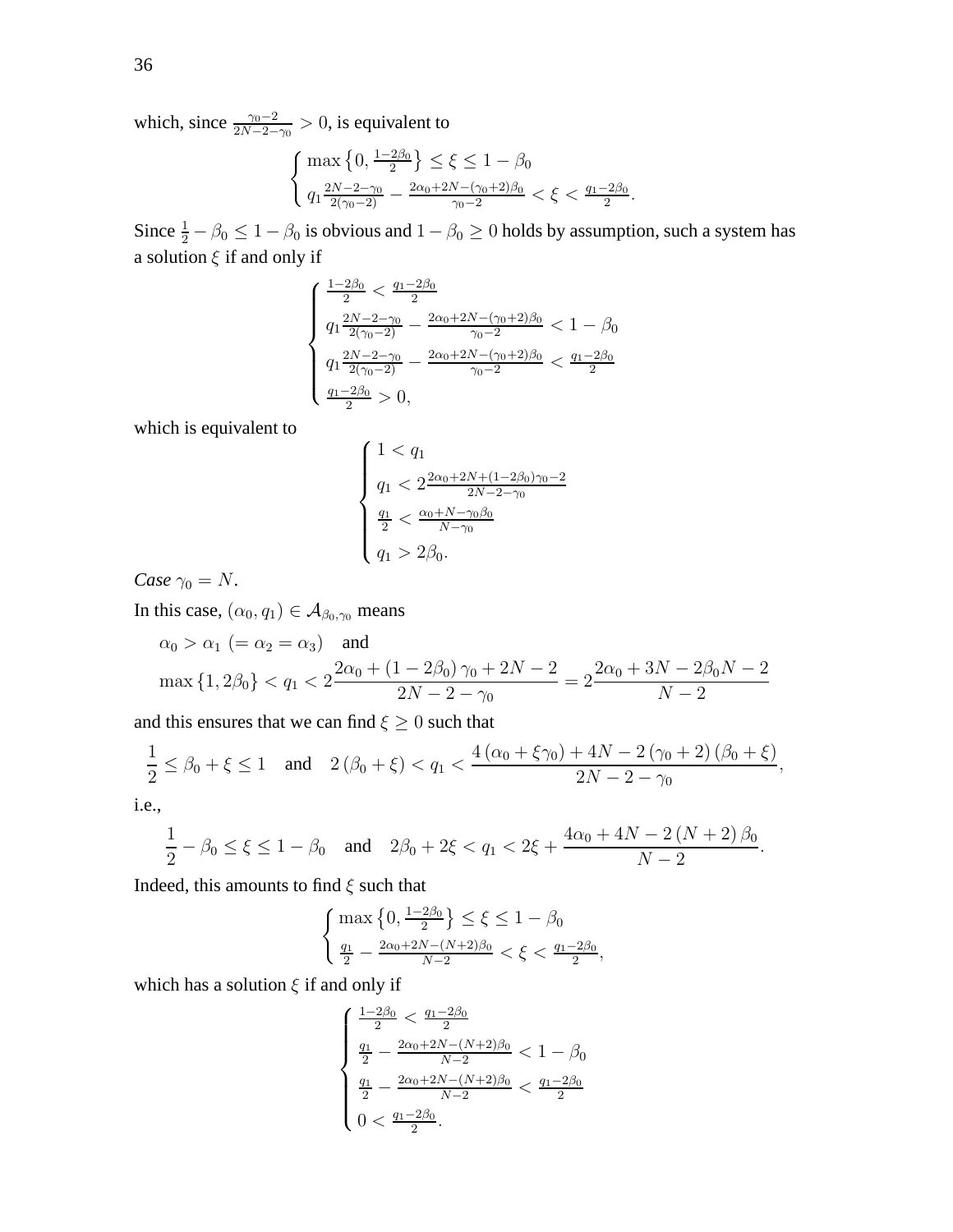which, since $\frac{\gamma_0 - 2}{2N-2-\gamma_0} > 0$, is equivalent to

$$\begin{cases} \max\left\{0, \frac{1-2\beta_0}{2}\right\} \leq \xi \leq 1-\beta_0 \\ q_1 \frac{2N-2-\gamma_0}{2(\gamma_0-2)} - \frac{2\alpha_0+2N-(\gamma_0+2)\beta_0}{\gamma_0-2} < \xi < \frac{q_1-2\beta_0}{2}. \end{cases}$$

Since $\frac{1}{2} - \beta_0 \leq 1 - \beta_0$ is obvious and $1 - \beta_0 \geq 0$ holds by assumption, such a system has a solution $\xi$ if and only if

$$\begin{cases} \frac{1-2\beta_0}{2} < \frac{q_1-2\beta_0}{2} \\ q_1 \frac{2N-2-\gamma_0}{2(\gamma_0-2)} - \frac{2\alpha_0+2N-(\gamma_0+2)\beta_0}{\gamma_0-2} < 1-\beta_0 \\ q_1 \frac{2N-2-\gamma_0}{2(\gamma_0-2)} - \frac{2\alpha_0+2N-(\gamma_0+2)\beta_0}{\gamma_0-2} < \frac{q_1-2\beta_0}{2} \\ \frac{q_1-2\beta_0}{2} > 0, \end{cases}$$

which is equivalent to

$$\begin{cases} 1 < q_1 \\ q_1 < 2\frac{2\alpha_0+2N+(1-2\beta_0)\gamma_0-2}{2N-2-\gamma_0} \\ \frac{q_1}{2} < \frac{\alpha_0+N-\gamma_0\beta_0}{N-\gamma_0} \\ q_1 > 2\beta_0. \end{cases}$$

*Case* $\gamma_0 = N$.

In this case, $(\alpha_0, q_1) \in \mathcal{A}_{\beta_0,\gamma_0}$ means

$$\alpha_0 > \alpha_1 \ (= \alpha_2 = \alpha_3) \quad \text{and}$$
$$\max\{1, 2\beta_0\} < q_1 < 2\frac{2\alpha_0 + (1-2\beta_0)\gamma_0 + 2N - 2}{2N-2-\gamma_0} = 2\frac{2\alpha_0 + 3N - 2\beta_0 N - 2}{N-2}$$

and this ensures that we can find $\xi \geq 0$ such that

$$\frac{1}{2} \leq \beta_0 + \xi \leq 1 \quad \text{and} \quad 2(\beta_0 + \xi) < q_1 < \frac{4(\alpha_0 + \xi\gamma_0) + 4N - 2(\gamma_0+2)(\beta_0+\xi)}{2N-2-\gamma_0},$$

i.e.,

$$\frac{1}{2} - \beta_0 \leq \xi \leq 1 - \beta_0 \quad \text{and} \quad 2\beta_0 + 2\xi < q_1 < 2\xi + \frac{4\alpha_0 + 4N - 2(N+2)\beta_0}{N-2}.$$

Indeed, this amounts to find $\xi$ such that

$$\begin{cases} \max\left\{0, \frac{1-2\beta_0}{2}\right\} \leq \xi \leq 1-\beta_0 \\ \frac{q_1}{2} - \frac{2\alpha_0+2N-(N+2)\beta_0}{N-2} < \xi < \frac{q_1-2\beta_0}{2}, \end{cases}$$

which has a solution $\xi$ if and only if

$$\begin{cases} \frac{1-2\beta_0}{2} < \frac{q_1-2\beta_0}{2} \\ \frac{q_1}{2} - \frac{2\alpha_0+2N-(N+2)\beta_0}{N-2} < 1-\beta_0 \\ \frac{q_1}{2} - \frac{2\alpha_0+2N-(N+2)\beta_0}{N-2} < \frac{q_1-2\beta_0}{2} \\ 0 < \frac{q_1-2\beta_0}{2}. \end{cases}$$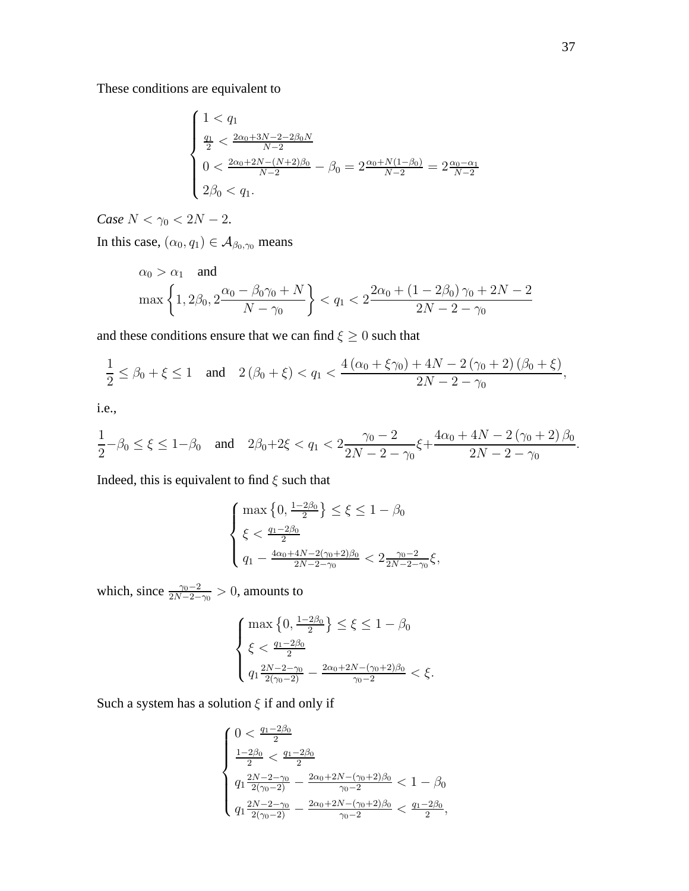These conditions are equivalent to

$$\begin{cases} 1 < q_1 \\ \frac{q_1}{2} < \frac{2\alpha_0 + 3N - 2 - 2\beta_0 N}{N-2} \\ 0 < \frac{2\alpha_0 + 2N - (N+2)\beta_0}{N-2} - \beta_0 = 2\frac{\alpha_0 + N(1-\beta_0)}{N-2} = 2\frac{\alpha_0 - \alpha_1}{N-2} \\ 2\beta_0 < q_1. \end{cases}$$

*Case* $N < \gamma_0 < 2N - 2$.

In this case, $(\alpha_0, q_1) \in \mathcal{A}_{\beta_0, \gamma_0}$ means

$$\alpha_0 > \alpha_1 \quad \text{and}$$
$$\max\left\{1, 2\beta_0, 2\frac{\alpha_0 - \beta_0\gamma_0 + N}{N - \gamma_0}\right\} < q_1 < 2\frac{2\alpha_0 + (1 - 2\beta_0)\gamma_0 + 2N - 2}{2N - 2 - \gamma_0}$$

and these conditions ensure that we can find $\xi \geq 0$ such that

$$\frac{1}{2} \leq \beta_0 + \xi \leq 1 \quad \text{and} \quad 2(\beta_0 + \xi) < q_1 < \frac{4(\alpha_0 + \xi\gamma_0) + 4N - 2(\gamma_0 + 2)(\beta_0 + \xi)}{2N - 2 - \gamma_0},$$

i.e.,

$$\frac{1}{2} - \beta_0 \leq \xi \leq 1 - \beta_0 \quad \text{and} \quad 2\beta_0 + 2\xi < q_1 < 2\frac{\gamma_0 - 2}{2N - 2 - \gamma_0}\xi + \frac{4\alpha_0 + 4N - 2(\gamma_0 + 2)\beta_0}{2N - 2 - \gamma_0}.$$

Indeed, this is equivalent to find $\xi$ such that

$$\begin{cases} \max\left\{0, \frac{1 - 2\beta_0}{2}\right\} \leq \xi \leq 1 - \beta_0 \\ \xi < \frac{q_1 - 2\beta_0}{2} \\ q_1 - \frac{4\alpha_0 + 4N - 2(\gamma_0 + 2)\beta_0}{2N - 2 - \gamma_0} < 2\frac{\gamma_0 - 2}{2N - 2 - \gamma_0}\xi, \end{cases}$$

which, since $\frac{\gamma_0 - 2}{2N - 2 - \gamma_0} > 0$, amounts to

$$\begin{cases} \max\left\{0, \frac{1 - 2\beta_0}{2}\right\} \leq \xi \leq 1 - \beta_0 \\ \xi < \frac{q_1 - 2\beta_0}{2} \\ q_1 \frac{2N - 2 - \gamma_0}{2(\gamma_0 - 2)} - \frac{2\alpha_0 + 2N - (\gamma_0 + 2)\beta_0}{\gamma_0 - 2} < \xi. \end{cases}$$

Such a system has a solution $\xi$ if and only if

$$\begin{cases} 0 < \frac{q_1 - 2\beta_0}{2} \\ \frac{1 - 2\beta_0}{2} < \frac{q_1 - 2\beta_0}{2} \\ q_1 \frac{2N - 2 - \gamma_0}{2(\gamma_0 - 2)} - \frac{2\alpha_0 + 2N - (\gamma_0 + 2)\beta_0}{\gamma_0 - 2} < 1 - \beta_0 \\ q_1 \frac{2N - 2 - \gamma_0}{2(\gamma_0 - 2)} - \frac{2\alpha_0 + 2N - (\gamma_0 + 2)\beta_0}{\gamma_0 - 2} < \frac{q_1 - 2\beta_0}{2}, \end{cases}$$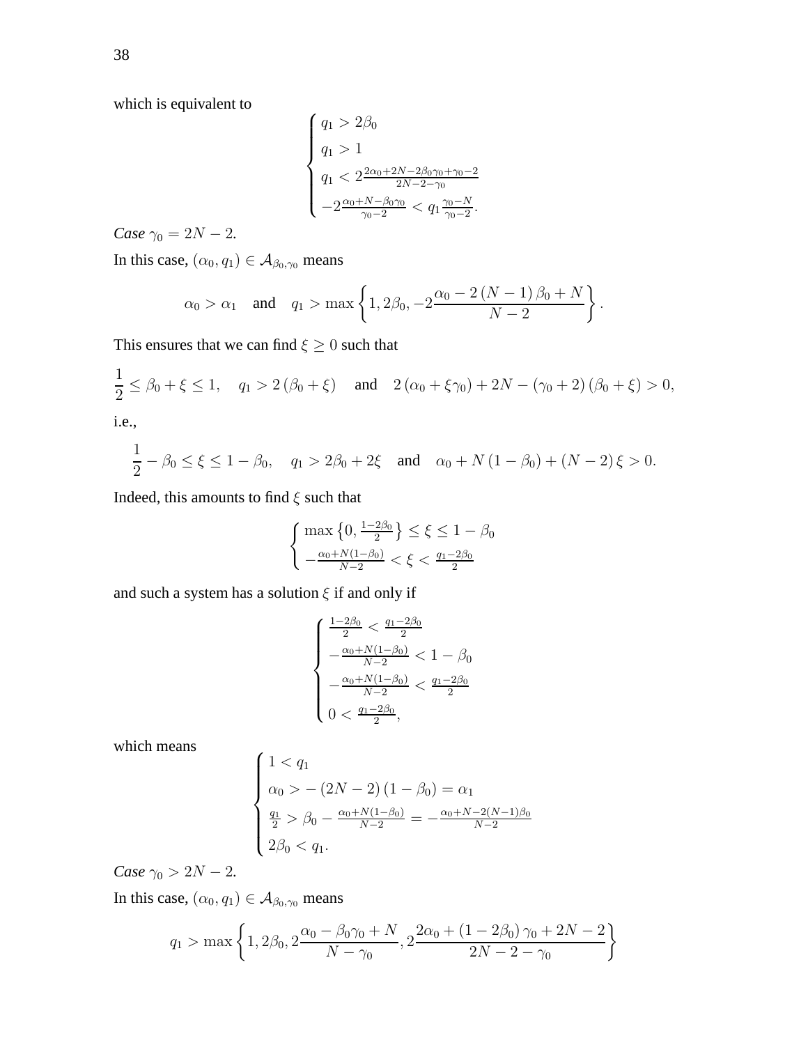which is equivalent to

$$
\begin{cases}
q_1 > 2\beta_0 \\
q_1 > 1 \\
q_1 < 2\frac{2\alpha_0+2N-2\beta_0\gamma_0+\gamma_0-2}{2N-2-\gamma_0} \\
-2\frac{\alpha_0+N-\beta_0\gamma_0}{\gamma_0-2} < q_1\frac{\gamma_0-N}{\gamma_0-2}.
\end{cases}
$$

*Case* $\gamma_0 = 2N-2$.

In this case, $(\alpha_0, q_1) \in \mathcal{A}_{\beta_0,\gamma_0}$ means

$$
\alpha_0 > \alpha_1 \quad \text{and} \quad q_1 > \max\left\{1, 2\beta_0, -2\frac{\alpha_0 - 2(N-1)\beta_0 + N}{N-2}\right\}.
$$

This ensures that we can find $\xi \geq 0$ such that

$$
\frac{1}{2} \leq \beta_0 + \xi \leq 1, \quad q_1 > 2(\beta_0 + \xi) \quad \text{and} \quad 2(\alpha_0 + \xi\gamma_0) + 2N - (\gamma_0 + 2)(\beta_0 + \xi) > 0,
$$

i.e.,

$$
\frac{1}{2} - \beta_0 \leq \xi \leq 1 - \beta_0, \quad q_1 > 2\beta_0 + 2\xi \quad \text{and} \quad \alpha_0 + N(1-\beta_0) + (N-2)\xi > 0.
$$

Indeed, this amounts to find $\xi$ such that

$$
\begin{cases}
\max\left\{0, \frac{1-2\beta_0}{2}\right\} \leq \xi \leq 1 - \beta_0 \\
-\frac{\alpha_0+N(1-\beta_0)}{N-2} < \xi < \frac{q_1-2\beta_0}{2}
\end{cases}
$$

and such a system has a solution $\xi$ if and only if

$$
\begin{cases}
\frac{1-2\beta_0}{2} < \frac{q_1-2\beta_0}{2} \\
-\frac{\alpha_0+N(1-\beta_0)}{N-2} < 1 - \beta_0 \\
-\frac{\alpha_0+N(1-\beta_0)}{N-2} < \frac{q_1-2\beta_0}{2} \\
0 < \frac{q_1-2\beta_0}{2},
\end{cases}
$$

which means

$$
\begin{cases}
1 < q_1 \\
\alpha_0 > -(2N-2)(1-\beta_0) = \alpha_1 \\
\frac{q_1}{2} > \beta_0 - \frac{\alpha_0+N(1-\beta_0)}{N-2} = -\frac{\alpha_0+N-2(N-1)\beta_0}{N-2} \\
2\beta_0 < q_1.
\end{cases}
$$

*Case* $\gamma_0 > 2N-2$.

In this case, $(\alpha_0, q_1) \in \mathcal{A}_{\beta_0,\gamma_0}$ means

$$
q_1 > \max\left\{1, 2\beta_0, 2\frac{\alpha_0 - \beta_0\gamma_0 + N}{N - \gamma_0}, 2\frac{2\alpha_0 + (1-2\beta_0)\gamma_0 + 2N - 2}{2N - 2 - \gamma_0}\right\}
$$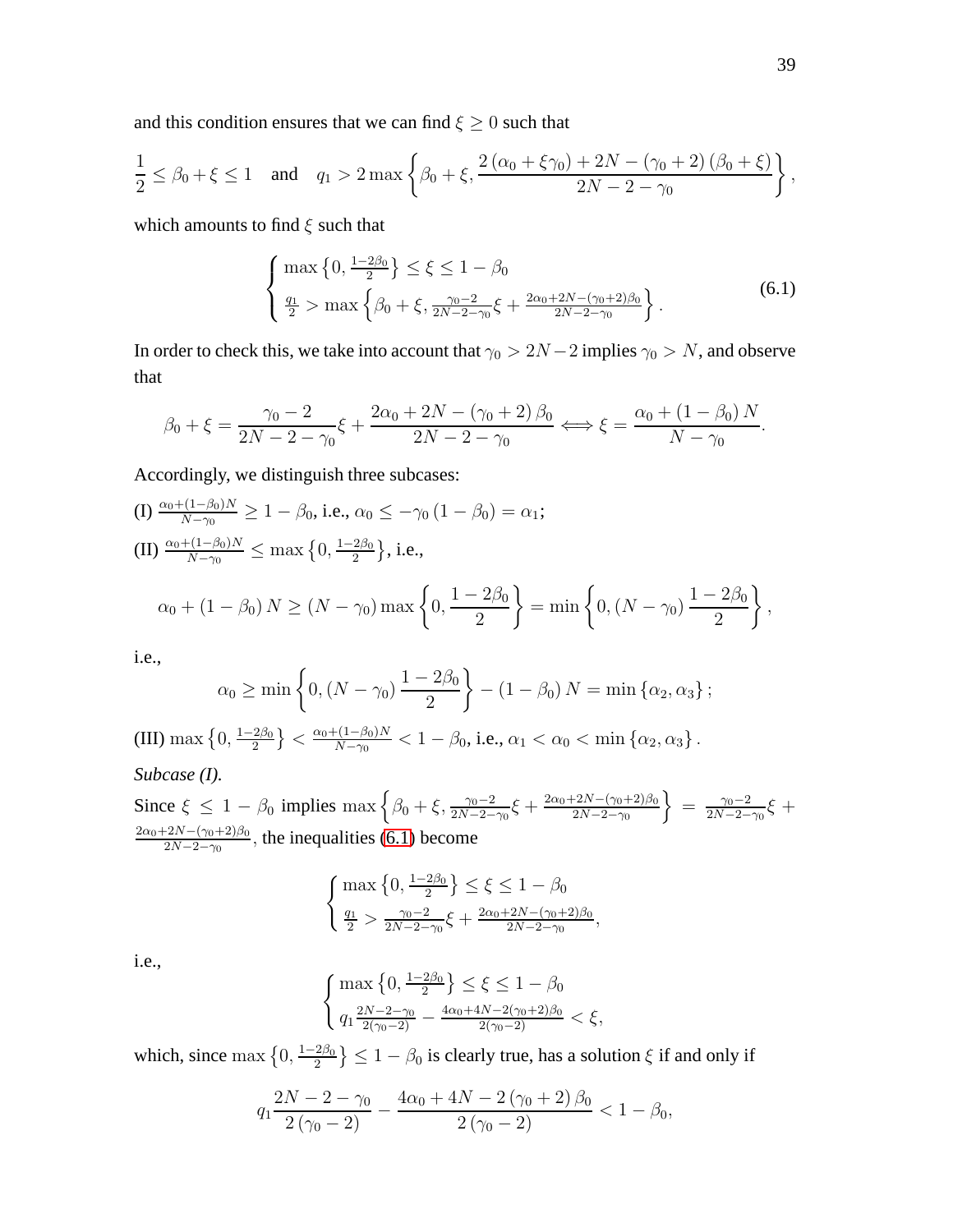and this condition ensures that we can find $\xi \geq 0$ such that

$$\frac{1}{2} \leq \beta_0 + \xi \leq 1 \quad \text{and} \quad q_1 > 2 \max \left\{ \beta_0 + \xi, \frac{2(\alpha_0 + \xi\gamma_0) + 2N - (\gamma_0 + 2)(\beta_0 + \xi)}{2N - 2 - \gamma_0} \right\},$$

which amounts to find $\xi$ such that

$$\begin{cases} \max\left\{0, \frac{1-2\beta_0}{2}\right\} \leq \xi \leq 1 - \beta_0 \\ \frac{q_1}{2} > \max\left\{\beta_0 + \xi, \frac{\gamma_0 - 2}{2N-2-\gamma_0}\xi + \frac{2\alpha_0 + 2N - (\gamma_0+2)\beta_0}{2N-2-\gamma_0}\right\}. \end{cases} \tag{6.1}$$

In order to check this, we take into account that $\gamma_0 > 2N-2$ implies $\gamma_0 > N$, and observe that

$$\beta_0 + \xi = \frac{\gamma_0 - 2}{2N - 2 - \gamma_0}\xi + \frac{2\alpha_0 + 2N - (\gamma_0 + 2)\beta_0}{2N - 2 - \gamma_0} \Longleftrightarrow \xi = \frac{\alpha_0 + (1 - \beta_0) N}{N - \gamma_0}.$$

Accordingly, we distinguish three subcases:

(I) $\frac{\alpha_0 + (1-\beta_0)N}{N - \gamma_0} \geq 1 - \beta_0$, i.e., $\alpha_0 \leq -\gamma_0 (1 - \beta_0) = \alpha_1$;

(II) $\frac{\alpha_0 + (1-\beta_0)N}{N-\gamma_0} \leq \max\left\{0, \frac{1-2\beta_0}{2}\right\}$, i.e.,

$$\alpha_0 + (1 - \beta_0) N \geq (N - \gamma_0) \max\left\{0, \frac{1 - 2\beta_0}{2}\right\} = \min\left\{0, (N - \gamma_0)\frac{1 - 2\beta_0}{2}\right\},$$

i.e.,

$$\alpha_0 \geq \min\left\{0, (N - \gamma_0)\frac{1 - 2\beta_0}{2}\right\} - (1 - \beta_0) N = \min\{\alpha_2, \alpha_3\};$$

(III) $\max\left\{0, \frac{1-2\beta_0}{2}\right\} < \frac{\alpha_0 + (1-\beta_0)N}{N - \gamma_0} < 1 - \beta_0$, i.e., $\alpha_1 < \alpha_0 < \min\{\alpha_2, \alpha_3\}$.

*Subcase (I).*

Since $\xi \leq 1 - \beta_0$ implies $\max\left\{\beta_0 + \xi, \frac{\gamma_0-2}{2N-2-\gamma_0}\xi + \frac{2\alpha_0+2N-(\gamma_0+2)\beta_0}{2N-2-\gamma_0}\right\} = \frac{\gamma_0-2}{2N-2-\gamma_0}\xi + \frac{2\alpha_0+2N-(\gamma_0+2)\beta_0}{2N-2-\gamma_0}$, the inequalities (6.1) become

$$\begin{cases} \max\left\{0, \frac{1-2\beta_0}{2}\right\} \leq \xi \leq 1 - \beta_0 \\ \frac{q_1}{2} > \frac{\gamma_0-2}{2N-2-\gamma_0}\xi + \frac{2\alpha_0+2N-(\gamma_0+2)\beta_0}{2N-2-\gamma_0}, \end{cases}$$

i.e.,

$$\begin{cases} \max\left\{0, \frac{1-2\beta_0}{2}\right\} \leq \xi \leq 1 - \beta_0 \\ q_1 \frac{2N-2-\gamma_0}{2(\gamma_0-2)} - \frac{4\alpha_0+4N-2(\gamma_0+2)\beta_0}{2(\gamma_0-2)} < \xi, \end{cases}$$

which, since $\max\left\{0, \frac{1-2\beta_0}{2}\right\} \leq 1 - \beta_0$ is clearly true, has a solution $\xi$ if and only if

$$q_1 \frac{2N - 2 - \gamma_0}{2(\gamma_0 - 2)} - \frac{4\alpha_0 + 4N - 2(\gamma_0 + 2)\beta_0}{2(\gamma_0 - 2)} < 1 - \beta_0,$$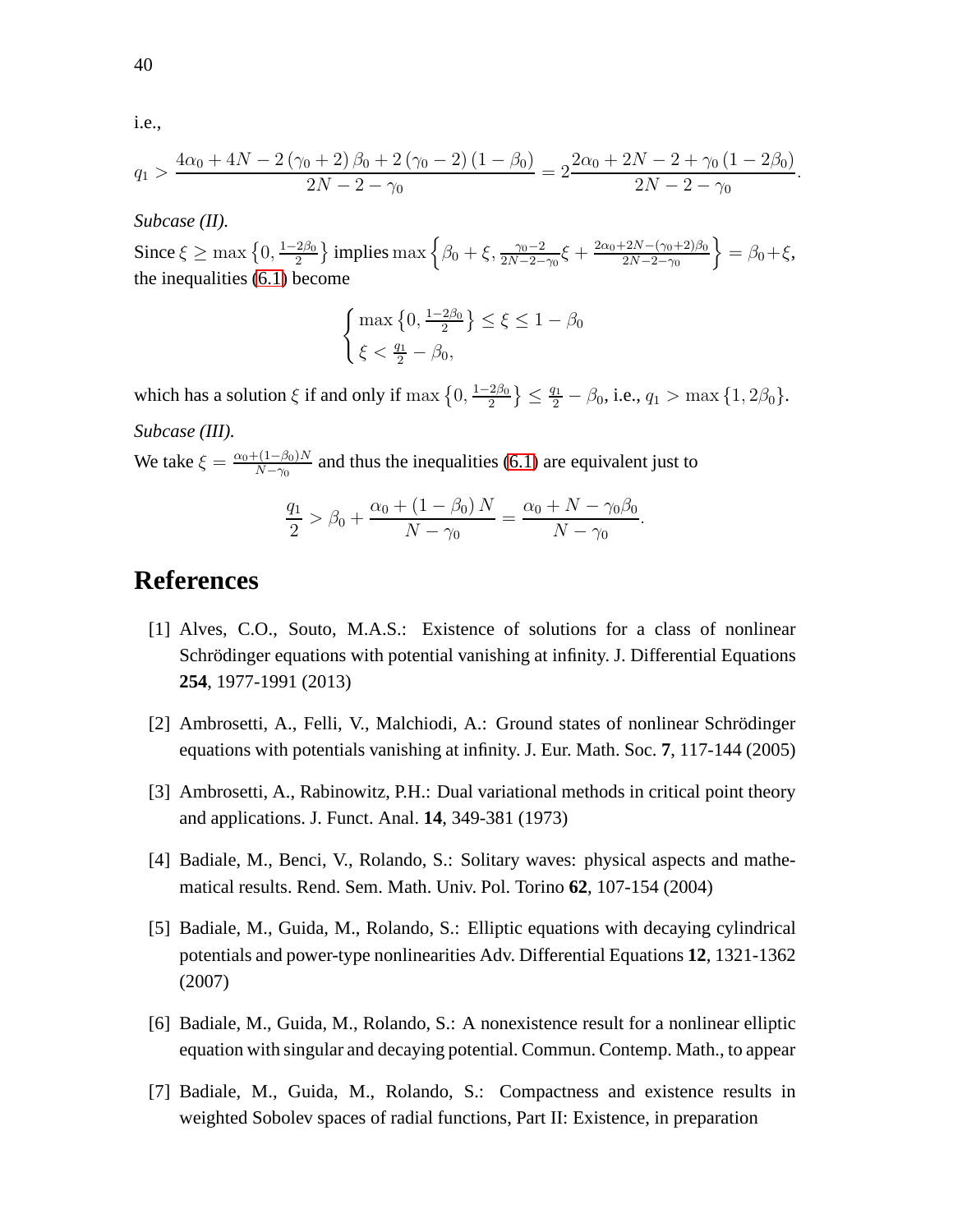i.e.,

$$q_1 > \frac{4\alpha_0 + 4N - 2(\gamma_0 + 2)\beta_0 + 2(\gamma_0 - 2)(1 - \beta_0)}{2N - 2 - \gamma_0} = 2\frac{2\alpha_0 + 2N - 2 + \gamma_0(1 - 2\beta_0)}{2N - 2 - \gamma_0}.$$

*Subcase (II).*

Since $\xi \geq \max\left\{0, \frac{1-2\beta_0}{2}\right\}$ implies $\max\left\{\beta_0 + \xi, \frac{\gamma_0 - 2}{2N-2-\gamma_0}\xi + \frac{2\alpha_0 + 2N - (\gamma_0+2)\beta_0}{2N-2-\gamma_0}\right\} = \beta_0 + \xi$, the inequalities (6.1) become

$$\begin{cases} \max\left\{0, \frac{1-2\beta_0}{2}\right\} \leq \xi \leq 1 - \beta_0 \\ \xi < \frac{q_1}{2} - \beta_0, \end{cases}$$

which has a solution $\xi$ if and only if $\max\left\{0, \frac{1-2\beta_0}{2}\right\} \leq \frac{q_1}{2} - \beta_0$, i.e., $q_1 > \max\{1, 2\beta_0\}$.

*Subcase (III).*

We take $\xi = \frac{\alpha_0 + (1-\beta_0)N}{N - \gamma_0}$ and thus the inequalities (6.1) are equivalent just to

$$\frac{q_1}{2} > \beta_0 + \frac{\alpha_0 + (1 - \beta_0)N}{N - \gamma_0} = \frac{\alpha_0 + N - \gamma_0\beta_0}{N - \gamma_0}.$$

# References

[1] Alves, C.O., Souto, M.A.S.: Existence of solutions for a class of nonlinear Schrödinger equations with potential vanishing at infinity. J. Differential Equations **254**, 1977-1991 (2013)

[2] Ambrosetti, A., Felli, V., Malchiodi, A.: Ground states of nonlinear Schrödinger equations with potentials vanishing at infinity. J. Eur. Math. Soc. **7**, 117-144 (2005)

[3] Ambrosetti, A., Rabinowitz, P.H.: Dual variational methods in critical point theory and applications. J. Funct. Anal. **14**, 349-381 (1973)

[4] Badiale, M., Benci, V., Rolando, S.: Solitary waves: physical aspects and mathematical results. Rend. Sem. Math. Univ. Pol. Torino **62**, 107-154 (2004)

[5] Badiale, M., Guida, M., Rolando, S.: Elliptic equations with decaying cylindrical potentials and power-type nonlinearities Adv. Differential Equations **12**, 1321-1362 (2007)

[6] Badiale, M., Guida, M., Rolando, S.: A nonexistence result for a nonlinear elliptic equation with singular and decaying potential. Commun. Contemp. Math., to appear

[7] Badiale, M., Guida, M., Rolando, S.: Compactness and existence results in weighted Sobolev spaces of radial functions, Part II: Existence, in preparation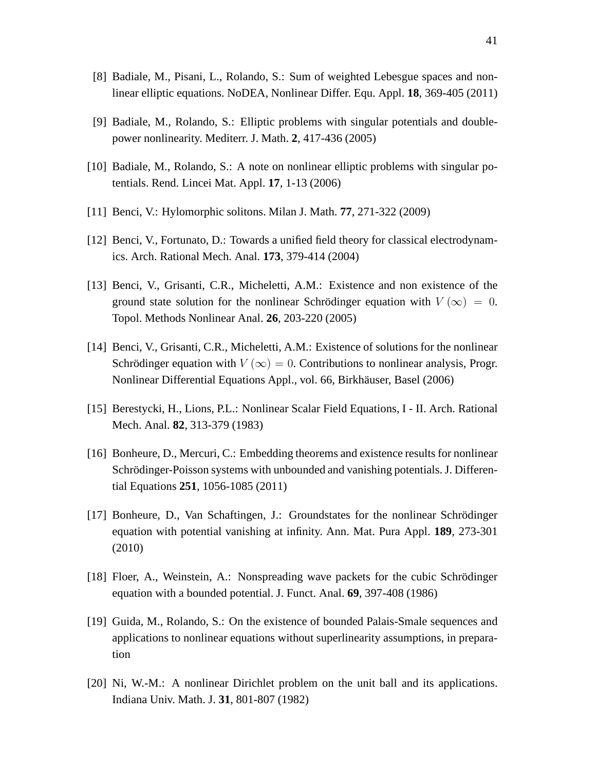[8] Badiale, M., Pisani, L., Rolando, S.: Sum of weighted Lebesgue spaces and nonlinear elliptic equations. NoDEA, Nonlinear Differ. Equ. Appl. **18**, 369-405 (2011)

[9] Badiale, M., Rolando, S.: Elliptic problems with singular potentials and double-power nonlinearity. Mediterr. J. Math. **2**, 417-436 (2005)

[10] Badiale, M., Rolando, S.: A note on nonlinear elliptic problems with singular potentials. Rend. Lincei Mat. Appl. **17**, 1-13 (2006)

[11] Benci, V.: Hylomorphic solitons. Milan J. Math. **77**, 271-322 (2009)

[12] Benci, V., Fortunato, D.: Towards a unified field theory for classical electrodynamics. Arch. Rational Mech. Anal. **173**, 379-414 (2004)

[13] Benci, V., Grisanti, C.R., Micheletti, A.M.: Existence and non existence of the ground state solution for the nonlinear Schrödinger equation with $V(\infty) = 0$. Topol. Methods Nonlinear Anal. **26**, 203-220 (2005)

[14] Benci, V., Grisanti, C.R., Micheletti, A.M.: Existence of solutions for the nonlinear Schrödinger equation with $V(\infty) = 0$. Contributions to nonlinear analysis, Progr. Nonlinear Differential Equations Appl., vol. 66, Birkhäuser, Basel (2006)

[15] Berestycki, H., Lions, P.L.: Nonlinear Scalar Field Equations, I - II. Arch. Rational Mech. Anal. **82**, 313-379 (1983)

[16] Bonheure, D., Mercuri, C.: Embedding theorems and existence results for nonlinear Schrödinger-Poisson systems with unbounded and vanishing potentials. J. Differential Equations **251**, 1056-1085 (2011)

[17] Bonheure, D., Van Schaftingen, J.: Groundstates for the nonlinear Schrödinger equation with potential vanishing at infinity. Ann. Mat. Pura Appl. **189**, 273-301 (2010)

[18] Floer, A., Weinstein, A.: Nonspreading wave packets for the cubic Schrödinger equation with a bounded potential. J. Funct. Anal. **69**, 397-408 (1986)

[19] Guida, M., Rolando, S.: On the existence of bounded Palais-Smale sequences and applications to nonlinear equations without superlinearity assumptions, in preparation

[20] Ni, W.-M.: A nonlinear Dirichlet problem on the unit ball and its applications. Indiana Univ. Math. J. **31**, 801-807 (1982)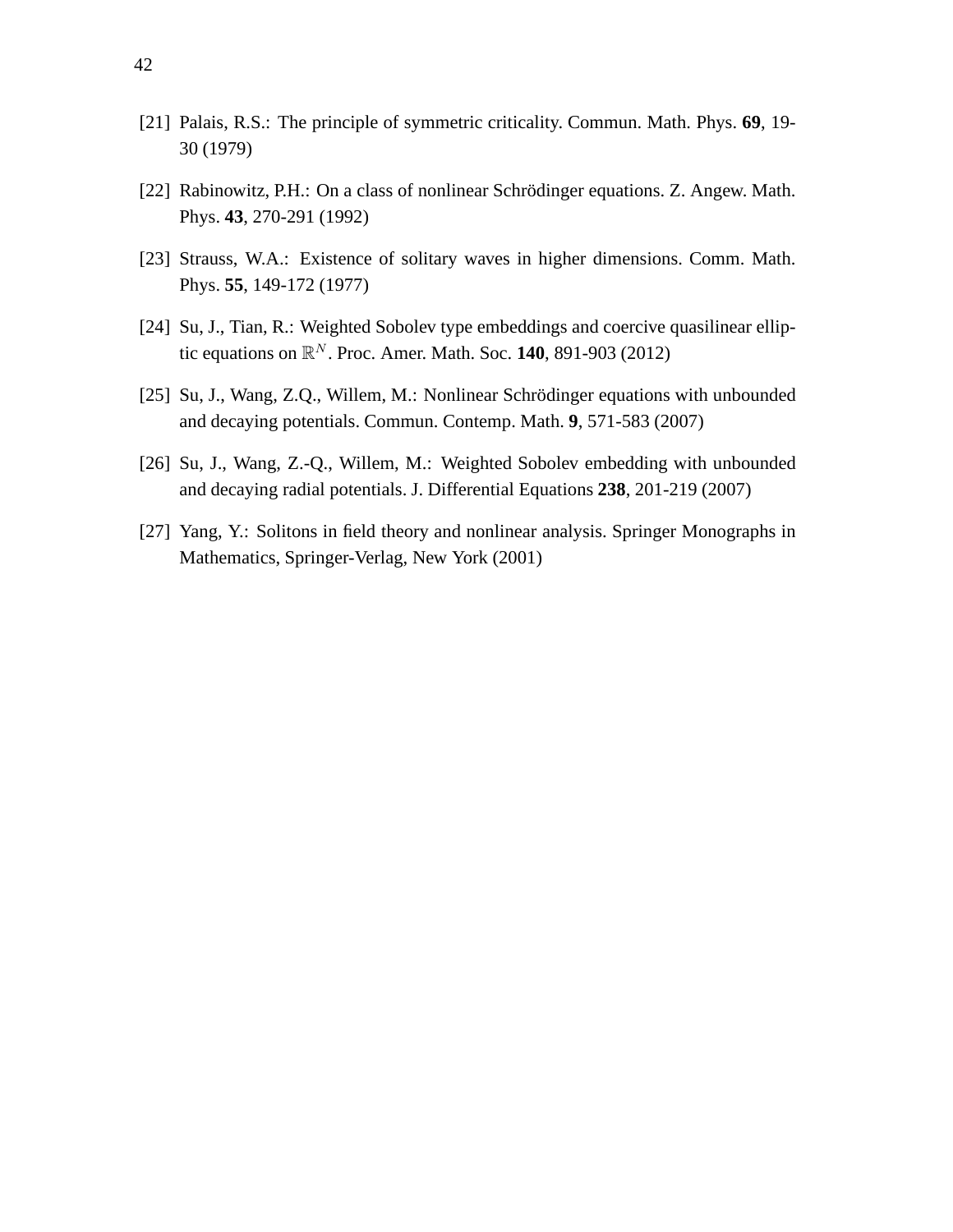[21] Palais, R.S.: The principle of symmetric criticality. Commun. Math. Phys. **69**, 19-30 (1979)

[22] Rabinowitz, P.H.: On a class of nonlinear Schrödinger equations. Z. Angew. Math. Phys. **43**, 270-291 (1992)

[23] Strauss, W.A.: Existence of solitary waves in higher dimensions. Comm. Math. Phys. **55**, 149-172 (1977)

[24] Su, J., Tian, R.: Weighted Sobolev type embeddings and coercive quasilinear elliptic equations on $\mathbb{R}^N$. Proc. Amer. Math. Soc. **140**, 891-903 (2012)

[25] Su, J., Wang, Z.Q., Willem, M.: Nonlinear Schrödinger equations with unbounded and decaying potentials. Commun. Contemp. Math. **9**, 571-583 (2007)

[26] Su, J., Wang, Z.-Q., Willem, M.: Weighted Sobolev embedding with unbounded and decaying radial potentials. J. Differential Equations **238**, 201-219 (2007)

[27] Yang, Y.: Solitons in field theory and nonlinear analysis. Springer Monographs in Mathematics, Springer-Verlag, New York (2001)